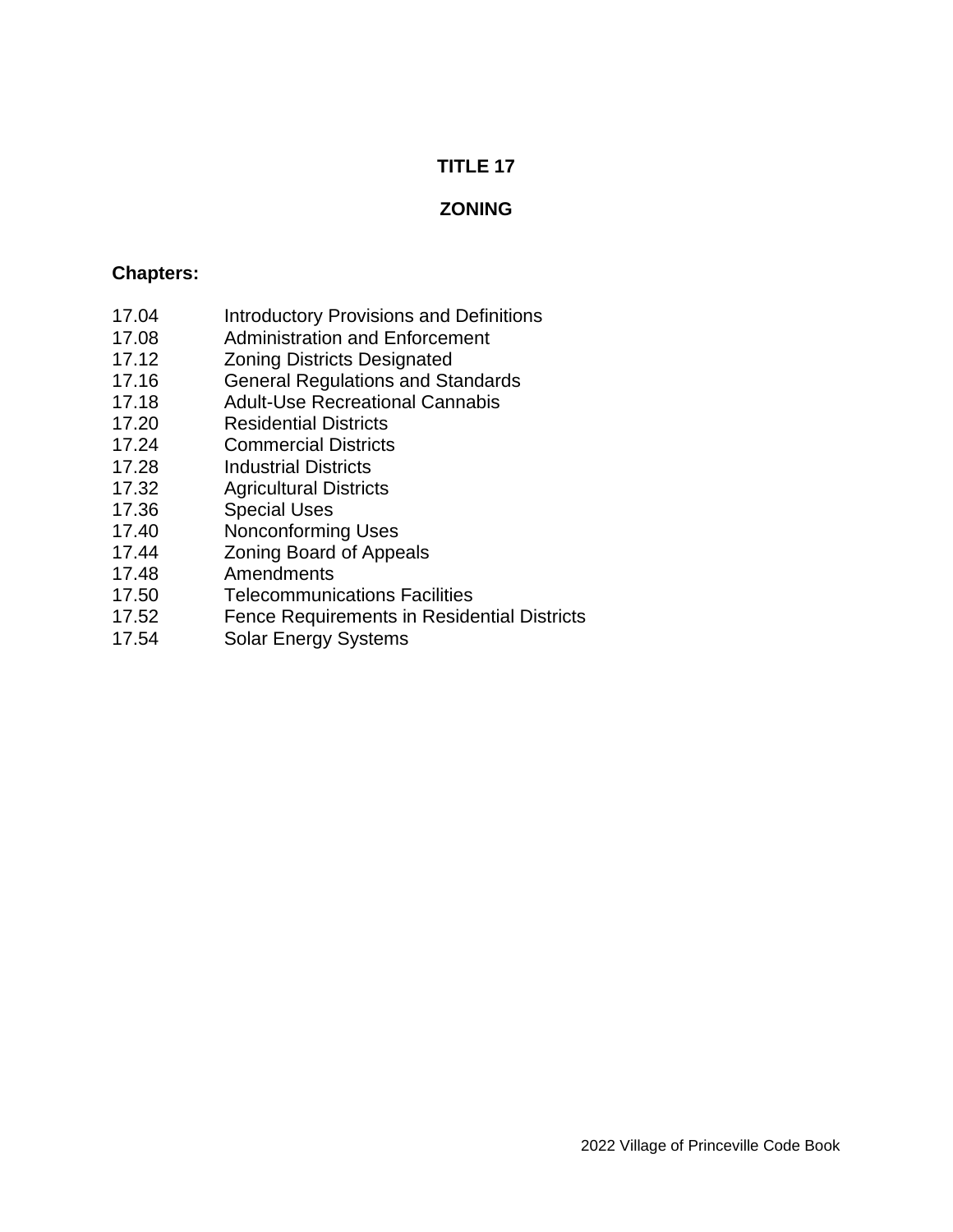# TITLE 17

# ZONING

**Chapters:**

| | |
|---|---|
| 17.04 | Introductory Provisions and Definitions |
| 17.08 | Administration and Enforcement |
| 17.12 | Zoning Districts Designated |
| 17.16 | General Regulations and Standards |
| 17.18 | Adult-Use Recreational Cannabis |
| 17.20 | Residential Districts |
| 17.24 | Commercial Districts |
| 17.28 | Industrial Districts |
| 17.32 | Agricultural Districts |
| 17.36 | Special Uses |
| 17.40 | Nonconforming Uses |
| 17.44 | Zoning Board of Appeals |
| 17.48 | Amendments |
| 17.50 | Telecommunications Facilities |
| 17.52 | Fence Requirements in Residential Districts |
| 17.54 | Solar Energy Systems |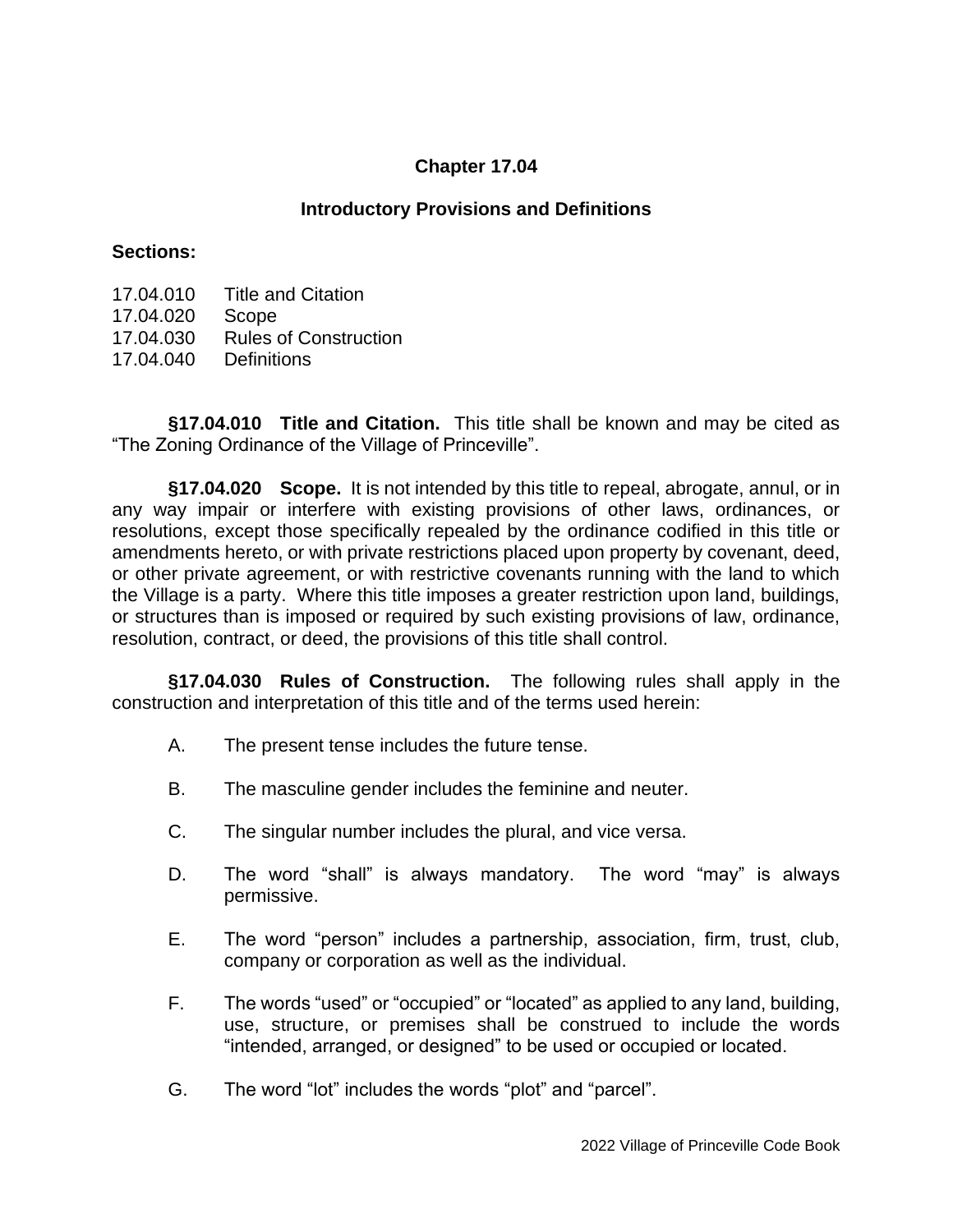# Chapter 17.04

## Introductory Provisions and Definitions

**Sections:**

17.04.010 Title and Citation
17.04.020 Scope
17.04.030 Rules of Construction
17.04.040 Definitions

**§17.04.010 Title and Citation.** This title shall be known and may be cited as "The Zoning Ordinance of the Village of Princeville".

**§17.04.020 Scope.** It is not intended by this title to repeal, abrogate, annul, or in any way impair or interfere with existing provisions of other laws, ordinances, or resolutions, except those specifically repealed by the ordinance codified in this title or amendments hereto, or with private restrictions placed upon property by covenant, deed, or other private agreement, or with restrictive covenants running with the land to which the Village is a party. Where this title imposes a greater restriction upon land, buildings, or structures than is imposed or required by such existing provisions of law, ordinance, resolution, contract, or deed, the provisions of this title shall control.

**§17.04.030 Rules of Construction.** The following rules shall apply in the construction and interpretation of this title and of the terms used herein:

A. The present tense includes the future tense.

B. The masculine gender includes the feminine and neuter.

C. The singular number includes the plural, and vice versa.

D. The word "shall" is always mandatory. The word "may" is always permissive.

E. The word "person" includes a partnership, association, firm, trust, club, company or corporation as well as the individual.

F. The words "used" or "occupied" or "located" as applied to any land, building, use, structure, or premises shall be construed to include the words "intended, arranged, or designed" to be used or occupied or located.

G. The word "lot" includes the words "plot" and "parcel".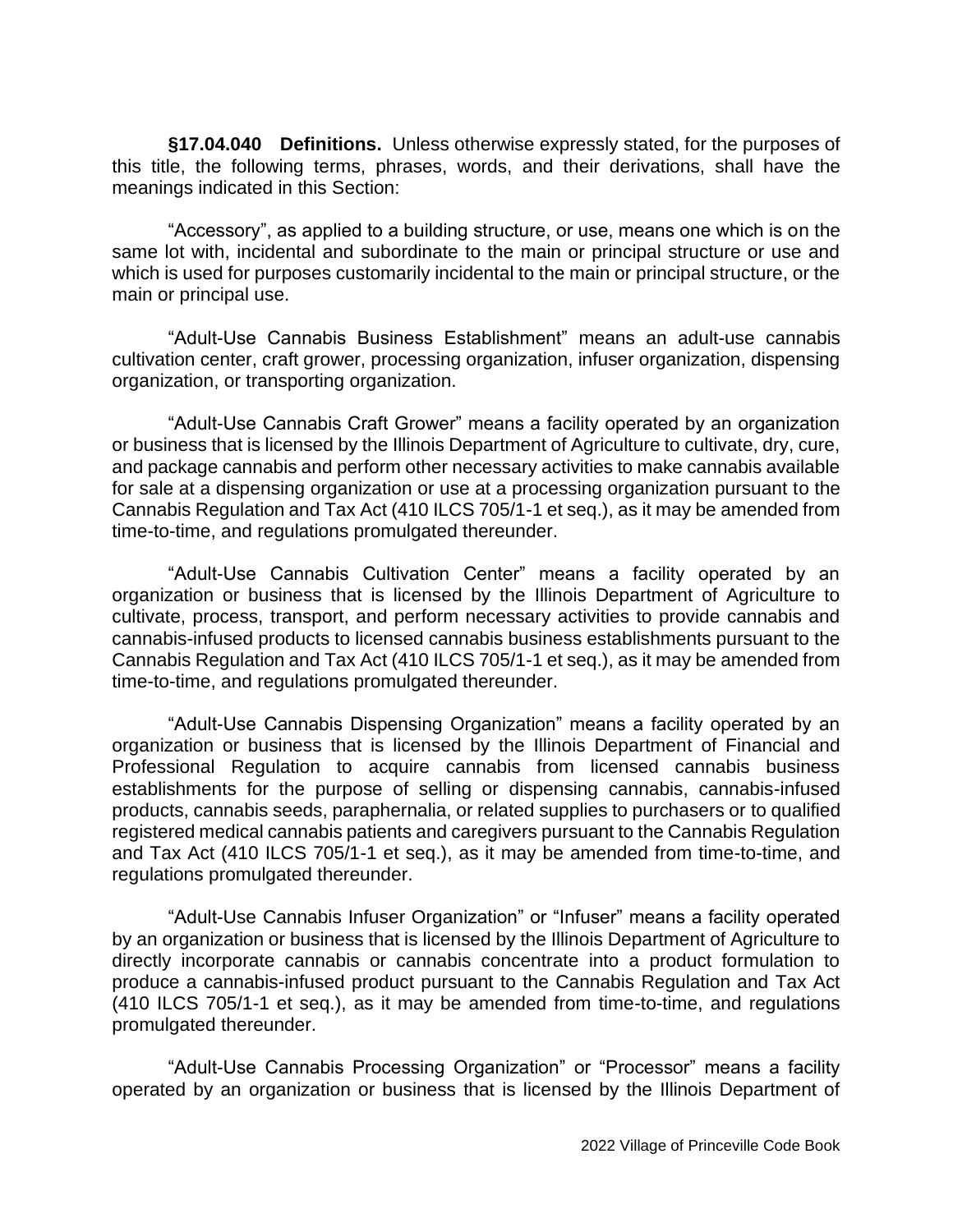**§17.04.040 Definitions.** Unless otherwise expressly stated, for the purposes of this title, the following terms, phrases, words, and their derivations, shall have the meanings indicated in this Section:

"Accessory", as applied to a building structure, or use, means one which is on the same lot with, incidental and subordinate to the main or principal structure or use and which is used for purposes customarily incidental to the main or principal structure, or the main or principal use.

"Adult-Use Cannabis Business Establishment" means an adult-use cannabis cultivation center, craft grower, processing organization, infuser organization, dispensing organization, or transporting organization.

"Adult-Use Cannabis Craft Grower" means a facility operated by an organization or business that is licensed by the Illinois Department of Agriculture to cultivate, dry, cure, and package cannabis and perform other necessary activities to make cannabis available for sale at a dispensing organization or use at a processing organization pursuant to the Cannabis Regulation and Tax Act (410 ILCS 705/1-1 et seq.), as it may be amended from time-to-time, and regulations promulgated thereunder.

"Adult-Use Cannabis Cultivation Center" means a facility operated by an organization or business that is licensed by the Illinois Department of Agriculture to cultivate, process, transport, and perform necessary activities to provide cannabis and cannabis-infused products to licensed cannabis business establishments pursuant to the Cannabis Regulation and Tax Act (410 ILCS 705/1-1 et seq.), as it may be amended from time-to-time, and regulations promulgated thereunder.

"Adult-Use Cannabis Dispensing Organization" means a facility operated by an organization or business that is licensed by the Illinois Department of Financial and Professional Regulation to acquire cannabis from licensed cannabis business establishments for the purpose of selling or dispensing cannabis, cannabis-infused products, cannabis seeds, paraphernalia, or related supplies to purchasers or to qualified registered medical cannabis patients and caregivers pursuant to the Cannabis Regulation and Tax Act (410 ILCS 705/1-1 et seq.), as it may be amended from time-to-time, and regulations promulgated thereunder.

"Adult-Use Cannabis Infuser Organization" or "Infuser" means a facility operated by an organization or business that is licensed by the Illinois Department of Agriculture to directly incorporate cannabis or cannabis concentrate into a product formulation to produce a cannabis-infused product pursuant to the Cannabis Regulation and Tax Act (410 ILCS 705/1-1 et seq.), as it may be amended from time-to-time, and regulations promulgated thereunder.

"Adult-Use Cannabis Processing Organization" or "Processor" means a facility operated by an organization or business that is licensed by the Illinois Department of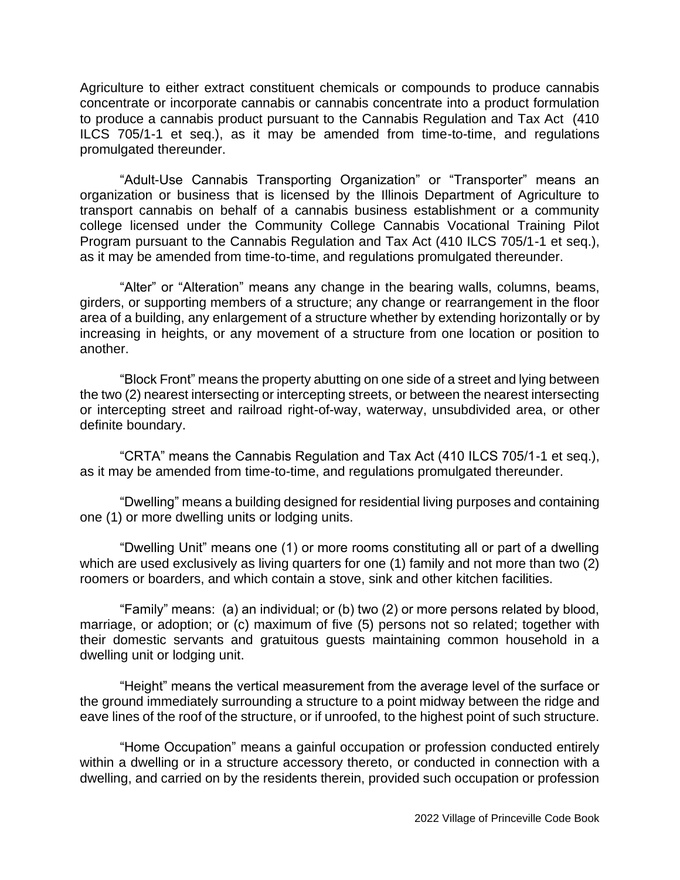Agriculture to either extract constituent chemicals or compounds to produce cannabis concentrate or incorporate cannabis or cannabis concentrate into a product formulation to produce a cannabis product pursuant to the Cannabis Regulation and Tax Act (410 ILCS 705/1-1 et seq.), as it may be amended from time-to-time, and regulations promulgated thereunder.

"Adult-Use Cannabis Transporting Organization" or "Transporter" means an organization or business that is licensed by the Illinois Department of Agriculture to transport cannabis on behalf of a cannabis business establishment or a community college licensed under the Community College Cannabis Vocational Training Pilot Program pursuant to the Cannabis Regulation and Tax Act (410 ILCS 705/1-1 et seq.), as it may be amended from time-to-time, and regulations promulgated thereunder.

"Alter" or "Alteration" means any change in the bearing walls, columns, beams, girders, or supporting members of a structure; any change or rearrangement in the floor area of a building, any enlargement of a structure whether by extending horizontally or by increasing in heights, or any movement of a structure from one location or position to another.

"Block Front" means the property abutting on one side of a street and lying between the two (2) nearest intersecting or intercepting streets, or between the nearest intersecting or intercepting street and railroad right-of-way, waterway, unsubdivided area, or other definite boundary.

"CRTA" means the Cannabis Regulation and Tax Act (410 ILCS 705/1-1 et seq.), as it may be amended from time-to-time, and regulations promulgated thereunder.

"Dwelling" means a building designed for residential living purposes and containing one (1) or more dwelling units or lodging units.

"Dwelling Unit" means one (1) or more rooms constituting all or part of a dwelling which are used exclusively as living quarters for one (1) family and not more than two (2) roomers or boarders, and which contain a stove, sink and other kitchen facilities.

"Family" means: (a) an individual; or (b) two (2) or more persons related by blood, marriage, or adoption; or (c) maximum of five (5) persons not so related; together with their domestic servants and gratuitous guests maintaining common household in a dwelling unit or lodging unit.

"Height" means the vertical measurement from the average level of the surface or the ground immediately surrounding a structure to a point midway between the ridge and eave lines of the roof of the structure, or if unroofed, to the highest point of such structure.

"Home Occupation" means a gainful occupation or profession conducted entirely within a dwelling or in a structure accessory thereto, or conducted in connection with a dwelling, and carried on by the residents therein, provided such occupation or profession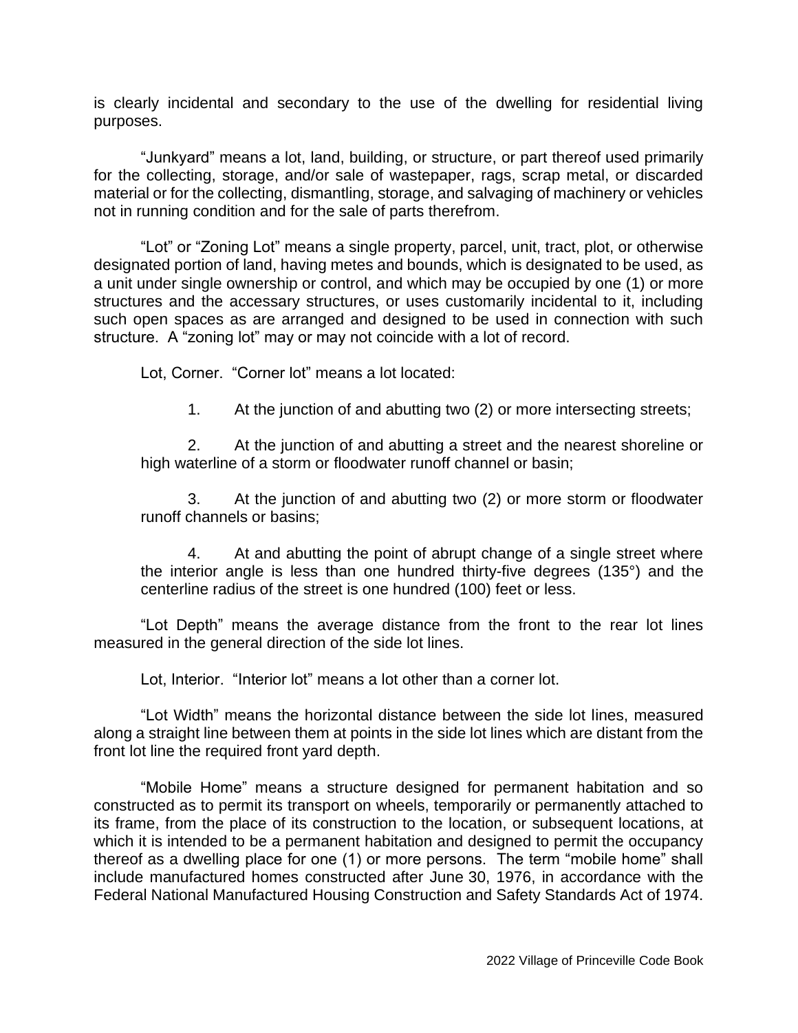is clearly incidental and secondary to the use of the dwelling for residential living purposes.

"Junkyard" means a lot, land, building, or structure, or part thereof used primarily for the collecting, storage, and/or sale of wastepaper, rags, scrap metal, or discarded material or for the collecting, dismantling, storage, and salvaging of machinery or vehicles not in running condition and for the sale of parts therefrom.

"Lot" or "Zoning Lot" means a single property, parcel, unit, tract, plot, or otherwise designated portion of land, having metes and bounds, which is designated to be used, as a unit under single ownership or control, and which may be occupied by one (1) or more structures and the accessary structures, or uses customarily incidental to it, including such open spaces as are arranged and designed to be used in connection with such structure. A "zoning lot" may or may not coincide with a lot of record.

Lot, Corner. "Corner lot" means a lot located:

1. At the junction of and abutting two (2) or more intersecting streets;

2. At the junction of and abutting a street and the nearest shoreline or high waterline of a storm or floodwater runoff channel or basin;

3. At the junction of and abutting two (2) or more storm or floodwater runoff channels or basins;

4. At and abutting the point of abrupt change of a single street where the interior angle is less than one hundred thirty-five degrees (135°) and the centerline radius of the street is one hundred (100) feet or less.

"Lot Depth" means the average distance from the front to the rear lot lines measured in the general direction of the side lot lines.

Lot, Interior. "Interior lot" means a lot other than a corner lot.

"Lot Width" means the horizontal distance between the side lot lines, measured along a straight line between them at points in the side lot lines which are distant from the front lot line the required front yard depth.

"Mobile Home" means a structure designed for permanent habitation and so constructed as to permit its transport on wheels, temporarily or permanently attached to its frame, from the place of its construction to the location, or subsequent locations, at which it is intended to be a permanent habitation and designed to permit the occupancy thereof as a dwelling place for one (1) or more persons. The term "mobile home" shall include manufactured homes constructed after June 30, 1976, in accordance with the Federal National Manufactured Housing Construction and Safety Standards Act of 1974.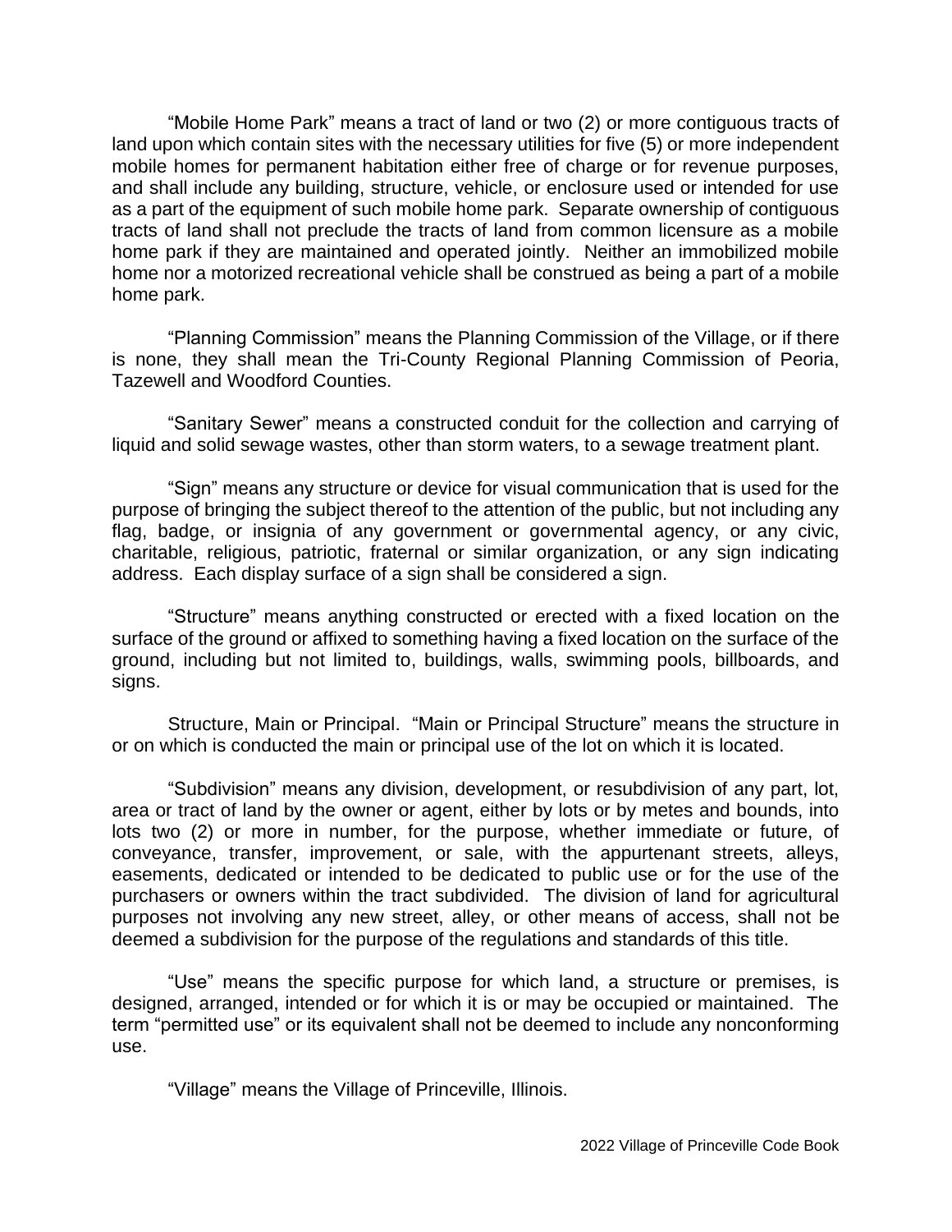"Mobile Home Park" means a tract of land or two (2) or more contiguous tracts of land upon which contain sites with the necessary utilities for five (5) or more independent mobile homes for permanent habitation either free of charge or for revenue purposes, and shall include any building, structure, vehicle, or enclosure used or intended for use as a part of the equipment of such mobile home park. Separate ownership of contiguous tracts of land shall not preclude the tracts of land from common licensure as a mobile home park if they are maintained and operated jointly. Neither an immobilized mobile home nor a motorized recreational vehicle shall be construed as being a part of a mobile home park.

"Planning Commission" means the Planning Commission of the Village, or if there is none, they shall mean the Tri-County Regional Planning Commission of Peoria, Tazewell and Woodford Counties.

"Sanitary Sewer" means a constructed conduit for the collection and carrying of liquid and solid sewage wastes, other than storm waters, to a sewage treatment plant.

"Sign" means any structure or device for visual communication that is used for the purpose of bringing the subject thereof to the attention of the public, but not including any flag, badge, or insignia of any government or governmental agency, or any civic, charitable, religious, patriotic, fraternal or similar organization, or any sign indicating address. Each display surface of a sign shall be considered a sign.

"Structure" means anything constructed or erected with a fixed location on the surface of the ground or affixed to something having a fixed location on the surface of the ground, including but not limited to, buildings, walls, swimming pools, billboards, and signs.

Structure, Main or Principal. "Main or Principal Structure" means the structure in or on which is conducted the main or principal use of the lot on which it is located.

"Subdivision" means any division, development, or resubdivision of any part, lot, area or tract of land by the owner or agent, either by lots or by metes and bounds, into lots two (2) or more in number, for the purpose, whether immediate or future, of conveyance, transfer, improvement, or sale, with the appurtenant streets, alleys, easements, dedicated or intended to be dedicated to public use or for the use of the purchasers or owners within the tract subdivided. The division of land for agricultural purposes not involving any new street, alley, or other means of access, shall not be deemed a subdivision for the purpose of the regulations and standards of this title.

"Use" means the specific purpose for which land, a structure or premises, is designed, arranged, intended or for which it is or may be occupied or maintained. The term "permitted use" or its equivalent shall not be deemed to include any nonconforming use.

"Village" means the Village of Princeville, Illinois.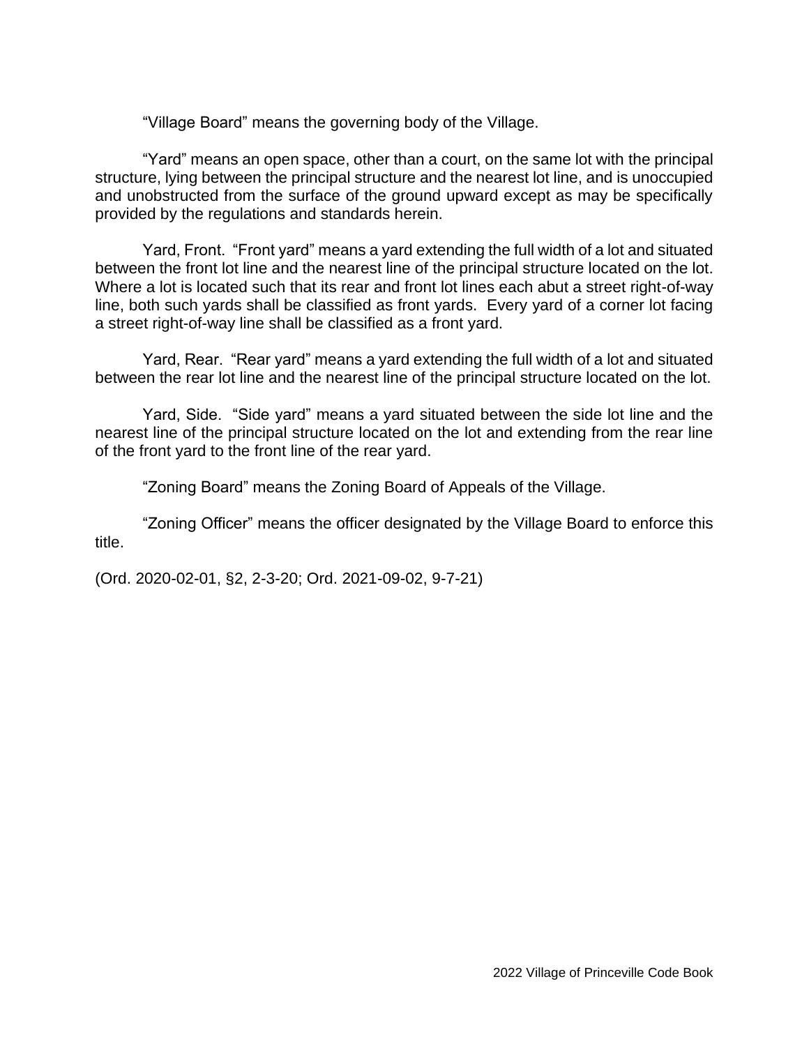"Village Board" means the governing body of the Village.

"Yard" means an open space, other than a court, on the same lot with the principal structure, lying between the principal structure and the nearest lot line, and is unoccupied and unobstructed from the surface of the ground upward except as may be specifically provided by the regulations and standards herein.

Yard, Front. "Front yard" means a yard extending the full width of a lot and situated between the front lot line and the nearest line of the principal structure located on the lot. Where a lot is located such that its rear and front lot lines each abut a street right-of-way line, both such yards shall be classified as front yards. Every yard of a corner lot facing a street right-of-way line shall be classified as a front yard.

Yard, Rear. "Rear yard" means a yard extending the full width of a lot and situated between the rear lot line and the nearest line of the principal structure located on the lot.

Yard, Side. "Side yard" means a yard situated between the side lot line and the nearest line of the principal structure located on the lot and extending from the rear line of the front yard to the front line of the rear yard.

"Zoning Board" means the Zoning Board of Appeals of the Village.

"Zoning Officer" means the officer designated by the Village Board to enforce this title.

(Ord. 2020-02-01, §2, 2-3-20; Ord. 2021-09-02, 9-7-21)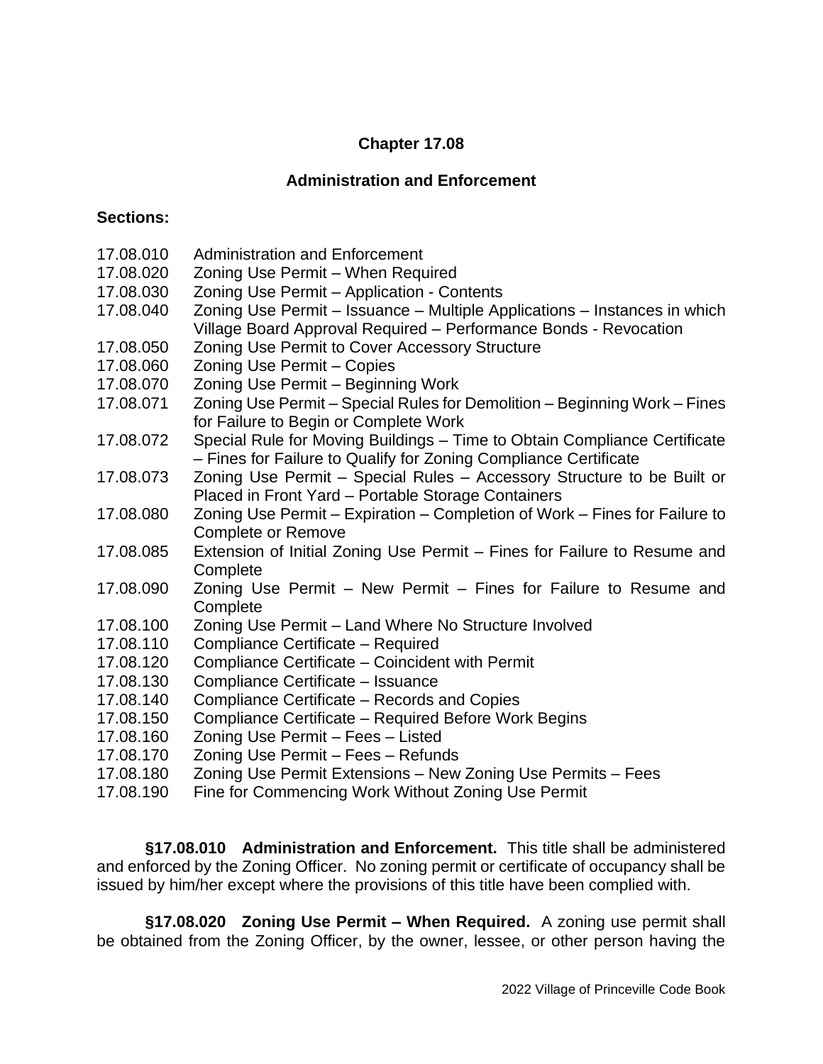# Chapter 17.08

## Administration and Enforcement

**Sections:**

| | |
|---|---|
| 17.08.010 | Administration and Enforcement |
| 17.08.020 | Zoning Use Permit – When Required |
| 17.08.030 | Zoning Use Permit – Application - Contents |
| 17.08.040 | Zoning Use Permit – Issuance – Multiple Applications – Instances in which Village Board Approval Required – Performance Bonds - Revocation |
| 17.08.050 | Zoning Use Permit to Cover Accessory Structure |
| 17.08.060 | Zoning Use Permit – Copies |
| 17.08.070 | Zoning Use Permit – Beginning Work |
| 17.08.071 | Zoning Use Permit – Special Rules for Demolition – Beginning Work – Fines for Failure to Begin or Complete Work |
| 17.08.072 | Special Rule for Moving Buildings – Time to Obtain Compliance Certificate – Fines for Failure to Qualify for Zoning Compliance Certificate |
| 17.08.073 | Zoning Use Permit – Special Rules – Accessory Structure to be Built or Placed in Front Yard – Portable Storage Containers |
| 17.08.080 | Zoning Use Permit – Expiration – Completion of Work – Fines for Failure to Complete or Remove |
| 17.08.085 | Extension of Initial Zoning Use Permit – Fines for Failure to Resume and Complete |
| 17.08.090 | Zoning Use Permit – New Permit – Fines for Failure to Resume and Complete |
| 17.08.100 | Zoning Use Permit – Land Where No Structure Involved |
| 17.08.110 | Compliance Certificate – Required |
| 17.08.120 | Compliance Certificate – Coincident with Permit |
| 17.08.130 | Compliance Certificate – Issuance |
| 17.08.140 | Compliance Certificate – Records and Copies |
| 17.08.150 | Compliance Certificate – Required Before Work Begins |
| 17.08.160 | Zoning Use Permit – Fees – Listed |
| 17.08.170 | Zoning Use Permit – Fees – Refunds |
| 17.08.180 | Zoning Use Permit Extensions – New Zoning Use Permits – Fees |
| 17.08.190 | Fine for Commencing Work Without Zoning Use Permit |

**§17.08.010 Administration and Enforcement.** This title shall be administered and enforced by the Zoning Officer. No zoning permit or certificate of occupancy shall be issued by him/her except where the provisions of this title have been complied with.

**§17.08.020 Zoning Use Permit – When Required.** A zoning use permit shall be obtained from the Zoning Officer, by the owner, lessee, or other person having the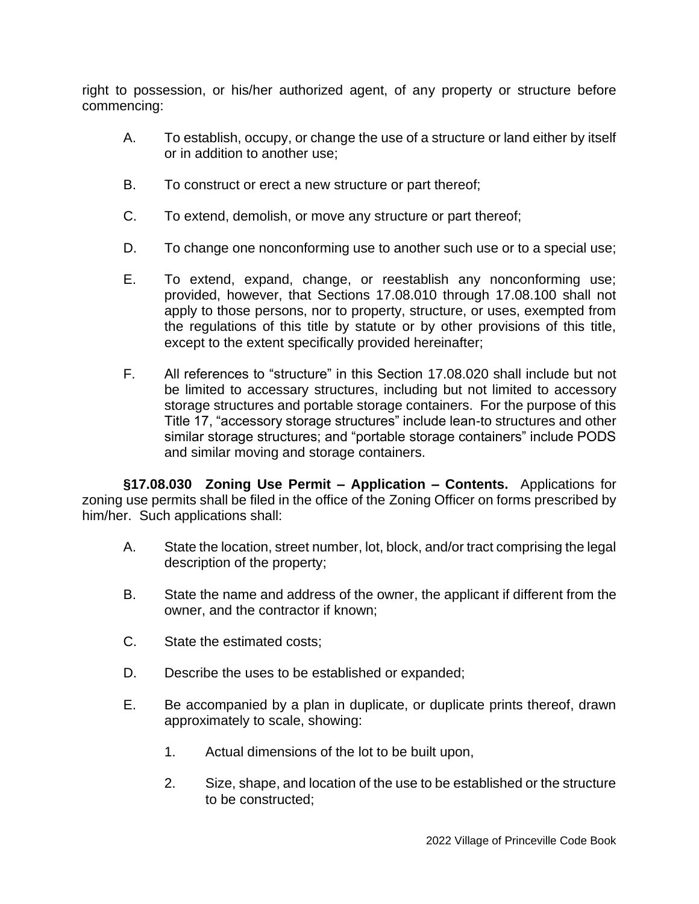right to possession, or his/her authorized agent, of any property or structure before commencing:

A. To establish, occupy, or change the use of a structure or land either by itself or in addition to another use;

B. To construct or erect a new structure or part thereof;

C. To extend, demolish, or move any structure or part thereof;

D. To change one nonconforming use to another such use or to a special use;

E. To extend, expand, change, or reestablish any nonconforming use; provided, however, that Sections 17.08.010 through 17.08.100 shall not apply to those persons, nor to property, structure, or uses, exempted from the regulations of this title by statute or by other provisions of this title, except to the extent specifically provided hereinafter;

F. All references to "structure" in this Section 17.08.020 shall include but not be limited to accessary structures, including but not limited to accessory storage structures and portable storage containers. For the purpose of this Title 17, "accessory storage structures" include lean-to structures and other similar storage structures; and "portable storage containers" include PODS and similar moving and storage containers.

**§17.08.030 Zoning Use Permit – Application – Contents.** Applications for zoning use permits shall be filed in the office of the Zoning Officer on forms prescribed by him/her. Such applications shall:

A. State the location, street number, lot, block, and/or tract comprising the legal description of the property;

B. State the name and address of the owner, the applicant if different from the owner, and the contractor if known;

C. State the estimated costs;

D. Describe the uses to be established or expanded;

E. Be accompanied by a plan in duplicate, or duplicate prints thereof, drawn approximately to scale, showing:

1. Actual dimensions of the lot to be built upon,

2. Size, shape, and location of the use to be established or the structure to be constructed;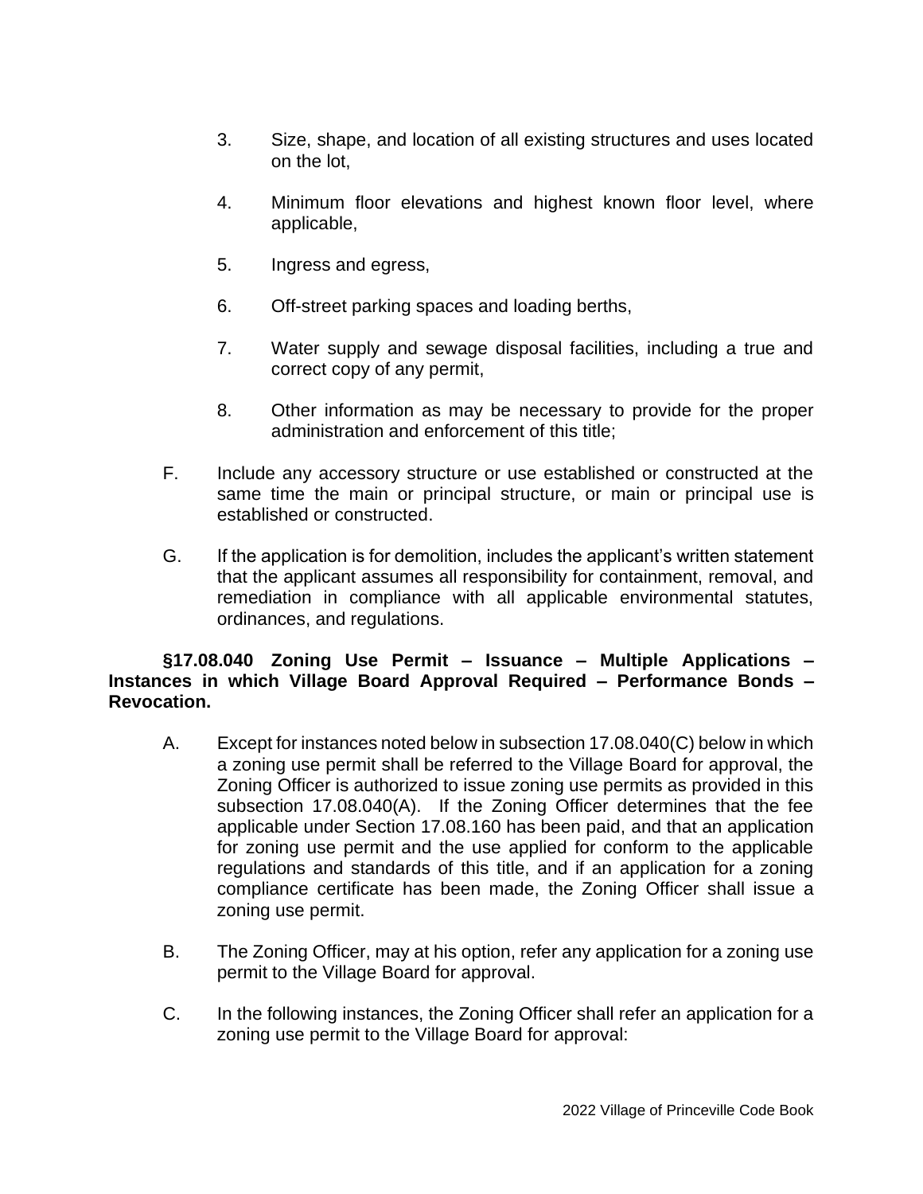3. Size, shape, and location of all existing structures and uses located on the lot,

4. Minimum floor elevations and highest known floor level, where applicable,

5. Ingress and egress,

6. Off-street parking spaces and loading berths,

7. Water supply and sewage disposal facilities, including a true and correct copy of any permit,

8. Other information as may be necessary to provide for the proper administration and enforcement of this title;

F. Include any accessory structure or use established or constructed at the same time the main or principal structure, or main or principal use is established or constructed.

G. If the application is for demolition, includes the applicant's written statement that the applicant assumes all responsibility for containment, removal, and remediation in compliance with all applicable environmental statutes, ordinances, and regulations.

**§17.08.040 Zoning Use Permit – Issuance – Multiple Applications – Instances in which Village Board Approval Required – Performance Bonds – Revocation.**

A. Except for instances noted below in subsection 17.08.040(C) below in which a zoning use permit shall be referred to the Village Board for approval, the Zoning Officer is authorized to issue zoning use permits as provided in this subsection 17.08.040(A). If the Zoning Officer determines that the fee applicable under Section 17.08.160 has been paid, and that an application for zoning use permit and the use applied for conform to the applicable regulations and standards of this title, and if an application for a zoning compliance certificate has been made, the Zoning Officer shall issue a zoning use permit.

B. The Zoning Officer, may at his option, refer any application for a zoning use permit to the Village Board for approval.

C. In the following instances, the Zoning Officer shall refer an application for a zoning use permit to the Village Board for approval: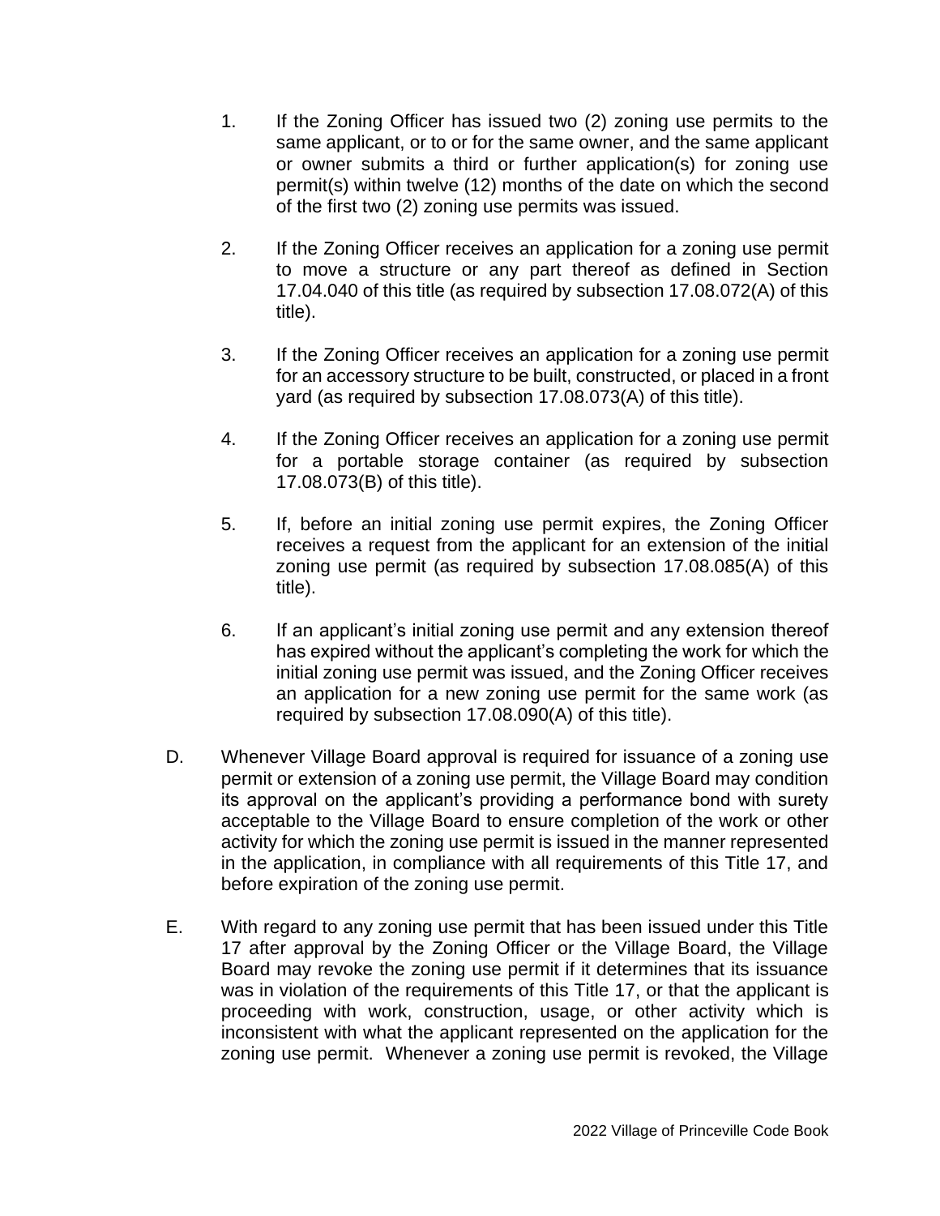1. If the Zoning Officer has issued two (2) zoning use permits to the same applicant, or to or for the same owner, and the same applicant or owner submits a third or further application(s) for zoning use permit(s) within twelve (12) months of the date on which the second of the first two (2) zoning use permits was issued.

2. If the Zoning Officer receives an application for a zoning use permit to move a structure or any part thereof as defined in Section 17.04.040 of this title (as required by subsection 17.08.072(A) of this title).

3. If the Zoning Officer receives an application for a zoning use permit for an accessory structure to be built, constructed, or placed in a front yard (as required by subsection 17.08.073(A) of this title).

4. If the Zoning Officer receives an application for a zoning use permit for a portable storage container (as required by subsection 17.08.073(B) of this title).

5. If, before an initial zoning use permit expires, the Zoning Officer receives a request from the applicant for an extension of the initial zoning use permit (as required by subsection 17.08.085(A) of this title).

6. If an applicant's initial zoning use permit and any extension thereof has expired without the applicant's completing the work for which the initial zoning use permit was issued, and the Zoning Officer receives an application for a new zoning use permit for the same work (as required by subsection 17.08.090(A) of this title).

D. Whenever Village Board approval is required for issuance of a zoning use permit or extension of a zoning use permit, the Village Board may condition its approval on the applicant's providing a performance bond with surety acceptable to the Village Board to ensure completion of the work or other activity for which the zoning use permit is issued in the manner represented in the application, in compliance with all requirements of this Title 17, and before expiration of the zoning use permit.

E. With regard to any zoning use permit that has been issued under this Title 17 after approval by the Zoning Officer or the Village Board, the Village Board may revoke the zoning use permit if it determines that its issuance was in violation of the requirements of this Title 17, or that the applicant is proceeding with work, construction, usage, or other activity which is inconsistent with what the applicant represented on the application for the zoning use permit. Whenever a zoning use permit is revoked, the Village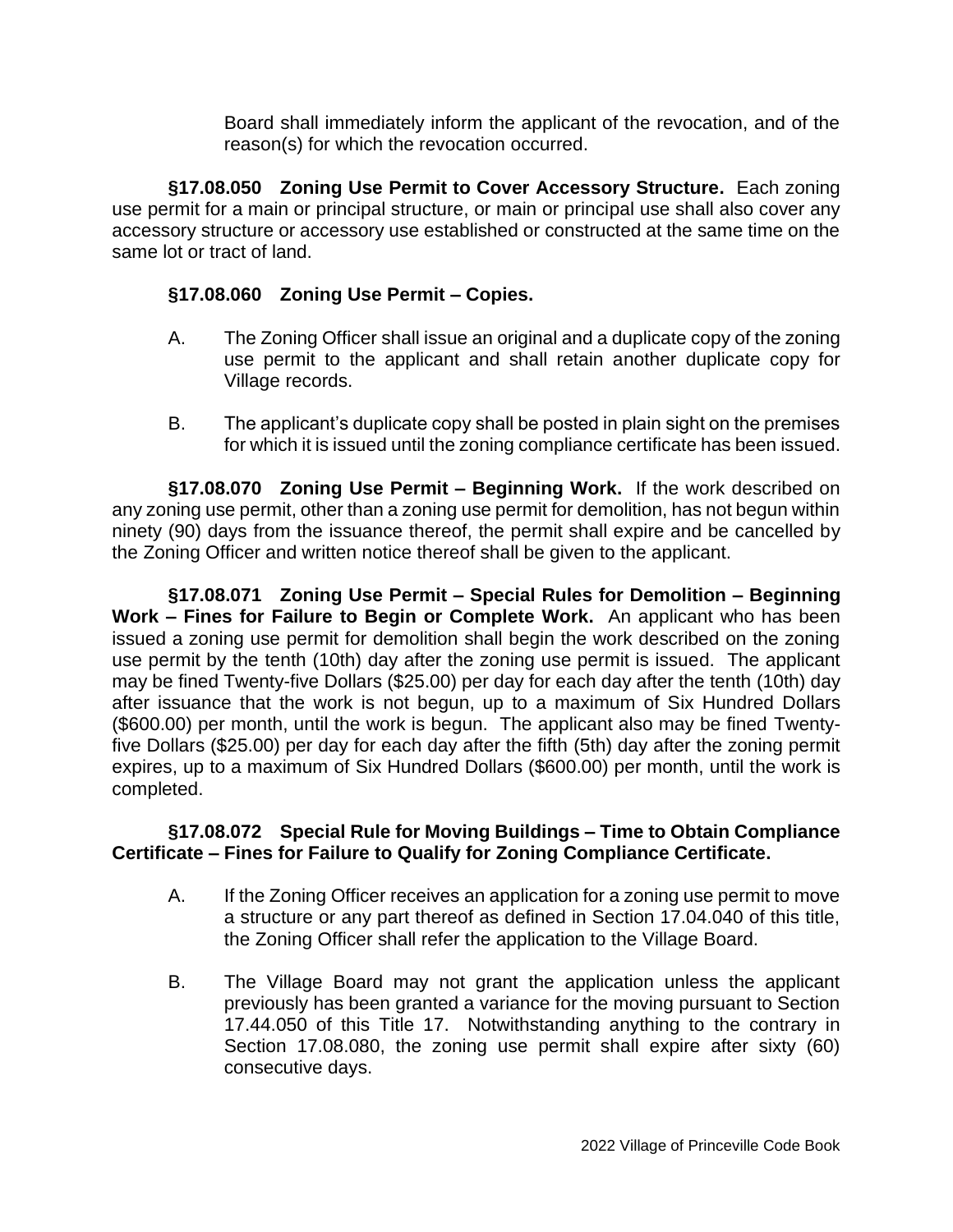Board shall immediately inform the applicant of the revocation, and of the reason(s) for which the revocation occurred.

**§17.08.050 Zoning Use Permit to Cover Accessory Structure.** Each zoning use permit for a main or principal structure, or main or principal use shall also cover any accessory structure or accessory use established or constructed at the same time on the same lot or tract of land.

**§17.08.060 Zoning Use Permit – Copies.**

A. The Zoning Officer shall issue an original and a duplicate copy of the zoning use permit to the applicant and shall retain another duplicate copy for Village records.

B. The applicant's duplicate copy shall be posted in plain sight on the premises for which it is issued until the zoning compliance certificate has been issued.

**§17.08.070 Zoning Use Permit – Beginning Work.** If the work described on any zoning use permit, other than a zoning use permit for demolition, has not begun within ninety (90) days from the issuance thereof, the permit shall expire and be cancelled by the Zoning Officer and written notice thereof shall be given to the applicant.

**§17.08.071 Zoning Use Permit – Special Rules for Demolition – Beginning Work – Fines for Failure to Begin or Complete Work.** An applicant who has been issued a zoning use permit for demolition shall begin the work described on the zoning use permit by the tenth (10th) day after the zoning use permit is issued. The applicant may be fined Twenty-five Dollars ($25.00) per day for each day after the tenth (10th) day after issuance that the work is not begun, up to a maximum of Six Hundred Dollars ($600.00) per month, until the work is begun. The applicant also may be fined Twenty-five Dollars ($25.00) per day for each day after the fifth (5th) day after the zoning permit expires, up to a maximum of Six Hundred Dollars ($600.00) per month, until the work is completed.

**§17.08.072 Special Rule for Moving Buildings – Time to Obtain Compliance Certificate – Fines for Failure to Qualify for Zoning Compliance Certificate.**

A. If the Zoning Officer receives an application for a zoning use permit to move a structure or any part thereof as defined in Section 17.04.040 of this title, the Zoning Officer shall refer the application to the Village Board.

B. The Village Board may not grant the application unless the applicant previously has been granted a variance for the moving pursuant to Section 17.44.050 of this Title 17. Notwithstanding anything to the contrary in Section 17.08.080, the zoning use permit shall expire after sixty (60) consecutive days.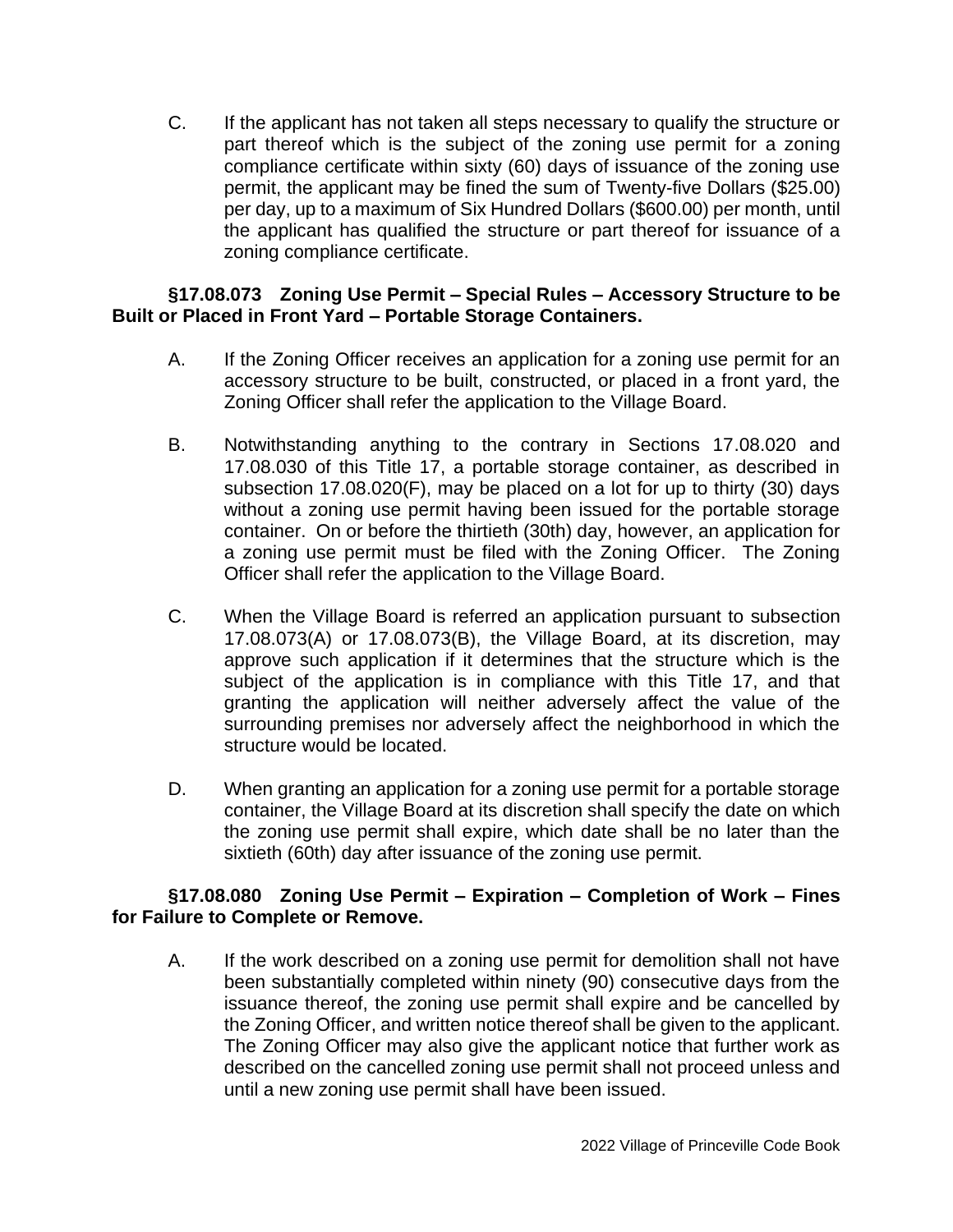C. If the applicant has not taken all steps necessary to qualify the structure or part thereof which is the subject of the zoning use permit for a zoning compliance certificate within sixty (60) days of issuance of the zoning use permit, the applicant may be fined the sum of Twenty-five Dollars ($25.00) per day, up to a maximum of Six Hundred Dollars ($600.00) per month, until the applicant has qualified the structure or part thereof for issuance of a zoning compliance certificate.

**§17.08.073 Zoning Use Permit – Special Rules – Accessory Structure to be Built or Placed in Front Yard – Portable Storage Containers.**

A. If the Zoning Officer receives an application for a zoning use permit for an accessory structure to be built, constructed, or placed in a front yard, the Zoning Officer shall refer the application to the Village Board.

B. Notwithstanding anything to the contrary in Sections 17.08.020 and 17.08.030 of this Title 17, a portable storage container, as described in subsection 17.08.020(F), may be placed on a lot for up to thirty (30) days without a zoning use permit having been issued for the portable storage container. On or before the thirtieth (30th) day, however, an application for a zoning use permit must be filed with the Zoning Officer. The Zoning Officer shall refer the application to the Village Board.

C. When the Village Board is referred an application pursuant to subsection 17.08.073(A) or 17.08.073(B), the Village Board, at its discretion, may approve such application if it determines that the structure which is the subject of the application is in compliance with this Title 17, and that granting the application will neither adversely affect the value of the surrounding premises nor adversely affect the neighborhood in which the structure would be located.

D. When granting an application for a zoning use permit for a portable storage container, the Village Board at its discretion shall specify the date on which the zoning use permit shall expire, which date shall be no later than the sixtieth (60th) day after issuance of the zoning use permit.

**§17.08.080 Zoning Use Permit – Expiration – Completion of Work – Fines for Failure to Complete or Remove.**

A. If the work described on a zoning use permit for demolition shall not have been substantially completed within ninety (90) consecutive days from the issuance thereof, the zoning use permit shall expire and be cancelled by the Zoning Officer, and written notice thereof shall be given to the applicant. The Zoning Officer may also give the applicant notice that further work as described on the cancelled zoning use permit shall not proceed unless and until a new zoning use permit shall have been issued.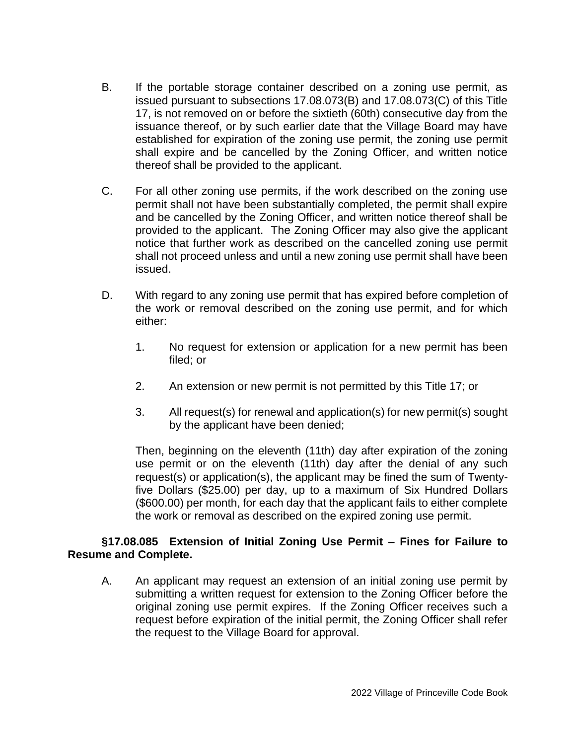B. If the portable storage container described on a zoning use permit, as issued pursuant to subsections 17.08.073(B) and 17.08.073(C) of this Title 17, is not removed on or before the sixtieth (60th) consecutive day from the issuance thereof, or by such earlier date that the Village Board may have established for expiration of the zoning use permit, the zoning use permit shall expire and be cancelled by the Zoning Officer, and written notice thereof shall be provided to the applicant.

C. For all other zoning use permits, if the work described on the zoning use permit shall not have been substantially completed, the permit shall expire and be cancelled by the Zoning Officer, and written notice thereof shall be provided to the applicant. The Zoning Officer may also give the applicant notice that further work as described on the cancelled zoning use permit shall not proceed unless and until a new zoning use permit shall have been issued.

D. With regard to any zoning use permit that has expired before completion of the work or removal described on the zoning use permit, and for which either:

1. No request for extension or application for a new permit has been filed; or

2. An extension or new permit is not permitted by this Title 17; or

3. All request(s) for renewal and application(s) for new permit(s) sought by the applicant have been denied;

Then, beginning on the eleventh (11th) day after expiration of the zoning use permit or on the eleventh (11th) day after the denial of any such request(s) or application(s), the applicant may be fined the sum of Twenty-five Dollars ($25.00) per day, up to a maximum of Six Hundred Dollars ($600.00) per month, for each day that the applicant fails to either complete the work or removal as described on the expired zoning use permit.

**§17.08.085 Extension of Initial Zoning Use Permit – Fines for Failure to Resume and Complete.**

A. An applicant may request an extension of an initial zoning use permit by submitting a written request for extension to the Zoning Officer before the original zoning use permit expires. If the Zoning Officer receives such a request before expiration of the initial permit, the Zoning Officer shall refer the request to the Village Board for approval.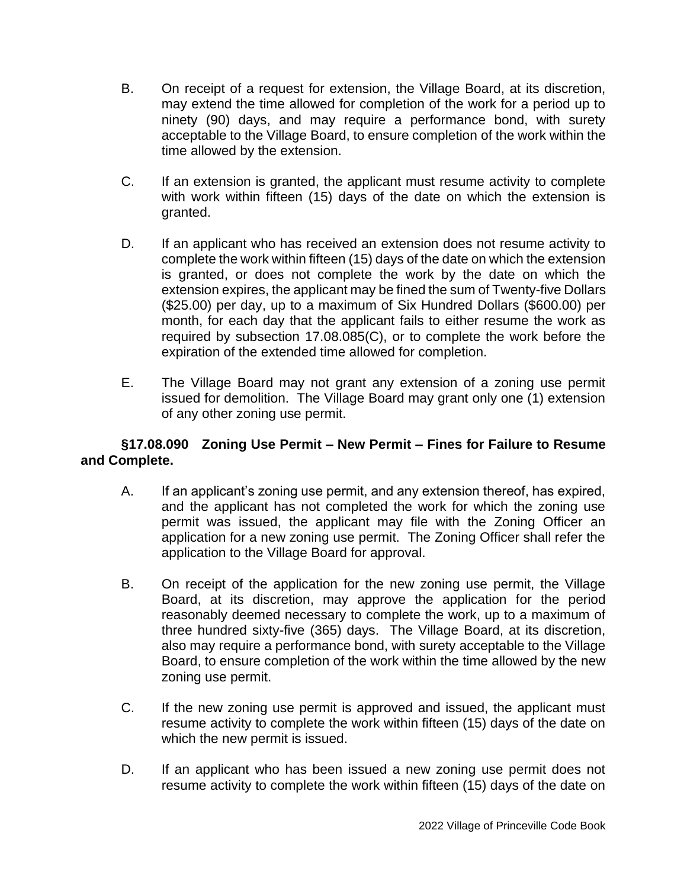B. On receipt of a request for extension, the Village Board, at its discretion, may extend the time allowed for completion of the work for a period up to ninety (90) days, and may require a performance bond, with surety acceptable to the Village Board, to ensure completion of the work within the time allowed by the extension.

C. If an extension is granted, the applicant must resume activity to complete with work within fifteen (15) days of the date on which the extension is granted.

D. If an applicant who has received an extension does not resume activity to complete the work within fifteen (15) days of the date on which the extension is granted, or does not complete the work by the date on which the extension expires, the applicant may be fined the sum of Twenty-five Dollars ($25.00) per day, up to a maximum of Six Hundred Dollars ($600.00) per month, for each day that the applicant fails to either resume the work as required by subsection 17.08.085(C), or to complete the work before the expiration of the extended time allowed for completion.

E. The Village Board may not grant any extension of a zoning use permit issued for demolition. The Village Board may grant only one (1) extension of any other zoning use permit.

**§17.08.090 Zoning Use Permit – New Permit – Fines for Failure to Resume and Complete.**

A. If an applicant's zoning use permit, and any extension thereof, has expired, and the applicant has not completed the work for which the zoning use permit was issued, the applicant may file with the Zoning Officer an application for a new zoning use permit. The Zoning Officer shall refer the application to the Village Board for approval.

B. On receipt of the application for the new zoning use permit, the Village Board, at its discretion, may approve the application for the period reasonably deemed necessary to complete the work, up to a maximum of three hundred sixty-five (365) days. The Village Board, at its discretion, also may require a performance bond, with surety acceptable to the Village Board, to ensure completion of the work within the time allowed by the new zoning use permit.

C. If the new zoning use permit is approved and issued, the applicant must resume activity to complete the work within fifteen (15) days of the date on which the new permit is issued.

D. If an applicant who has been issued a new zoning use permit does not resume activity to complete the work within fifteen (15) days of the date on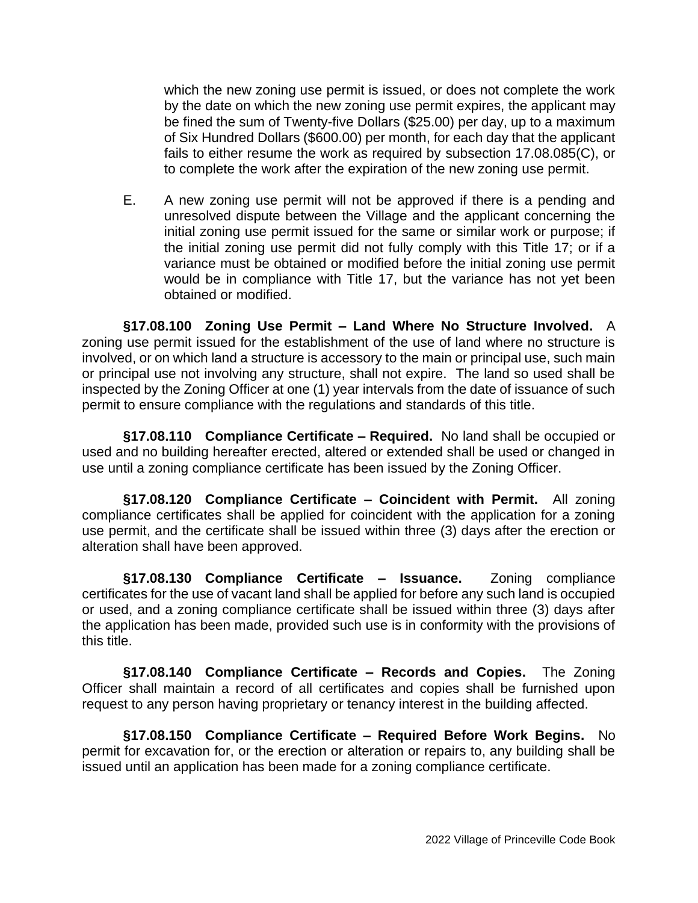which the new zoning use permit is issued, or does not complete the work by the date on which the new zoning use permit expires, the applicant may be fined the sum of Twenty-five Dollars ($25.00) per day, up to a maximum of Six Hundred Dollars ($600.00) per month, for each day that the applicant fails to either resume the work as required by subsection 17.08.085(C), or to complete the work after the expiration of the new zoning use permit.

E. A new zoning use permit will not be approved if there is a pending and unresolved dispute between the Village and the applicant concerning the initial zoning use permit issued for the same or similar work or purpose; if the initial zoning use permit did not fully comply with this Title 17; or if a variance must be obtained or modified before the initial zoning use permit would be in compliance with Title 17, but the variance has not yet been obtained or modified.

**§17.08.100 Zoning Use Permit – Land Where No Structure Involved.** A zoning use permit issued for the establishment of the use of land where no structure is involved, or on which land a structure is accessory to the main or principal use, such main or principal use not involving any structure, shall not expire. The land so used shall be inspected by the Zoning Officer at one (1) year intervals from the date of issuance of such permit to ensure compliance with the regulations and standards of this title.

**§17.08.110 Compliance Certificate – Required.** No land shall be occupied or used and no building hereafter erected, altered or extended shall be used or changed in use until a zoning compliance certificate has been issued by the Zoning Officer.

**§17.08.120 Compliance Certificate – Coincident with Permit.** All zoning compliance certificates shall be applied for coincident with the application for a zoning use permit, and the certificate shall be issued within three (3) days after the erection or alteration shall have been approved.

**§17.08.130 Compliance Certificate – Issuance.** Zoning compliance certificates for the use of vacant land shall be applied for before any such land is occupied or used, and a zoning compliance certificate shall be issued within three (3) days after the application has been made, provided such use is in conformity with the provisions of this title.

**§17.08.140 Compliance Certificate – Records and Copies.** The Zoning Officer shall maintain a record of all certificates and copies shall be furnished upon request to any person having proprietary or tenancy interest in the building affected.

**§17.08.150 Compliance Certificate – Required Before Work Begins.** No permit for excavation for, or the erection or alteration or repairs to, any building shall be issued until an application has been made for a zoning compliance certificate.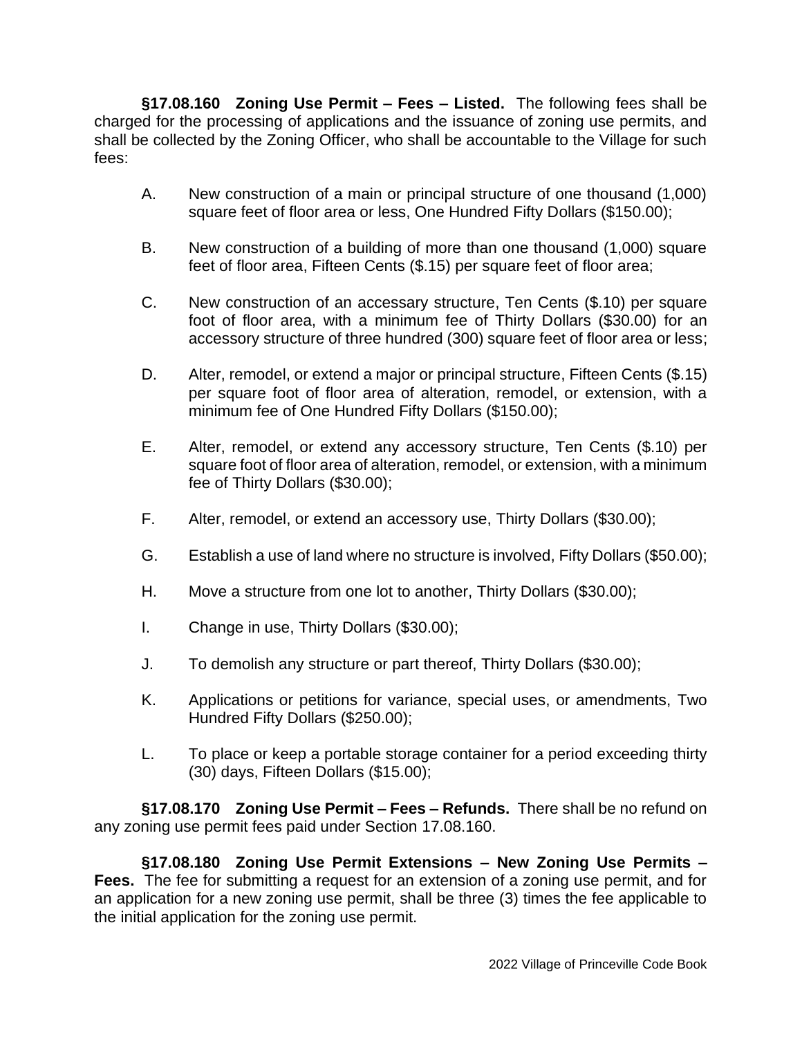**§17.08.160 Zoning Use Permit – Fees – Listed.** The following fees shall be charged for the processing of applications and the issuance of zoning use permits, and shall be collected by the Zoning Officer, who shall be accountable to the Village for such fees:

A. New construction of a main or principal structure of one thousand (1,000) square feet of floor area or less, One Hundred Fifty Dollars ($150.00);

B. New construction of a building of more than one thousand (1,000) square feet of floor area, Fifteen Cents ($.15) per square feet of floor area;

C. New construction of an accessary structure, Ten Cents ($.10) per square foot of floor area, with a minimum fee of Thirty Dollars ($30.00) for an accessory structure of three hundred (300) square feet of floor area or less;

D. Alter, remodel, or extend a major or principal structure, Fifteen Cents ($.15) per square foot of floor area of alteration, remodel, or extension, with a minimum fee of One Hundred Fifty Dollars ($150.00);

E. Alter, remodel, or extend any accessory structure, Ten Cents ($.10) per square foot of floor area of alteration, remodel, or extension, with a minimum fee of Thirty Dollars ($30.00);

F. Alter, remodel, or extend an accessory use, Thirty Dollars ($30.00);

G. Establish a use of land where no structure is involved, Fifty Dollars ($50.00);

H. Move a structure from one lot to another, Thirty Dollars ($30.00);

I. Change in use, Thirty Dollars ($30.00);

J. To demolish any structure or part thereof, Thirty Dollars ($30.00);

K. Applications or petitions for variance, special uses, or amendments, Two Hundred Fifty Dollars ($250.00);

L. To place or keep a portable storage container for a period exceeding thirty (30) days, Fifteen Dollars ($15.00);

**§17.08.170 Zoning Use Permit – Fees – Refunds.** There shall be no refund on any zoning use permit fees paid under Section 17.08.160.

**§17.08.180 Zoning Use Permit Extensions – New Zoning Use Permits – Fees.** The fee for submitting a request for an extension of a zoning use permit, and for an application for a new zoning use permit, shall be three (3) times the fee applicable to the initial application for the zoning use permit.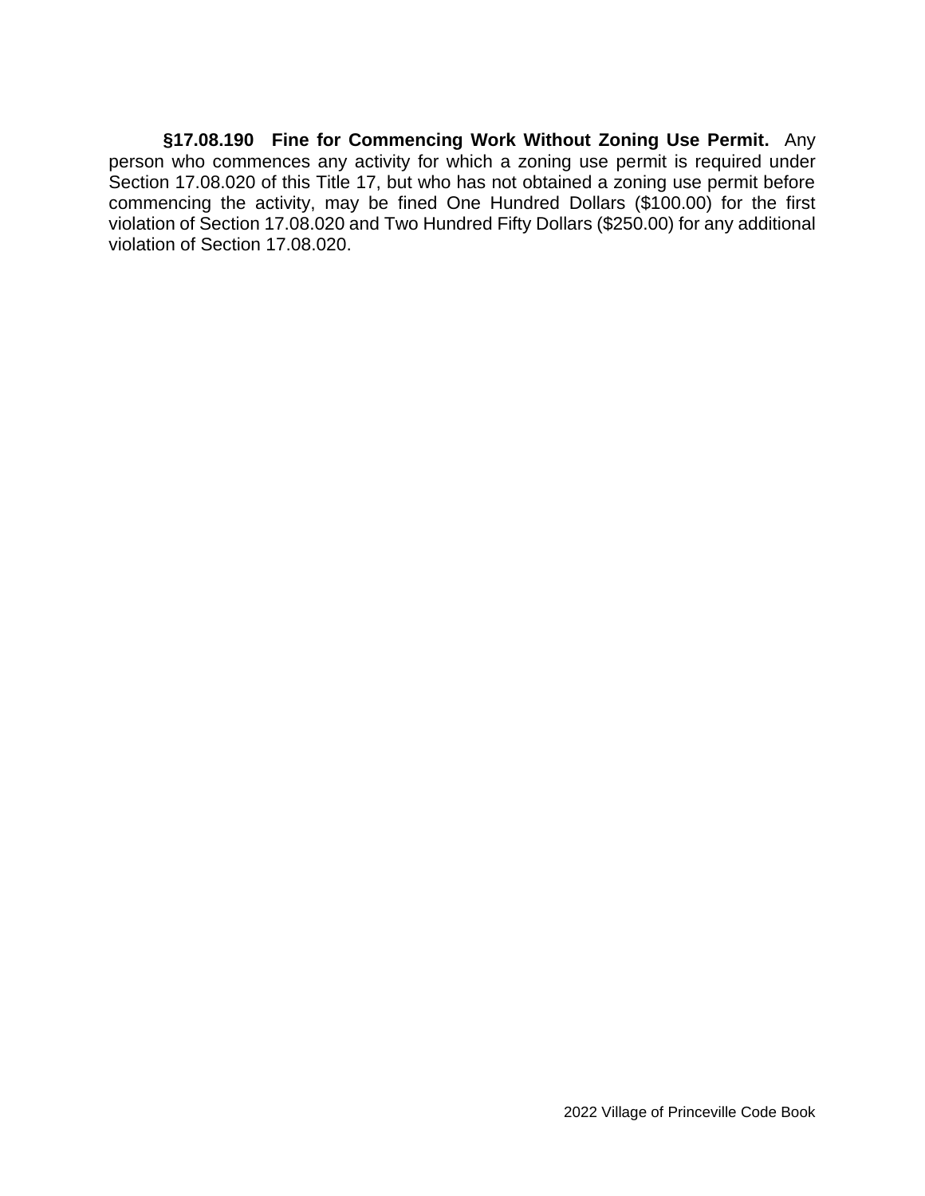**§17.08.190 Fine for Commencing Work Without Zoning Use Permit.** Any person who commences any activity for which a zoning use permit is required under Section 17.08.020 of this Title 17, but who has not obtained a zoning use permit before commencing the activity, may be fined One Hundred Dollars ($100.00) for the first violation of Section 17.08.020 and Two Hundred Fifty Dollars ($250.00) for any additional violation of Section 17.08.020.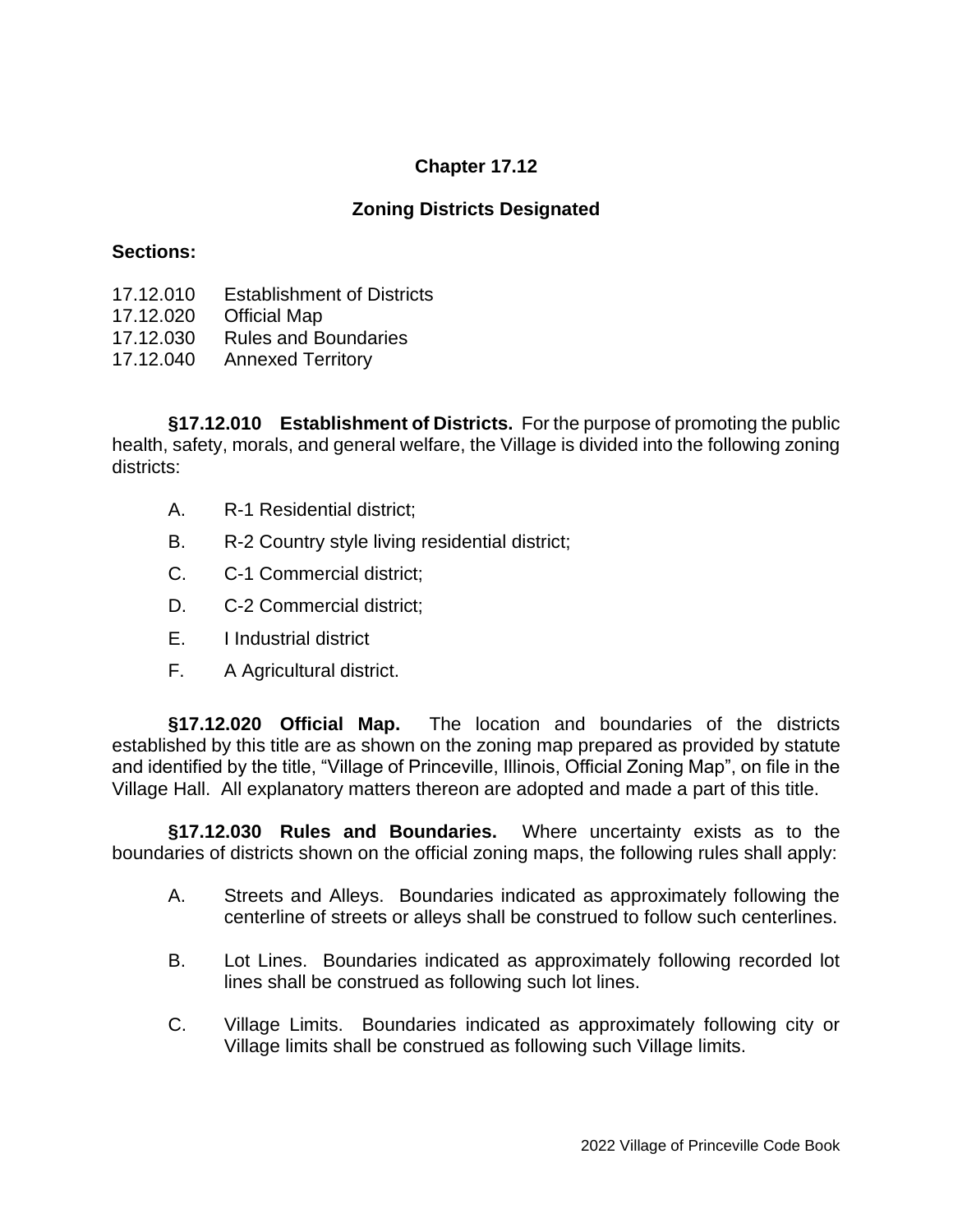# Chapter 17.12

## Zoning Districts Designated

**Sections:**

17.12.010 Establishment of Districts
17.12.020 Official Map
17.12.030 Rules and Boundaries
17.12.040 Annexed Territory

**§17.12.010 Establishment of Districts.** For the purpose of promoting the public health, safety, morals, and general welfare, the Village is divided into the following zoning districts:

A. R-1 Residential district;

B. R-2 Country style living residential district;

C. C-1 Commercial district;

D. C-2 Commercial district;

E. I Industrial district

F. A Agricultural district.

**§17.12.020 Official Map.** The location and boundaries of the districts established by this title are as shown on the zoning map prepared as provided by statute and identified by the title, "Village of Princeville, Illinois, Official Zoning Map", on file in the Village Hall. All explanatory matters thereon are adopted and made a part of this title.

**§17.12.030 Rules and Boundaries.** Where uncertainty exists as to the boundaries of districts shown on the official zoning maps, the following rules shall apply:

A. Streets and Alleys. Boundaries indicated as approximately following the centerline of streets or alleys shall be construed to follow such centerlines.

B. Lot Lines. Boundaries indicated as approximately following recorded lot lines shall be construed as following such lot lines.

C. Village Limits. Boundaries indicated as approximately following city or Village limits shall be construed as following such Village limits.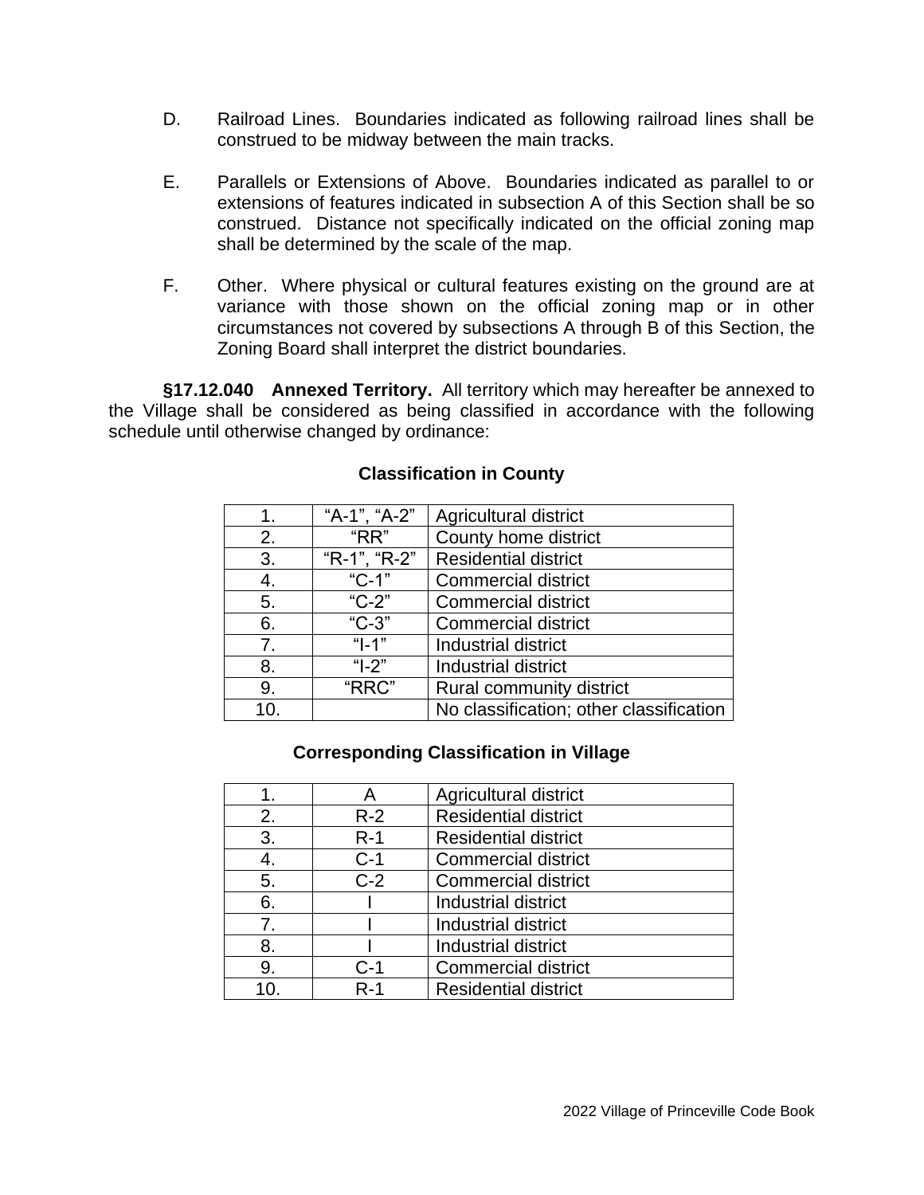D. Railroad Lines. Boundaries indicated as following railroad lines shall be construed to be midway between the main tracks.

E. Parallels or Extensions of Above. Boundaries indicated as parallel to or extensions of features indicated in subsection A of this Section shall be so construed. Distance not specifically indicated on the official zoning map shall be determined by the scale of the map.

F. Other. Where physical or cultural features existing on the ground are at variance with those shown on the official zoning map or in other circumstances not covered by subsections A through B of this Section, the Zoning Board shall interpret the district boundaries.

**§17.12.040 Annexed Territory.** All territory which may hereafter be annexed to the Village shall be considered as being classified in accordance with the following schedule until otherwise changed by ordinance:

**Classification in County**

| | | |
|---|---|---|
| 1. | "A-1", "A-2" | Agricultural district |
| 2. | "RR" | County home district |
| 3. | "R-1", "R-2" | Residential district |
| 4. | "C-1" | Commercial district |
| 5. | "C-2" | Commercial district |
| 6. | "C-3" | Commercial district |
| 7. | "I-1" | Industrial district |
| 8. | "I-2" | Industrial district |
| 9. | "RRC" | Rural community district |
| 10. | | No classification; other classification |

**Corresponding Classification in Village**

| | | |
|---|---|---|
| 1. | A | Agricultural district |
| 2. | R-2 | Residential district |
| 3. | R-1 | Residential district |
| 4. | C-1 | Commercial district |
| 5. | C-2 | Commercial district |
| 6. | I | Industrial district |
| 7. | I | Industrial district |
| 8. | I | Industrial district |
| 9. | C-1 | Commercial district |
| 10. | R-1 | Residential district |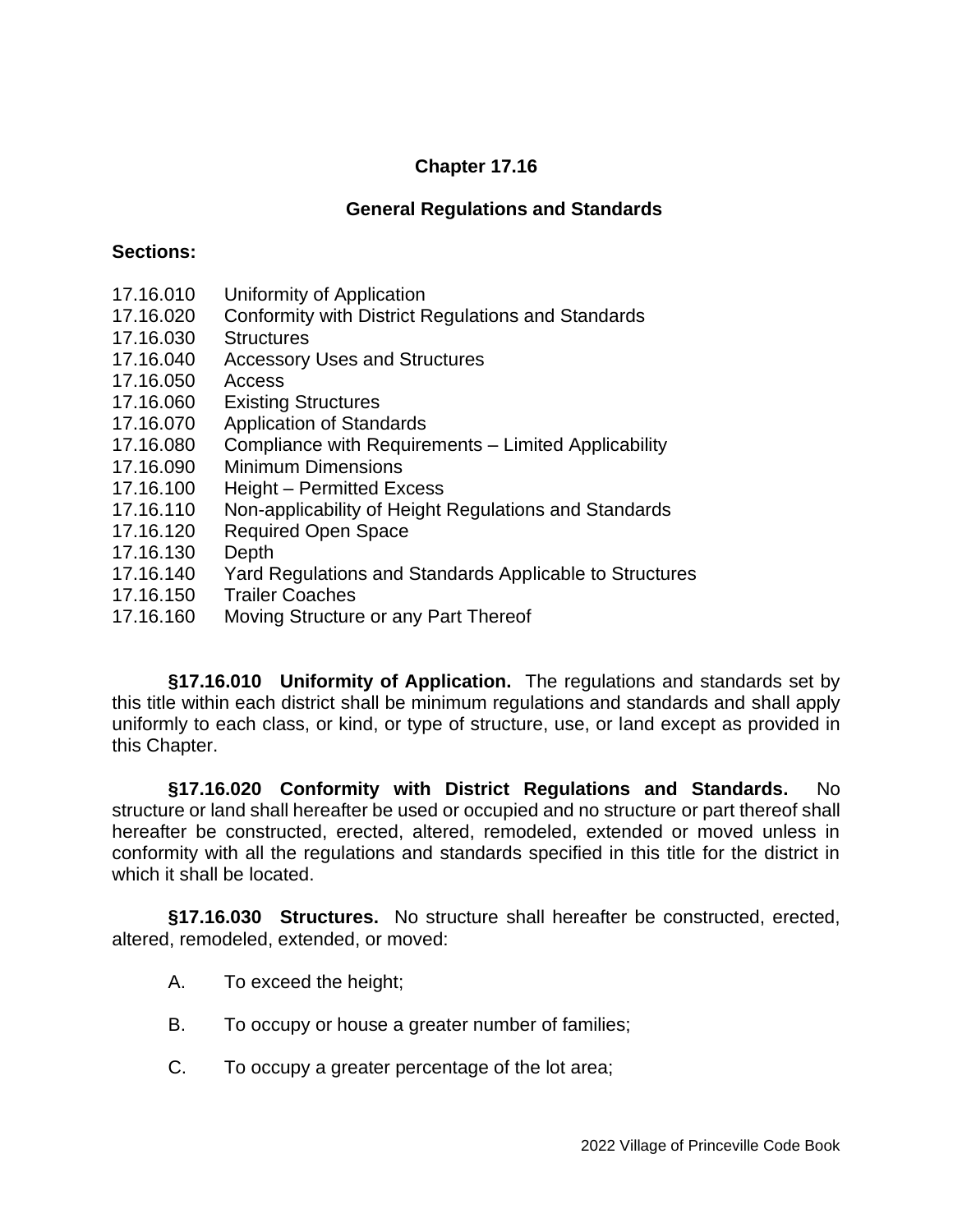# Chapter 17.16

## General Regulations and Standards

**Sections:**

17.16.010 Uniformity of Application
17.16.020 Conformity with District Regulations and Standards
17.16.030 Structures
17.16.040 Accessory Uses and Structures
17.16.050 Access
17.16.060 Existing Structures
17.16.070 Application of Standards
17.16.080 Compliance with Requirements – Limited Applicability
17.16.090 Minimum Dimensions
17.16.100 Height – Permitted Excess
17.16.110 Non-applicability of Height Regulations and Standards
17.16.120 Required Open Space
17.16.130 Depth
17.16.140 Yard Regulations and Standards Applicable to Structures
17.16.150 Trailer Coaches
17.16.160 Moving Structure or any Part Thereof

**§17.16.010 Uniformity of Application.** The regulations and standards set by this title within each district shall be minimum regulations and standards and shall apply uniformly to each class, or kind, or type of structure, use, or land except as provided in this Chapter.

**§17.16.020 Conformity with District Regulations and Standards.** No structure or land shall hereafter be used or occupied and no structure or part thereof shall hereafter be constructed, erected, altered, remodeled, extended or moved unless in conformity with all the regulations and standards specified in this title for the district in which it shall be located.

**§17.16.030 Structures.** No structure shall hereafter be constructed, erected, altered, remodeled, extended, or moved:

A. To exceed the height;

B. To occupy or house a greater number of families;

C. To occupy a greater percentage of the lot area;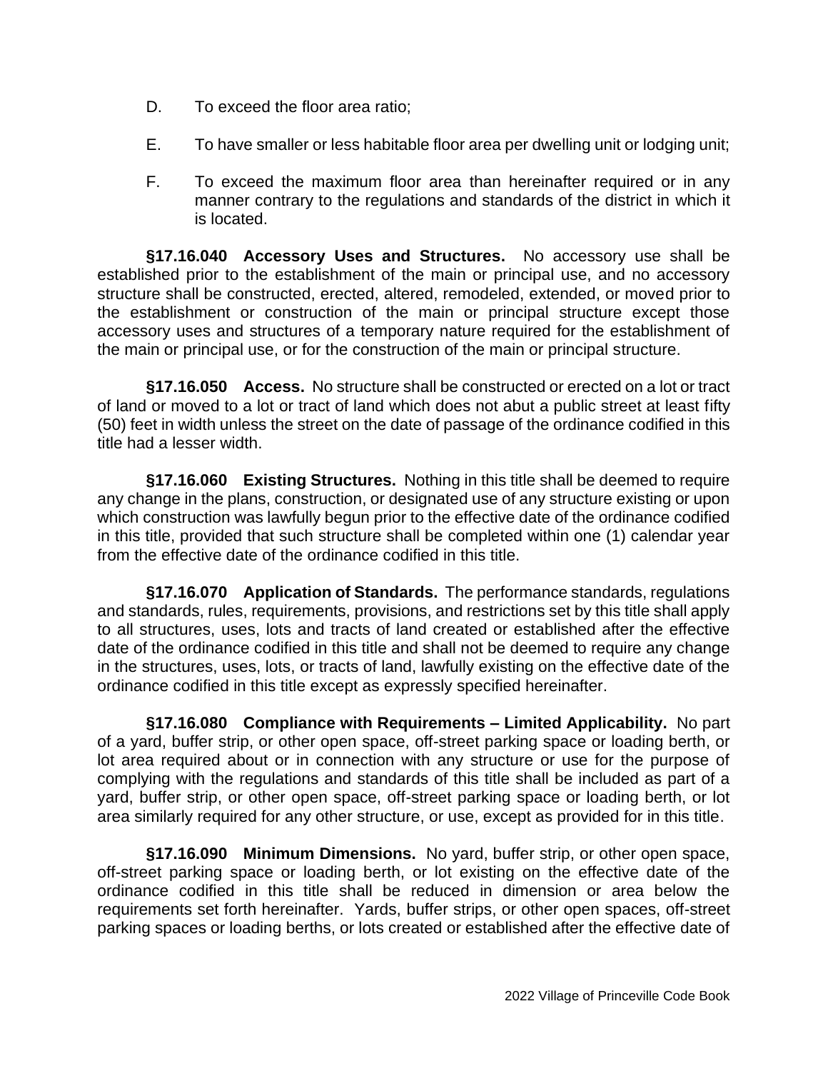D. To exceed the floor area ratio;

E. To have smaller or less habitable floor area per dwelling unit or lodging unit;

F. To exceed the maximum floor area than hereinafter required or in any manner contrary to the regulations and standards of the district in which it is located.

**§17.16.040 Accessory Uses and Structures.** No accessory use shall be established prior to the establishment of the main or principal use, and no accessory structure shall be constructed, erected, altered, remodeled, extended, or moved prior to the establishment or construction of the main or principal structure except those accessory uses and structures of a temporary nature required for the establishment of the main or principal use, or for the construction of the main or principal structure.

**§17.16.050 Access.** No structure shall be constructed or erected on a lot or tract of land or moved to a lot or tract of land which does not abut a public street at least fifty (50) feet in width unless the street on the date of passage of the ordinance codified in this title had a lesser width.

**§17.16.060 Existing Structures.** Nothing in this title shall be deemed to require any change in the plans, construction, or designated use of any structure existing or upon which construction was lawfully begun prior to the effective date of the ordinance codified in this title, provided that such structure shall be completed within one (1) calendar year from the effective date of the ordinance codified in this title.

**§17.16.070 Application of Standards.** The performance standards, regulations and standards, rules, requirements, provisions, and restrictions set by this title shall apply to all structures, uses, lots and tracts of land created or established after the effective date of the ordinance codified in this title and shall not be deemed to require any change in the structures, uses, lots, or tracts of land, lawfully existing on the effective date of the ordinance codified in this title except as expressly specified hereinafter.

**§17.16.080 Compliance with Requirements – Limited Applicability.** No part of a yard, buffer strip, or other open space, off-street parking space or loading berth, or lot area required about or in connection with any structure or use for the purpose of complying with the regulations and standards of this title shall be included as part of a yard, buffer strip, or other open space, off-street parking space or loading berth, or lot area similarly required for any other structure, or use, except as provided for in this title.

**§17.16.090 Minimum Dimensions.** No yard, buffer strip, or other open space, off-street parking space or loading berth, or lot existing on the effective date of the ordinance codified in this title shall be reduced in dimension or area below the requirements set forth hereinafter. Yards, buffer strips, or other open spaces, off-street parking spaces or loading berths, or lots created or established after the effective date of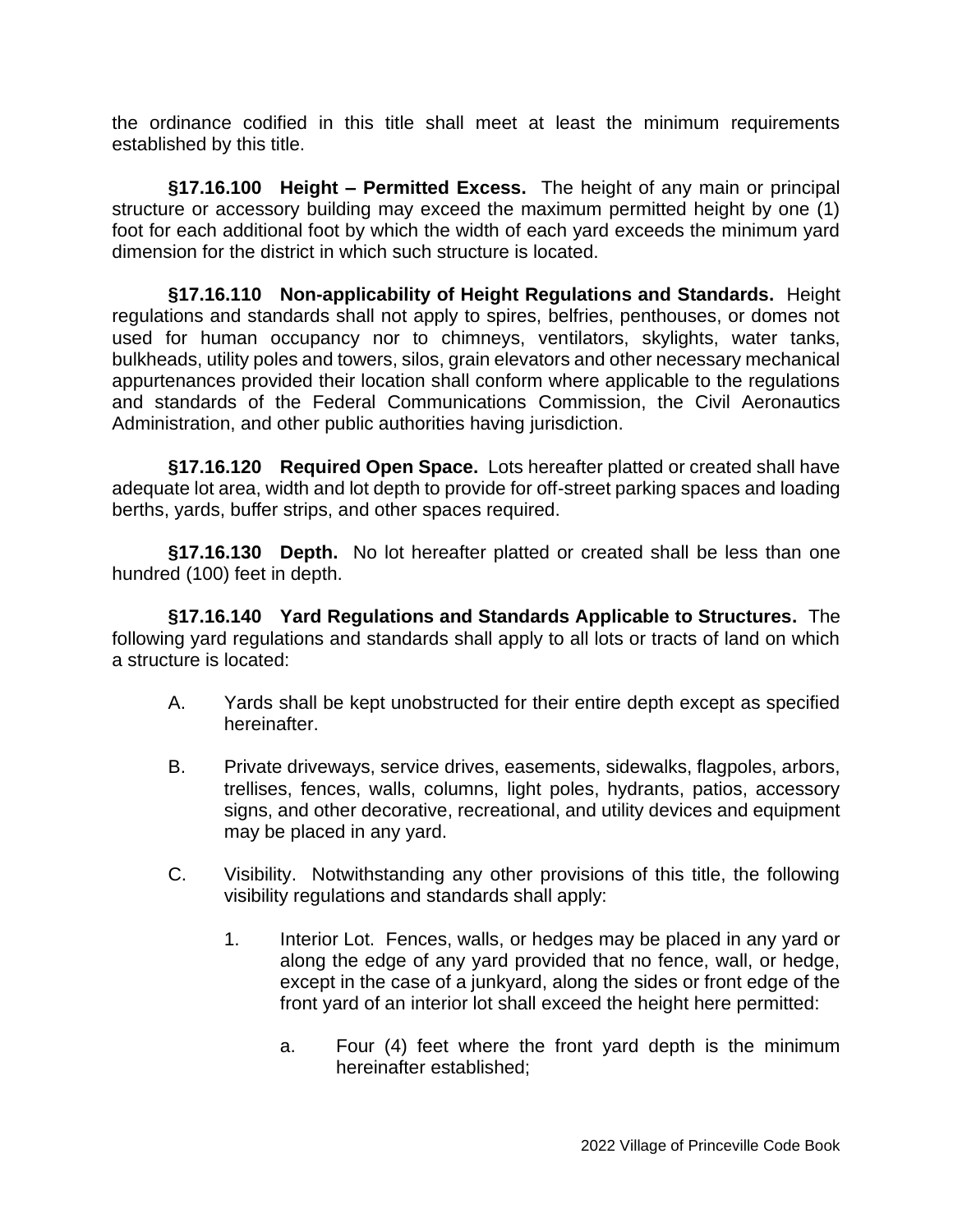the ordinance codified in this title shall meet at least the minimum requirements established by this title.

**§17.16.100 Height – Permitted Excess.** The height of any main or principal structure or accessory building may exceed the maximum permitted height by one (1) foot for each additional foot by which the width of each yard exceeds the minimum yard dimension for the district in which such structure is located.

**§17.16.110 Non-applicability of Height Regulations and Standards.** Height regulations and standards shall not apply to spires, belfries, penthouses, or domes not used for human occupancy nor to chimneys, ventilators, skylights, water tanks, bulkheads, utility poles and towers, silos, grain elevators and other necessary mechanical appurtenances provided their location shall conform where applicable to the regulations and standards of the Federal Communications Commission, the Civil Aeronautics Administration, and other public authorities having jurisdiction.

**§17.16.120 Required Open Space.** Lots hereafter platted or created shall have adequate lot area, width and lot depth to provide for off-street parking spaces and loading berths, yards, buffer strips, and other spaces required.

**§17.16.130 Depth.** No lot hereafter platted or created shall be less than one hundred (100) feet in depth.

**§17.16.140 Yard Regulations and Standards Applicable to Structures.** The following yard regulations and standards shall apply to all lots or tracts of land on which a structure is located:

A. Yards shall be kept unobstructed for their entire depth except as specified hereinafter.

B. Private driveways, service drives, easements, sidewalks, flagpoles, arbors, trellises, fences, walls, columns, light poles, hydrants, patios, accessory signs, and other decorative, recreational, and utility devices and equipment may be placed in any yard.

C. Visibility. Notwithstanding any other provisions of this title, the following visibility regulations and standards shall apply:

   1. Interior Lot. Fences, walls, or hedges may be placed in any yard or along the edge of any yard provided that no fence, wall, or hedge, except in the case of a junkyard, along the sides or front edge of the front yard of an interior lot shall exceed the height here permitted:

      a. Four (4) feet where the front yard depth is the minimum hereinafter established;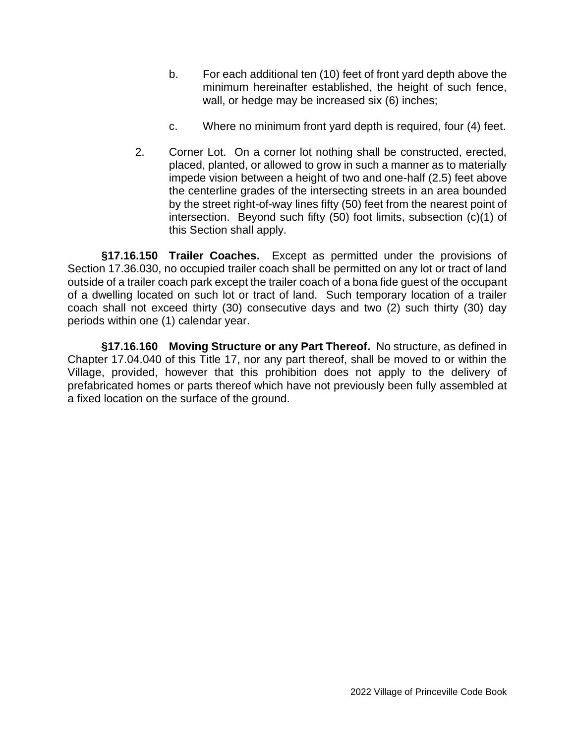b. For each additional ten (10) feet of front yard depth above the minimum hereinafter established, the height of such fence, wall, or hedge may be increased six (6) inches;

c. Where no minimum front yard depth is required, four (4) feet.

2. Corner Lot. On a corner lot nothing shall be constructed, erected, placed, planted, or allowed to grow in such a manner as to materially impede vision between a height of two and one-half (2.5) feet above the centerline grades of the intersecting streets in an area bounded by the street right-of-way lines fifty (50) feet from the nearest point of intersection. Beyond such fifty (50) foot limits, subsection (c)(1) of this Section shall apply.

**§17.16.150 Trailer Coaches.** Except as permitted under the provisions of Section 17.36.030, no occupied trailer coach shall be permitted on any lot or tract of land outside of a trailer coach park except the trailer coach of a bona fide guest of the occupant of a dwelling located on such lot or tract of land. Such temporary location of a trailer coach shall not exceed thirty (30) consecutive days and two (2) such thirty (30) day periods within one (1) calendar year.

**§17.16.160 Moving Structure or any Part Thereof.** No structure, as defined in Chapter 17.04.040 of this Title 17, nor any part thereof, shall be moved to or within the Village, provided, however that this prohibition does not apply to the delivery of prefabricated homes or parts thereof which have not previously been fully assembled at a fixed location on the surface of the ground.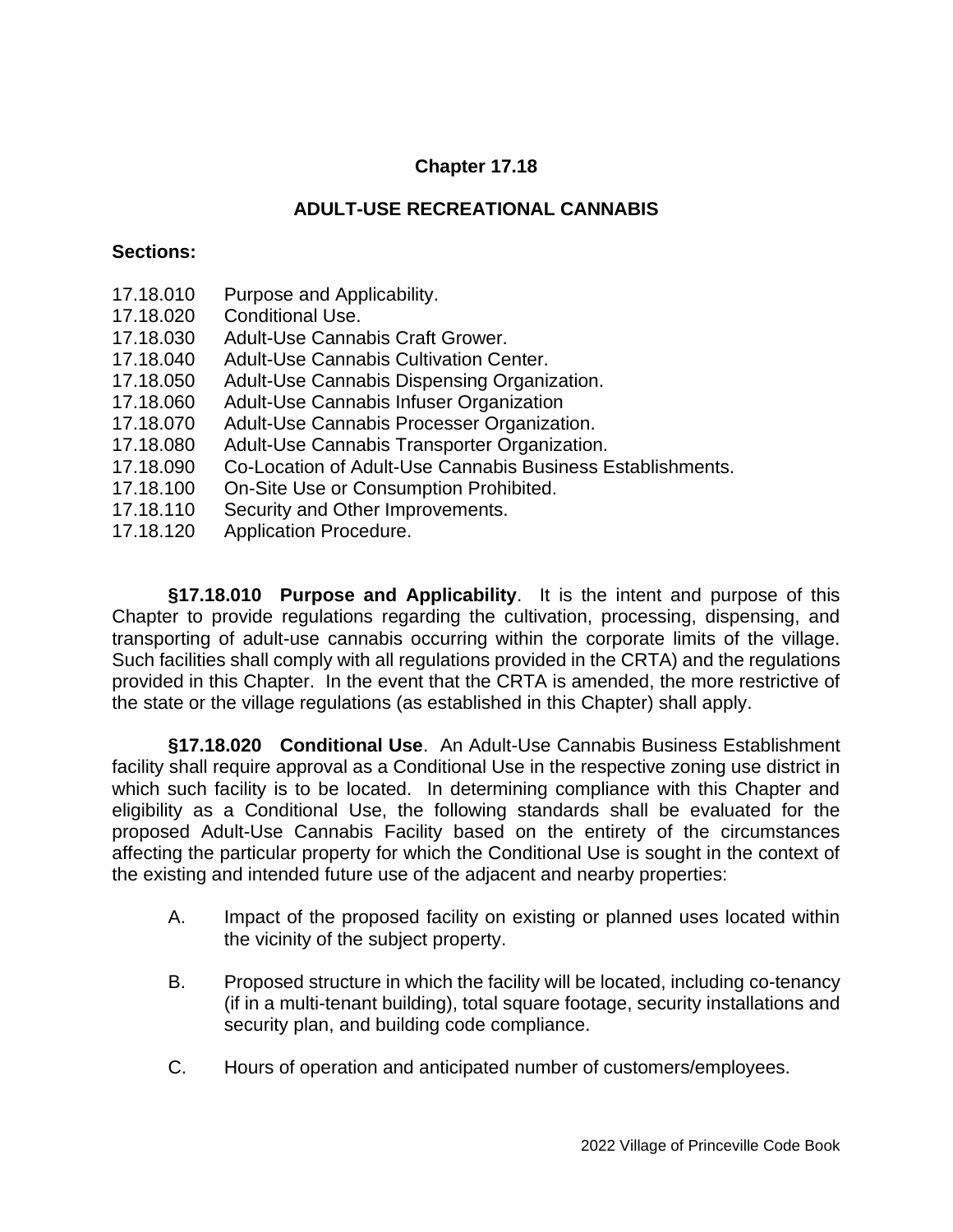# Chapter 17.18

## ADULT-USE RECREATIONAL CANNABIS

**Sections:**

17.18.010 Purpose and Applicability.
17.18.020 Conditional Use.
17.18.030 Adult-Use Cannabis Craft Grower.
17.18.040 Adult-Use Cannabis Cultivation Center.
17.18.050 Adult-Use Cannabis Dispensing Organization.
17.18.060 Adult-Use Cannabis Infuser Organization
17.18.070 Adult-Use Cannabis Processer Organization.
17.18.080 Adult-Use Cannabis Transporter Organization.
17.18.090 Co-Location of Adult-Use Cannabis Business Establishments.
17.18.100 On-Site Use or Consumption Prohibited.
17.18.110 Security and Other Improvements.
17.18.120 Application Procedure.

**§17.18.010 Purpose and Applicability**. It is the intent and purpose of this Chapter to provide regulations regarding the cultivation, processing, dispensing, and transporting of adult-use cannabis occurring within the corporate limits of the village. Such facilities shall comply with all regulations provided in the CRTA) and the regulations provided in this Chapter. In the event that the CRTA is amended, the more restrictive of the state or the village regulations (as established in this Chapter) shall apply.

**§17.18.020 Conditional Use**. An Adult-Use Cannabis Business Establishment facility shall require approval as a Conditional Use in the respective zoning use district in which such facility is to be located. In determining compliance with this Chapter and eligibility as a Conditional Use, the following standards shall be evaluated for the proposed Adult-Use Cannabis Facility based on the entirety of the circumstances affecting the particular property for which the Conditional Use is sought in the context of the existing and intended future use of the adjacent and nearby properties:

A. Impact of the proposed facility on existing or planned uses located within the vicinity of the subject property.

B. Proposed structure in which the facility will be located, including co-tenancy (if in a multi-tenant building), total square footage, security installations and security plan, and building code compliance.

C. Hours of operation and anticipated number of customers/employees.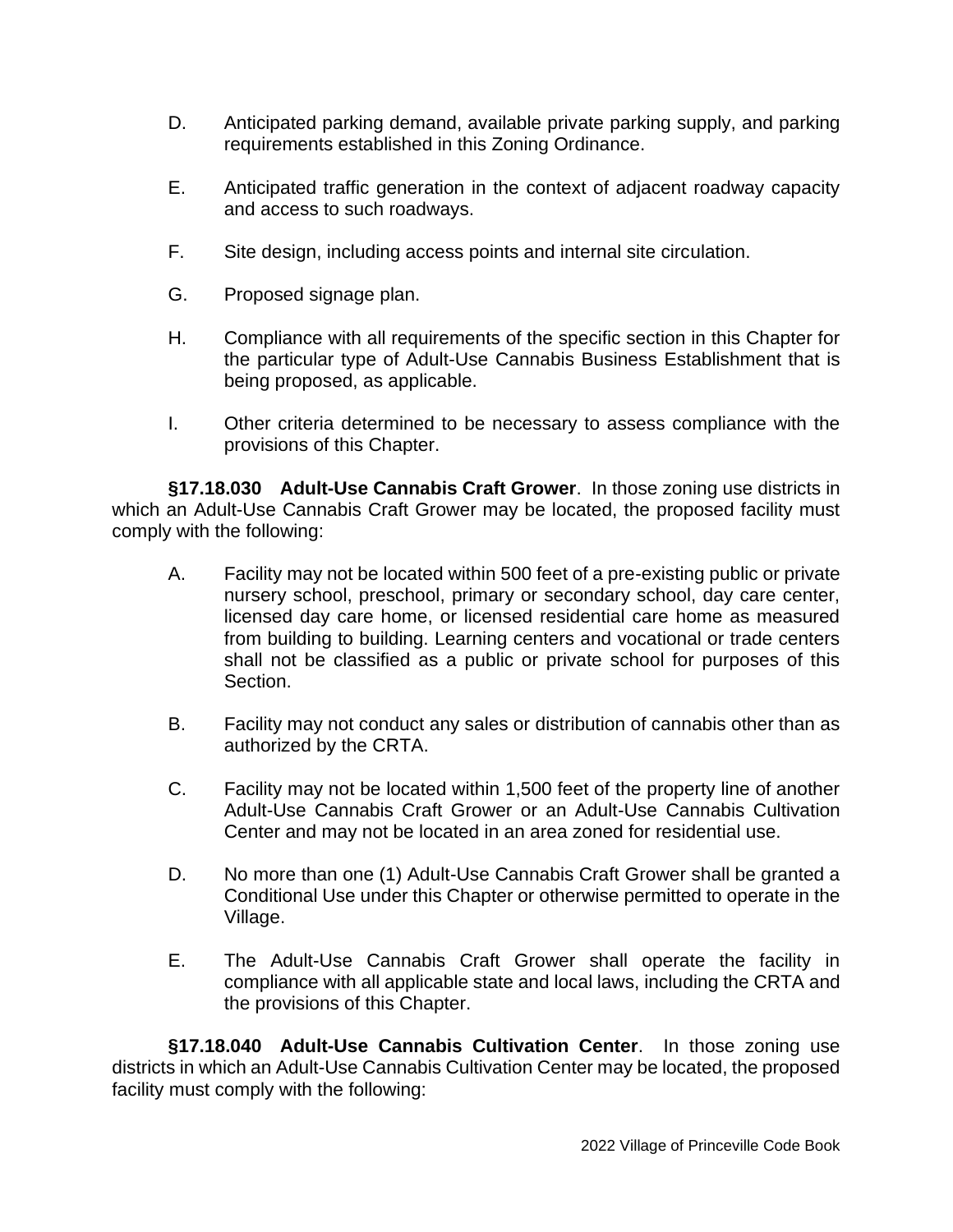D. Anticipated parking demand, available private parking supply, and parking requirements established in this Zoning Ordinance.

E. Anticipated traffic generation in the context of adjacent roadway capacity and access to such roadways.

F. Site design, including access points and internal site circulation.

G. Proposed signage plan.

H. Compliance with all requirements of the specific section in this Chapter for the particular type of Adult-Use Cannabis Business Establishment that is being proposed, as applicable.

I. Other criteria determined to be necessary to assess compliance with the provisions of this Chapter.

**§17.18.030 Adult-Use Cannabis Craft Grower**. In those zoning use districts in which an Adult-Use Cannabis Craft Grower may be located, the proposed facility must comply with the following:

A. Facility may not be located within 500 feet of a pre-existing public or private nursery school, preschool, primary or secondary school, day care center, licensed day care home, or licensed residential care home as measured from building to building. Learning centers and vocational or trade centers shall not be classified as a public or private school for purposes of this Section.

B. Facility may not conduct any sales or distribution of cannabis other than as authorized by the CRTA.

C. Facility may not be located within 1,500 feet of the property line of another Adult-Use Cannabis Craft Grower or an Adult-Use Cannabis Cultivation Center and may not be located in an area zoned for residential use.

D. No more than one (1) Adult-Use Cannabis Craft Grower shall be granted a Conditional Use under this Chapter or otherwise permitted to operate in the Village.

E. The Adult-Use Cannabis Craft Grower shall operate the facility in compliance with all applicable state and local laws, including the CRTA and the provisions of this Chapter.

**§17.18.040 Adult-Use Cannabis Cultivation Center**. In those zoning use districts in which an Adult-Use Cannabis Cultivation Center may be located, the proposed facility must comply with the following: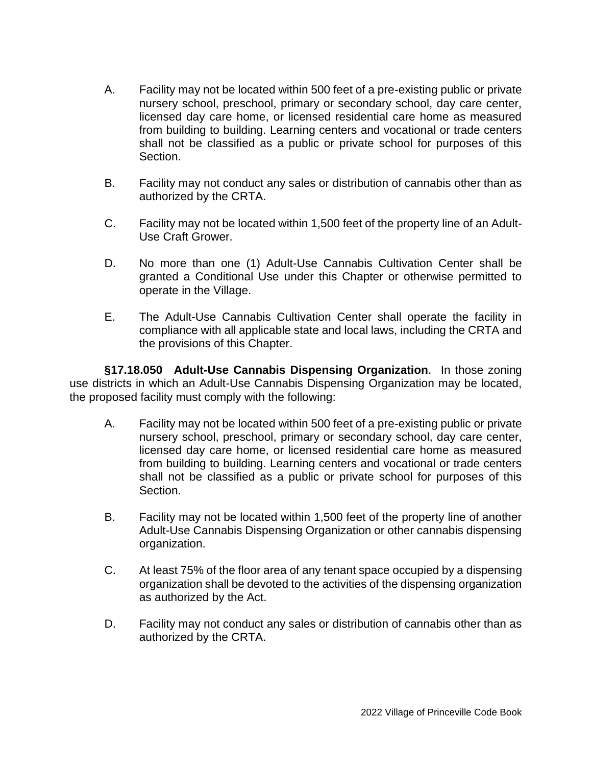A. Facility may not be located within 500 feet of a pre-existing public or private nursery school, preschool, primary or secondary school, day care center, licensed day care home, or licensed residential care home as measured from building to building. Learning centers and vocational or trade centers shall not be classified as a public or private school for purposes of this Section.

B. Facility may not conduct any sales or distribution of cannabis other than as authorized by the CRTA.

C. Facility may not be located within 1,500 feet of the property line of an Adult-Use Craft Grower.

D. No more than one (1) Adult-Use Cannabis Cultivation Center shall be granted a Conditional Use under this Chapter or otherwise permitted to operate in the Village.

E. The Adult-Use Cannabis Cultivation Center shall operate the facility in compliance with all applicable state and local laws, including the CRTA and the provisions of this Chapter.

**§17.18.050 Adult-Use Cannabis Dispensing Organization**. In those zoning use districts in which an Adult-Use Cannabis Dispensing Organization may be located, the proposed facility must comply with the following:

A. Facility may not be located within 500 feet of a pre-existing public or private nursery school, preschool, primary or secondary school, day care center, licensed day care home, or licensed residential care home as measured from building to building. Learning centers and vocational or trade centers shall not be classified as a public or private school for purposes of this Section.

B. Facility may not be located within 1,500 feet of the property line of another Adult-Use Cannabis Dispensing Organization or other cannabis dispensing organization.

C. At least 75% of the floor area of any tenant space occupied by a dispensing organization shall be devoted to the activities of the dispensing organization as authorized by the Act.

D. Facility may not conduct any sales or distribution of cannabis other than as authorized by the CRTA.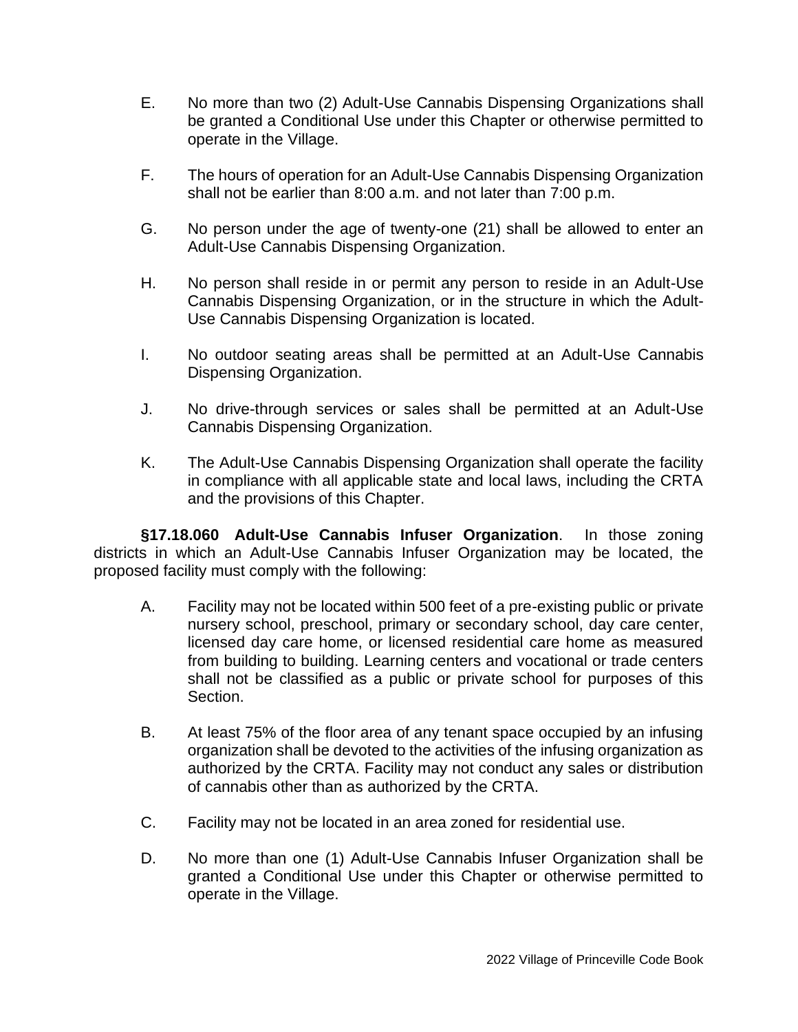E. No more than two (2) Adult-Use Cannabis Dispensing Organizations shall be granted a Conditional Use under this Chapter or otherwise permitted to operate in the Village.

F. The hours of operation for an Adult-Use Cannabis Dispensing Organization shall not be earlier than 8:00 a.m. and not later than 7:00 p.m.

G. No person under the age of twenty-one (21) shall be allowed to enter an Adult-Use Cannabis Dispensing Organization.

H. No person shall reside in or permit any person to reside in an Adult-Use Cannabis Dispensing Organization, or in the structure in which the Adult-Use Cannabis Dispensing Organization is located.

I. No outdoor seating areas shall be permitted at an Adult-Use Cannabis Dispensing Organization.

J. No drive-through services or sales shall be permitted at an Adult-Use Cannabis Dispensing Organization.

K. The Adult-Use Cannabis Dispensing Organization shall operate the facility in compliance with all applicable state and local laws, including the CRTA and the provisions of this Chapter.

**§17.18.060 Adult-Use Cannabis Infuser Organization**. In those zoning districts in which an Adult-Use Cannabis Infuser Organization may be located, the proposed facility must comply with the following:

A. Facility may not be located within 500 feet of a pre-existing public or private nursery school, preschool, primary or secondary school, day care center, licensed day care home, or licensed residential care home as measured from building to building. Learning centers and vocational or trade centers shall not be classified as a public or private school for purposes of this Section.

B. At least 75% of the floor area of any tenant space occupied by an infusing organization shall be devoted to the activities of the infusing organization as authorized by the CRTA. Facility may not conduct any sales or distribution of cannabis other than as authorized by the CRTA.

C. Facility may not be located in an area zoned for residential use.

D. No more than one (1) Adult-Use Cannabis Infuser Organization shall be granted a Conditional Use under this Chapter or otherwise permitted to operate in the Village.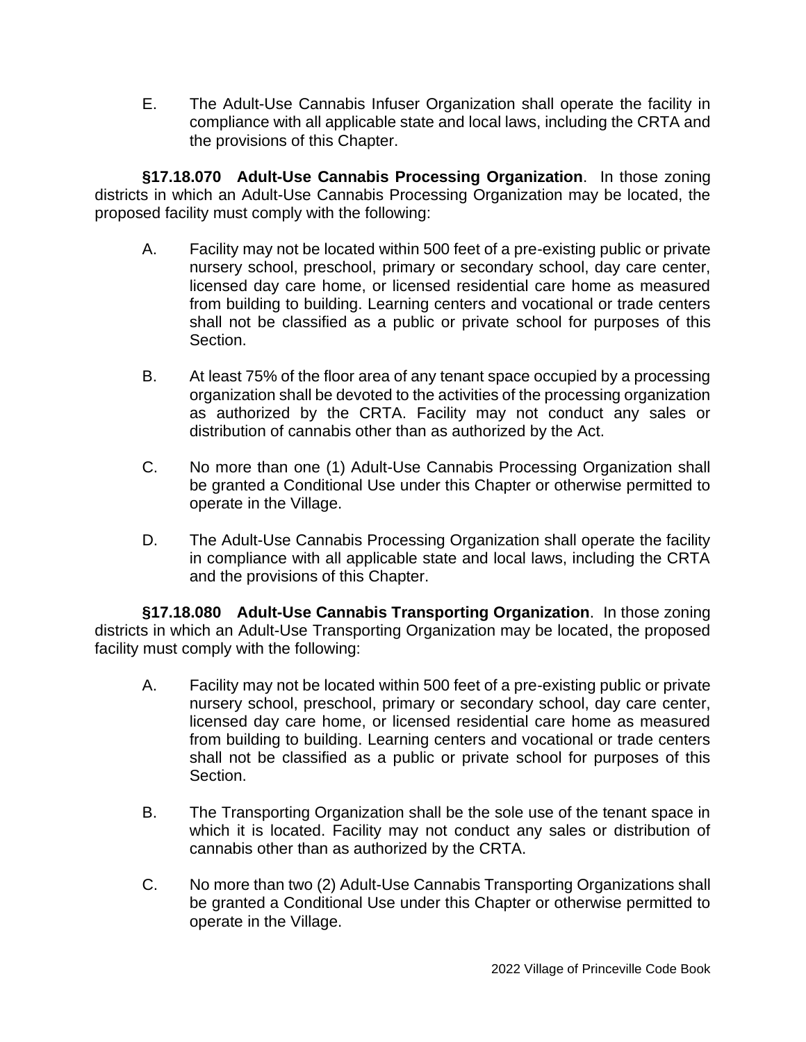E. The Adult-Use Cannabis Infuser Organization shall operate the facility in compliance with all applicable state and local laws, including the CRTA and the provisions of this Chapter.

**§17.18.070 Adult-Use Cannabis Processing Organization**. In those zoning districts in which an Adult-Use Cannabis Processing Organization may be located, the proposed facility must comply with the following:

A. Facility may not be located within 500 feet of a pre-existing public or private nursery school, preschool, primary or secondary school, day care center, licensed day care home, or licensed residential care home as measured from building to building. Learning centers and vocational or trade centers shall not be classified as a public or private school for purposes of this Section.

B. At least 75% of the floor area of any tenant space occupied by a processing organization shall be devoted to the activities of the processing organization as authorized by the CRTA. Facility may not conduct any sales or distribution of cannabis other than as authorized by the Act.

C. No more than one (1) Adult-Use Cannabis Processing Organization shall be granted a Conditional Use under this Chapter or otherwise permitted to operate in the Village.

D. The Adult-Use Cannabis Processing Organization shall operate the facility in compliance with all applicable state and local laws, including the CRTA and the provisions of this Chapter.

**§17.18.080 Adult-Use Cannabis Transporting Organization**. In those zoning districts in which an Adult-Use Transporting Organization may be located, the proposed facility must comply with the following:

A. Facility may not be located within 500 feet of a pre-existing public or private nursery school, preschool, primary or secondary school, day care center, licensed day care home, or licensed residential care home as measured from building to building. Learning centers and vocational or trade centers shall not be classified as a public or private school for purposes of this Section.

B. The Transporting Organization shall be the sole use of the tenant space in which it is located. Facility may not conduct any sales or distribution of cannabis other than as authorized by the CRTA.

C. No more than two (2) Adult-Use Cannabis Transporting Organizations shall be granted a Conditional Use under this Chapter or otherwise permitted to operate in the Village.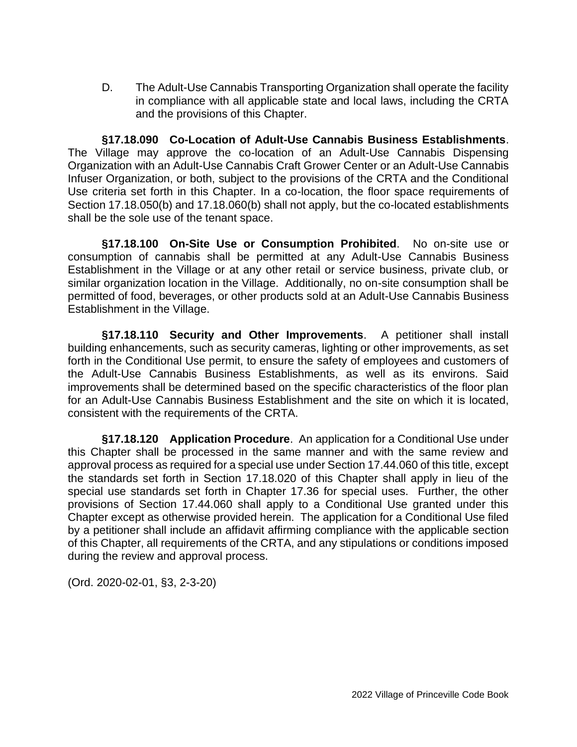D. The Adult-Use Cannabis Transporting Organization shall operate the facility in compliance with all applicable state and local laws, including the CRTA and the provisions of this Chapter.

**§17.18.090 Co-Location of Adult-Use Cannabis Business Establishments**. The Village may approve the co-location of an Adult-Use Cannabis Dispensing Organization with an Adult-Use Cannabis Craft Grower Center or an Adult-Use Cannabis Infuser Organization, or both, subject to the provisions of the CRTA and the Conditional Use criteria set forth in this Chapter. In a co-location, the floor space requirements of Section 17.18.050(b) and 17.18.060(b) shall not apply, but the co-located establishments shall be the sole use of the tenant space.

**§17.18.100 On-Site Use or Consumption Prohibited**. No on-site use or consumption of cannabis shall be permitted at any Adult-Use Cannabis Business Establishment in the Village or at any other retail or service business, private club, or similar organization location in the Village. Additionally, no on-site consumption shall be permitted of food, beverages, or other products sold at an Adult-Use Cannabis Business Establishment in the Village.

**§17.18.110 Security and Other Improvements**. A petitioner shall install building enhancements, such as security cameras, lighting or other improvements, as set forth in the Conditional Use permit, to ensure the safety of employees and customers of the Adult-Use Cannabis Business Establishments, as well as its environs. Said improvements shall be determined based on the specific characteristics of the floor plan for an Adult-Use Cannabis Business Establishment and the site on which it is located, consistent with the requirements of the CRTA.

**§17.18.120 Application Procedure**. An application for a Conditional Use under this Chapter shall be processed in the same manner and with the same review and approval process as required for a special use under Section 17.44.060 of this title, except the standards set forth in Section 17.18.020 of this Chapter shall apply in lieu of the special use standards set forth in Chapter 17.36 for special uses. Further, the other provisions of Section 17.44.060 shall apply to a Conditional Use granted under this Chapter except as otherwise provided herein. The application for a Conditional Use filed by a petitioner shall include an affidavit affirming compliance with the applicable section of this Chapter, all requirements of the CRTA, and any stipulations or conditions imposed during the review and approval process.

(Ord. 2020-02-01, §3, 2-3-20)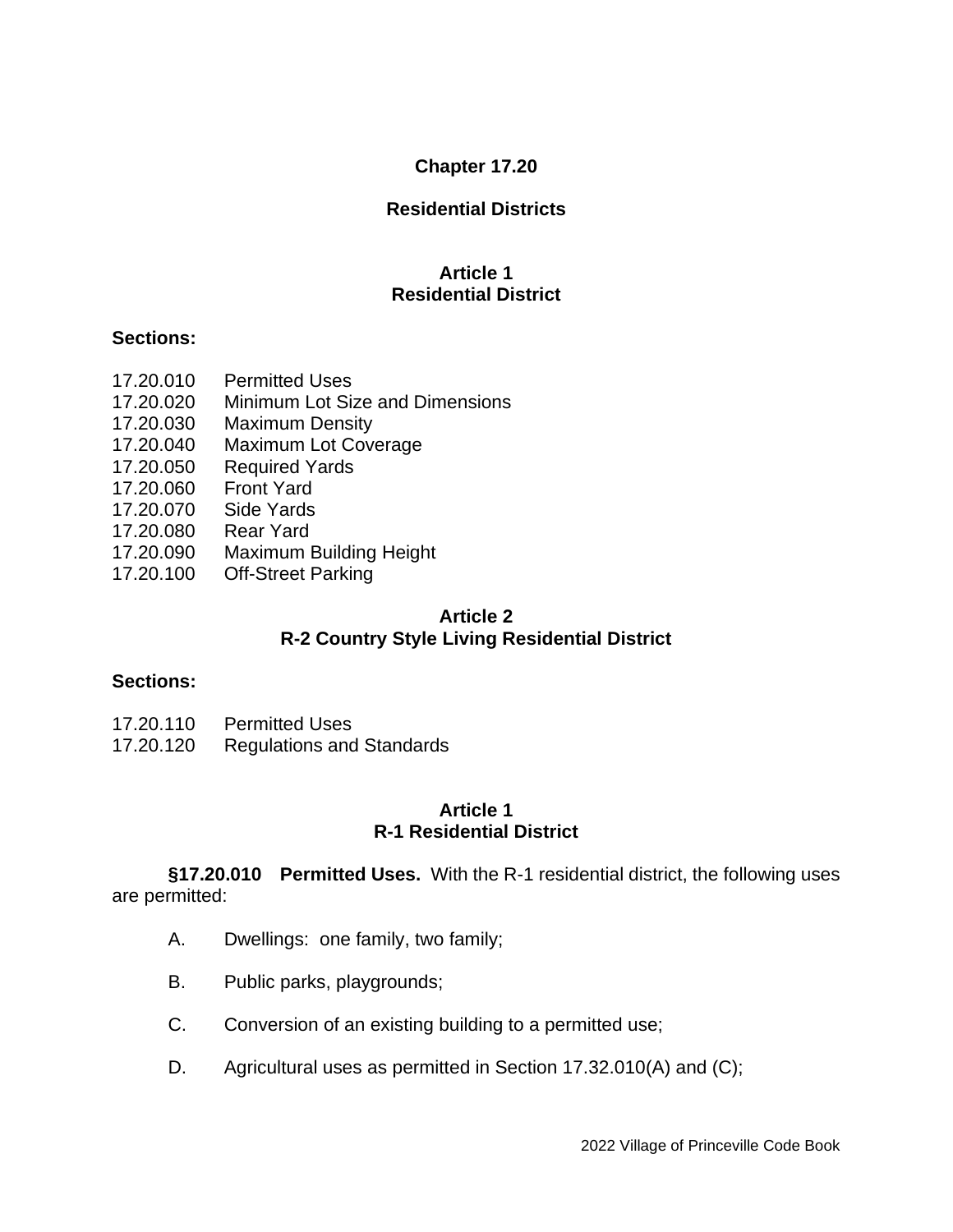# Chapter 17.20

## Residential Districts

### Article 1
### Residential District

**Sections:**

17.20.010 Permitted Uses
17.20.020 Minimum Lot Size and Dimensions
17.20.030 Maximum Density
17.20.040 Maximum Lot Coverage
17.20.050 Required Yards
17.20.060 Front Yard
17.20.070 Side Yards
17.20.080 Rear Yard
17.20.090 Maximum Building Height
17.20.100 Off-Street Parking

### Article 2
### R-2 Country Style Living Residential District

**Sections:**

17.20.110 Permitted Uses
17.20.120 Regulations and Standards

### Article 1
### R-1 Residential District

**§17.20.010 Permitted Uses.** With the R-1 residential district, the following uses are permitted:

A. Dwellings: one family, two family;

B. Public parks, playgrounds;

C. Conversion of an existing building to a permitted use;

D. Agricultural uses as permitted in Section 17.32.010(A) and (C);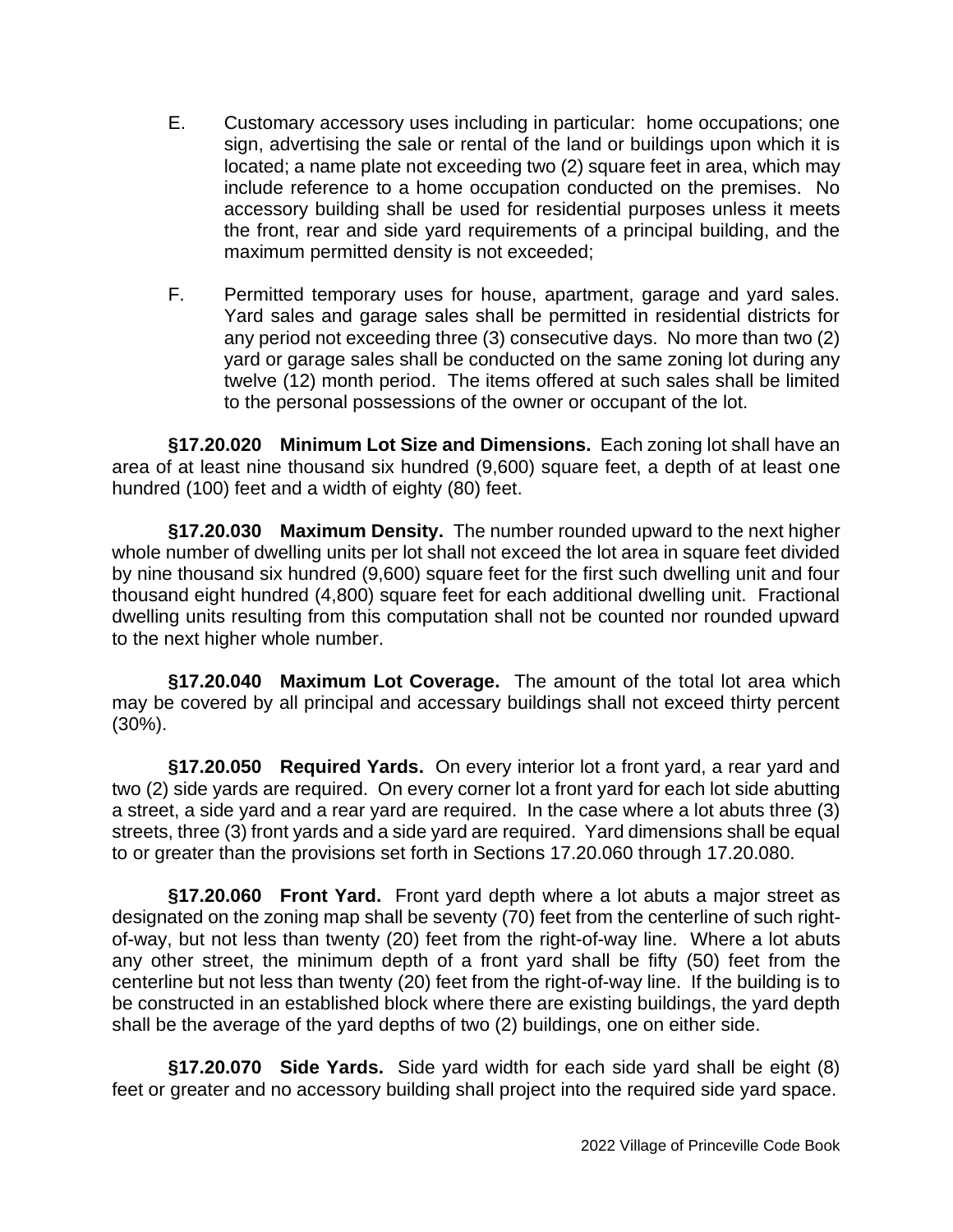E. Customary accessory uses including in particular: home occupations; one sign, advertising the sale or rental of the land or buildings upon which it is located; a name plate not exceeding two (2) square feet in area, which may include reference to a home occupation conducted on the premises. No accessory building shall be used for residential purposes unless it meets the front, rear and side yard requirements of a principal building, and the maximum permitted density is not exceeded;

F. Permitted temporary uses for house, apartment, garage and yard sales. Yard sales and garage sales shall be permitted in residential districts for any period not exceeding three (3) consecutive days. No more than two (2) yard or garage sales shall be conducted on the same zoning lot during any twelve (12) month period. The items offered at such sales shall be limited to the personal possessions of the owner or occupant of the lot.

**§17.20.020 Minimum Lot Size and Dimensions.** Each zoning lot shall have an area of at least nine thousand six hundred (9,600) square feet, a depth of at least one hundred (100) feet and a width of eighty (80) feet.

**§17.20.030 Maximum Density.** The number rounded upward to the next higher whole number of dwelling units per lot shall not exceed the lot area in square feet divided by nine thousand six hundred (9,600) square feet for the first such dwelling unit and four thousand eight hundred (4,800) square feet for each additional dwelling unit. Fractional dwelling units resulting from this computation shall not be counted nor rounded upward to the next higher whole number.

**§17.20.040 Maximum Lot Coverage.** The amount of the total lot area which may be covered by all principal and accessary buildings shall not exceed thirty percent (30%).

**§17.20.050 Required Yards.** On every interior lot a front yard, a rear yard and two (2) side yards are required. On every corner lot a front yard for each lot side abutting a street, a side yard and a rear yard are required. In the case where a lot abuts three (3) streets, three (3) front yards and a side yard are required. Yard dimensions shall be equal to or greater than the provisions set forth in Sections 17.20.060 through 17.20.080.

**§17.20.060 Front Yard.** Front yard depth where a lot abuts a major street as designated on the zoning map shall be seventy (70) feet from the centerline of such right-of-way, but not less than twenty (20) feet from the right-of-way line. Where a lot abuts any other street, the minimum depth of a front yard shall be fifty (50) feet from the centerline but not less than twenty (20) feet from the right-of-way line. If the building is to be constructed in an established block where there are existing buildings, the yard depth shall be the average of the yard depths of two (2) buildings, one on either side.

**§17.20.070 Side Yards.** Side yard width for each side yard shall be eight (8) feet or greater and no accessory building shall project into the required side yard space.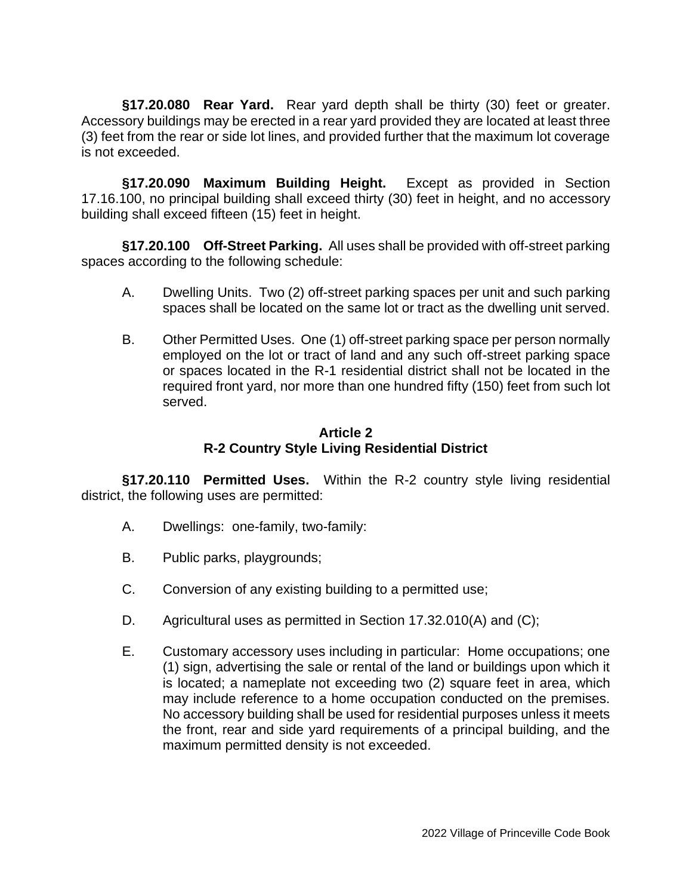**§17.20.080 Rear Yard.** Rear yard depth shall be thirty (30) feet or greater. Accessory buildings may be erected in a rear yard provided they are located at least three (3) feet from the rear or side lot lines, and provided further that the maximum lot coverage is not exceeded.

**§17.20.090 Maximum Building Height.** Except as provided in Section 17.16.100, no principal building shall exceed thirty (30) feet in height, and no accessory building shall exceed fifteen (15) feet in height.

**§17.20.100 Off-Street Parking.** All uses shall be provided with off-street parking spaces according to the following schedule:

A. Dwelling Units. Two (2) off-street parking spaces per unit and such parking spaces shall be located on the same lot or tract as the dwelling unit served.

B. Other Permitted Uses. One (1) off-street parking space per person normally employed on the lot or tract of land and any such off-street parking space or spaces located in the R-1 residential district shall not be located in the required front yard, nor more than one hundred fifty (150) feet from such lot served.

## Article 2
## R-2 Country Style Living Residential District

**§17.20.110 Permitted Uses.** Within the R-2 country style living residential district, the following uses are permitted:

A. Dwellings: one-family, two-family:

B. Public parks, playgrounds;

C. Conversion of any existing building to a permitted use;

D. Agricultural uses as permitted in Section 17.32.010(A) and (C);

E. Customary accessory uses including in particular: Home occupations; one (1) sign, advertising the sale or rental of the land or buildings upon which it is located; a nameplate not exceeding two (2) square feet in area, which may include reference to a home occupation conducted on the premises. No accessory building shall be used for residential purposes unless it meets the front, rear and side yard requirements of a principal building, and the maximum permitted density is not exceeded.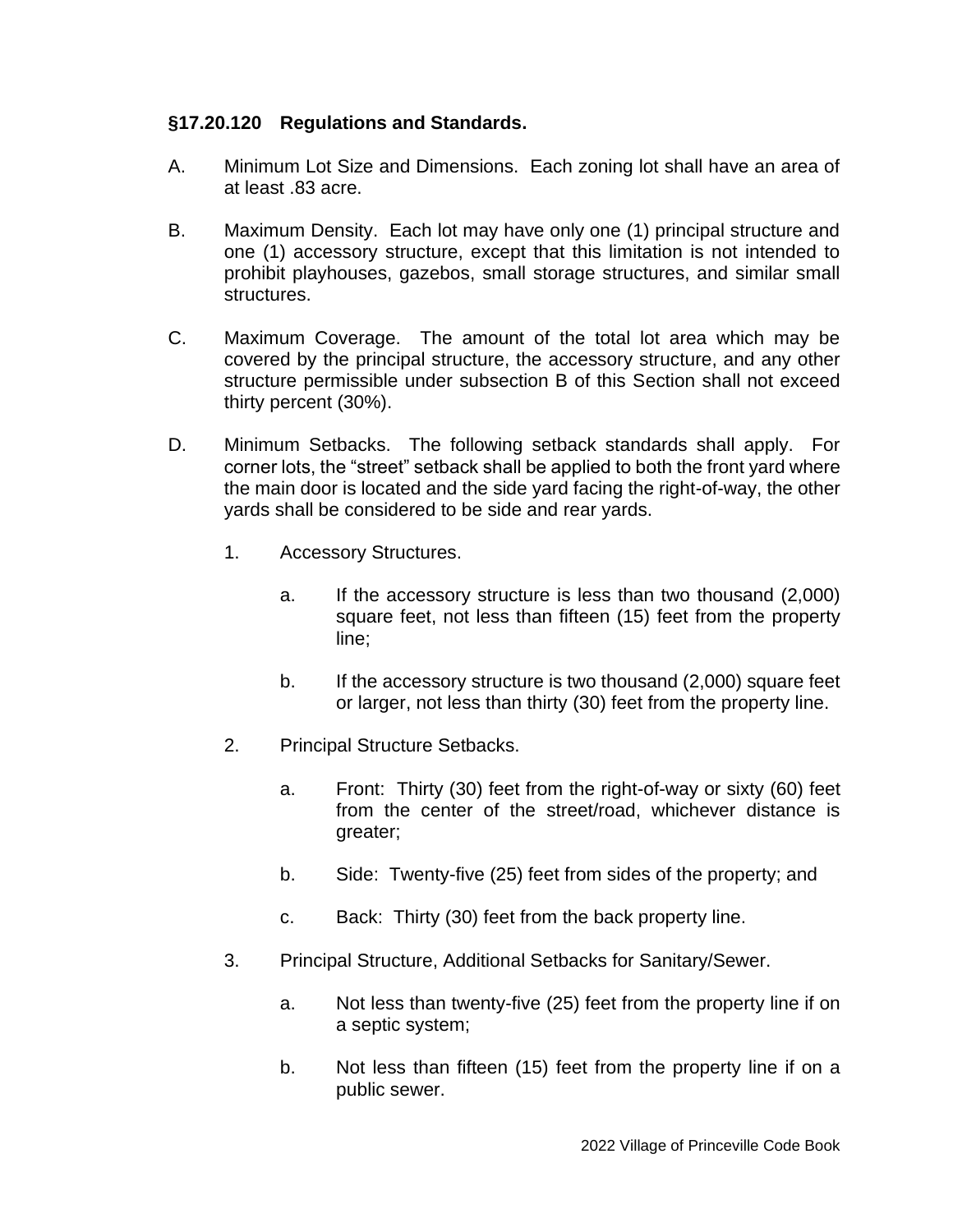### §17.20.120 Regulations and Standards.

A. Minimum Lot Size and Dimensions. Each zoning lot shall have an area of at least .83 acre.

B. Maximum Density. Each lot may have only one (1) principal structure and one (1) accessory structure, except that this limitation is not intended to prohibit playhouses, gazebos, small storage structures, and similar small structures.

C. Maximum Coverage. The amount of the total lot area which may be covered by the principal structure, the accessory structure, and any other structure permissible under subsection B of this Section shall not exceed thirty percent (30%).

D. Minimum Setbacks. The following setback standards shall apply. For corner lots, the "street" setback shall be applied to both the front yard where the main door is located and the side yard facing the right-of-way, the other yards shall be considered to be side and rear yards.

1. Accessory Structures.

    a. If the accessory structure is less than two thousand (2,000) square feet, not less than fifteen (15) feet from the property line;

    b. If the accessory structure is two thousand (2,000) square feet or larger, not less than thirty (30) feet from the property line.

2. Principal Structure Setbacks.

    a. Front: Thirty (30) feet from the right-of-way or sixty (60) feet from the center of the street/road, whichever distance is greater;

    b. Side: Twenty-five (25) feet from sides of the property; and

    c. Back: Thirty (30) feet from the back property line.

3. Principal Structure, Additional Setbacks for Sanitary/Sewer.

    a. Not less than twenty-five (25) feet from the property line if on a septic system;

    b. Not less than fifteen (15) feet from the property line if on a public sewer.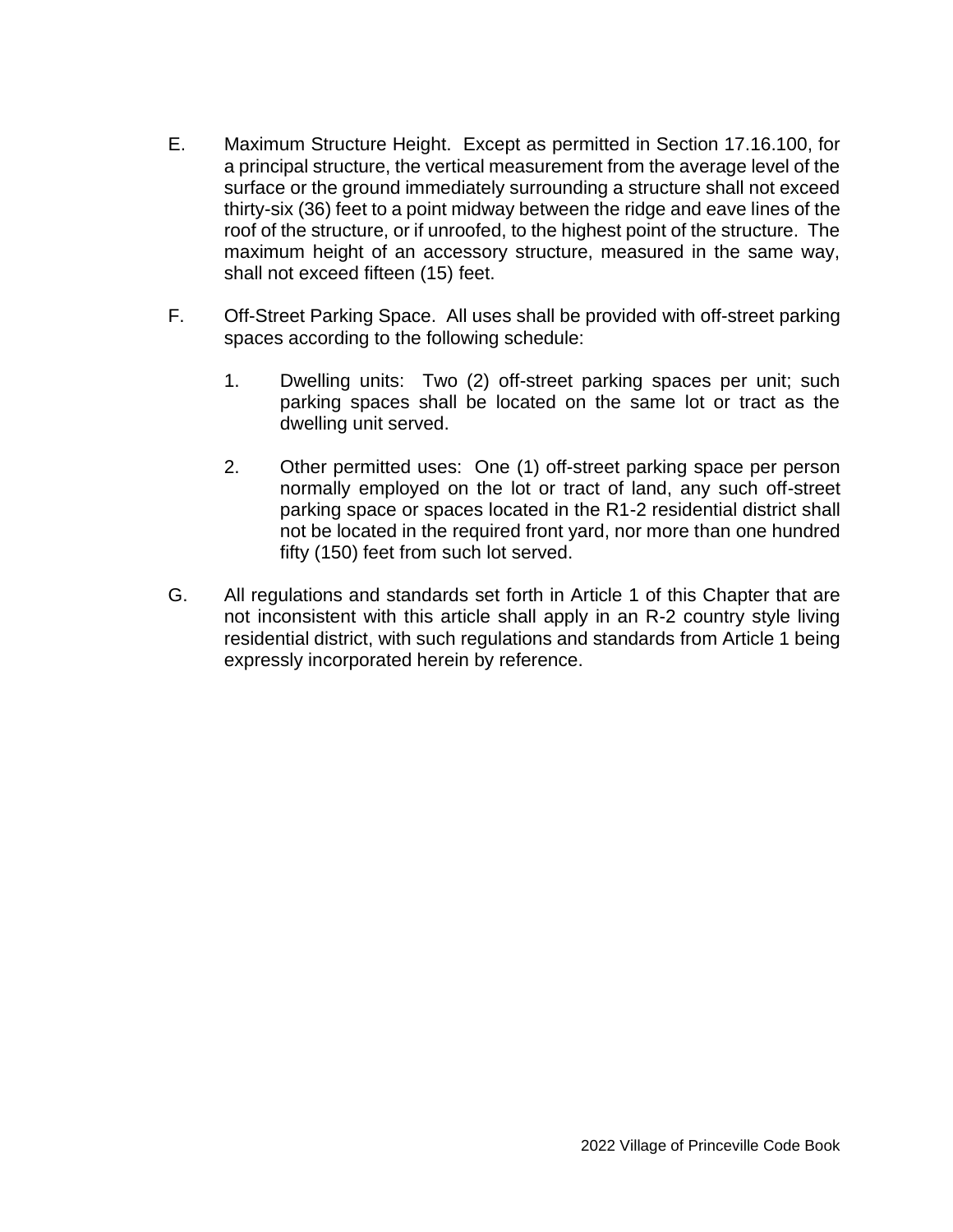E. Maximum Structure Height. Except as permitted in Section 17.16.100, for a principal structure, the vertical measurement from the average level of the surface or the ground immediately surrounding a structure shall not exceed thirty-six (36) feet to a point midway between the ridge and eave lines of the roof of the structure, or if unroofed, to the highest point of the structure. The maximum height of an accessory structure, measured in the same way, shall not exceed fifteen (15) feet.

F. Off-Street Parking Space. All uses shall be provided with off-street parking spaces according to the following schedule:

   1. Dwelling units: Two (2) off-street parking spaces per unit; such parking spaces shall be located on the same lot or tract as the dwelling unit served.

   2. Other permitted uses: One (1) off-street parking space per person normally employed on the lot or tract of land, any such off-street parking space or spaces located in the R1-2 residential district shall not be located in the required front yard, nor more than one hundred fifty (150) feet from such lot served.

G. All regulations and standards set forth in Article 1 of this Chapter that are not inconsistent with this article shall apply in an R-2 country style living residential district, with such regulations and standards from Article 1 being expressly incorporated herein by reference.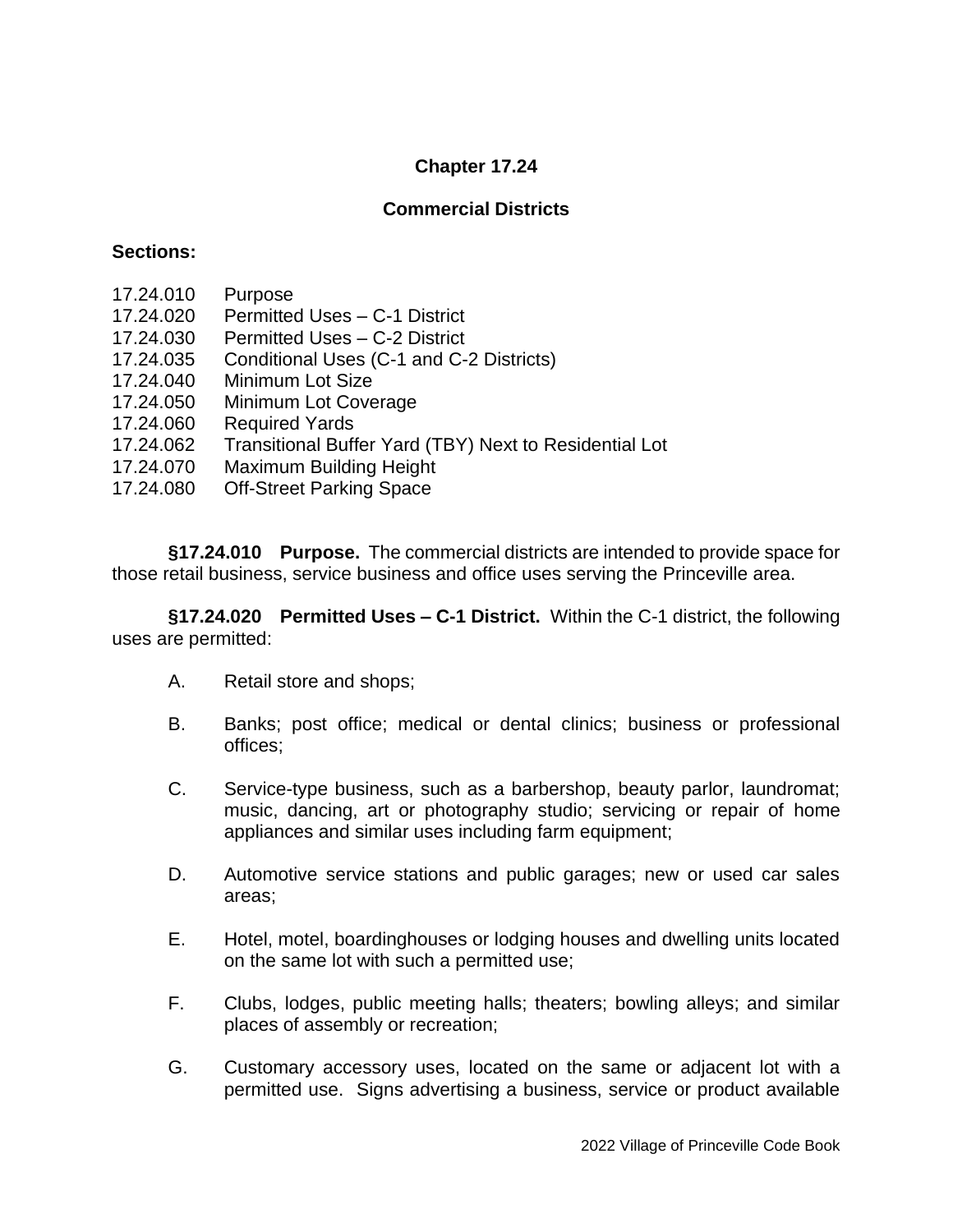# Chapter 17.24

## Commercial Districts

**Sections:**

17.24.010 Purpose
17.24.020 Permitted Uses – C-1 District
17.24.030 Permitted Uses – C-2 District
17.24.035 Conditional Uses (C-1 and C-2 Districts)
17.24.040 Minimum Lot Size
17.24.050 Minimum Lot Coverage
17.24.060 Required Yards
17.24.062 Transitional Buffer Yard (TBY) Next to Residential Lot
17.24.070 Maximum Building Height
17.24.080 Off-Street Parking Space

**§17.24.010 Purpose.** The commercial districts are intended to provide space for those retail business, service business and office uses serving the Princeville area.

**§17.24.020 Permitted Uses – C-1 District.** Within the C-1 district, the following uses are permitted:

A. Retail store and shops;

B. Banks; post office; medical or dental clinics; business or professional offices;

C. Service-type business, such as a barbershop, beauty parlor, laundromat; music, dancing, art or photography studio; servicing or repair of home appliances and similar uses including farm equipment;

D. Automotive service stations and public garages; new or used car sales areas;

E. Hotel, motel, boardinghouses or lodging houses and dwelling units located on the same lot with such a permitted use;

F. Clubs, lodges, public meeting halls; theaters; bowling alleys; and similar places of assembly or recreation;

G. Customary accessory uses, located on the same or adjacent lot with a permitted use. Signs advertising a business, service or product available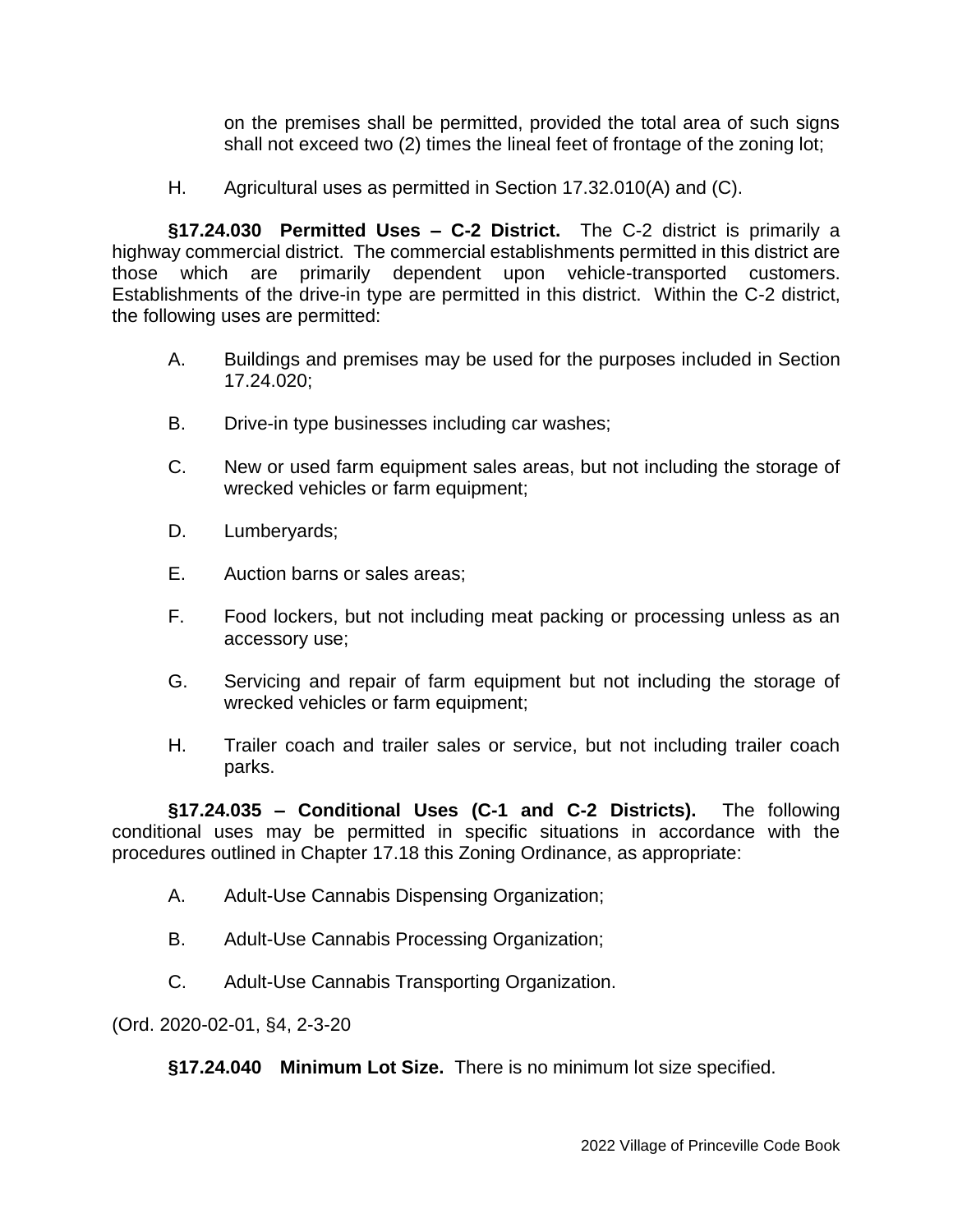on the premises shall be permitted, provided the total area of such signs shall not exceed two (2) times the lineal feet of frontage of the zoning lot;

H. Agricultural uses as permitted in Section 17.32.010(A) and (C).

**§17.24.030 Permitted Uses – C-2 District.** The C-2 district is primarily a highway commercial district. The commercial establishments permitted in this district are those which are primarily dependent upon vehicle-transported customers. Establishments of the drive-in type are permitted in this district. Within the C-2 district, the following uses are permitted:

A. Buildings and premises may be used for the purposes included in Section 17.24.020;

B. Drive-in type businesses including car washes;

C. New or used farm equipment sales areas, but not including the storage of wrecked vehicles or farm equipment;

D. Lumberyards;

E. Auction barns or sales areas;

F. Food lockers, but not including meat packing or processing unless as an accessory use;

G. Servicing and repair of farm equipment but not including the storage of wrecked vehicles or farm equipment;

H. Trailer coach and trailer sales or service, but not including trailer coach parks.

**§17.24.035 – Conditional Uses (C-1 and C-2 Districts).** The following conditional uses may be permitted in specific situations in accordance with the procedures outlined in Chapter 17.18 this Zoning Ordinance, as appropriate:

A. Adult-Use Cannabis Dispensing Organization;

B. Adult-Use Cannabis Processing Organization;

C. Adult-Use Cannabis Transporting Organization.

(Ord. 2020-02-01, §4, 2-3-20

**§17.24.040 Minimum Lot Size.** There is no minimum lot size specified.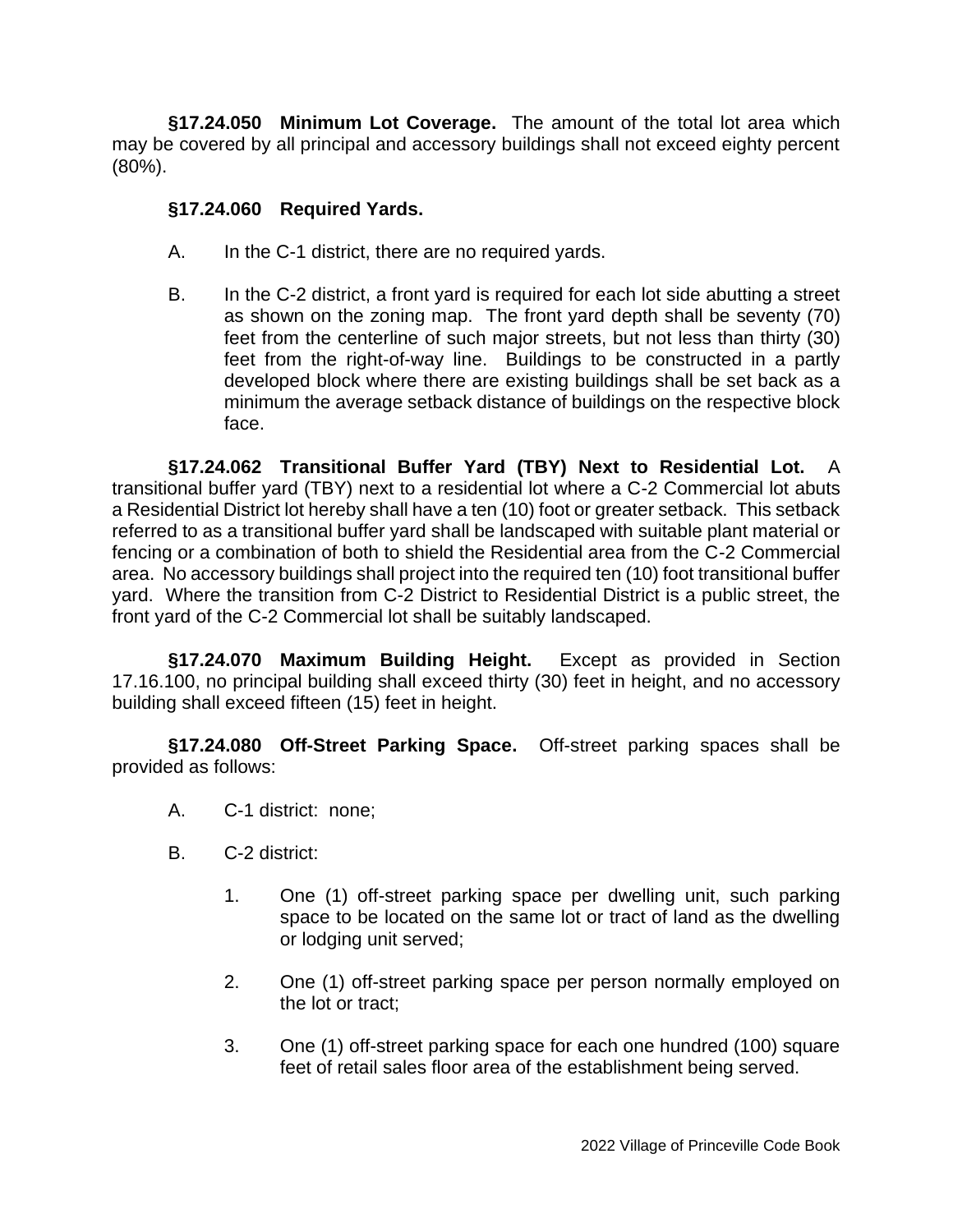**§17.24.050 Minimum Lot Coverage.** The amount of the total lot area which may be covered by all principal and accessory buildings shall not exceed eighty percent (80%).

**§17.24.060 Required Yards.**

A. In the C-1 district, there are no required yards.

B. In the C-2 district, a front yard is required for each lot side abutting a street as shown on the zoning map. The front yard depth shall be seventy (70) feet from the centerline of such major streets, but not less than thirty (30) feet from the right-of-way line. Buildings to be constructed in a partly developed block where there are existing buildings shall be set back as a minimum the average setback distance of buildings on the respective block face.

**§17.24.062 Transitional Buffer Yard (TBY) Next to Residential Lot.** A transitional buffer yard (TBY) next to a residential lot where a C-2 Commercial lot abuts a Residential District lot hereby shall have a ten (10) foot or greater setback. This setback referred to as a transitional buffer yard shall be landscaped with suitable plant material or fencing or a combination of both to shield the Residential area from the C-2 Commercial area. No accessory buildings shall project into the required ten (10) foot transitional buffer yard. Where the transition from C-2 District to Residential District is a public street, the front yard of the C-2 Commercial lot shall be suitably landscaped.

**§17.24.070 Maximum Building Height.** Except as provided in Section 17.16.100, no principal building shall exceed thirty (30) feet in height, and no accessory building shall exceed fifteen (15) feet in height.

**§17.24.080 Off-Street Parking Space.** Off-street parking spaces shall be provided as follows:

A. C-1 district: none;

B. C-2 district:

1. One (1) off-street parking space per dwelling unit, such parking space to be located on the same lot or tract of land as the dwelling or lodging unit served;

2. One (1) off-street parking space per person normally employed on the lot or tract;

3. One (1) off-street parking space for each one hundred (100) square feet of retail sales floor area of the establishment being served.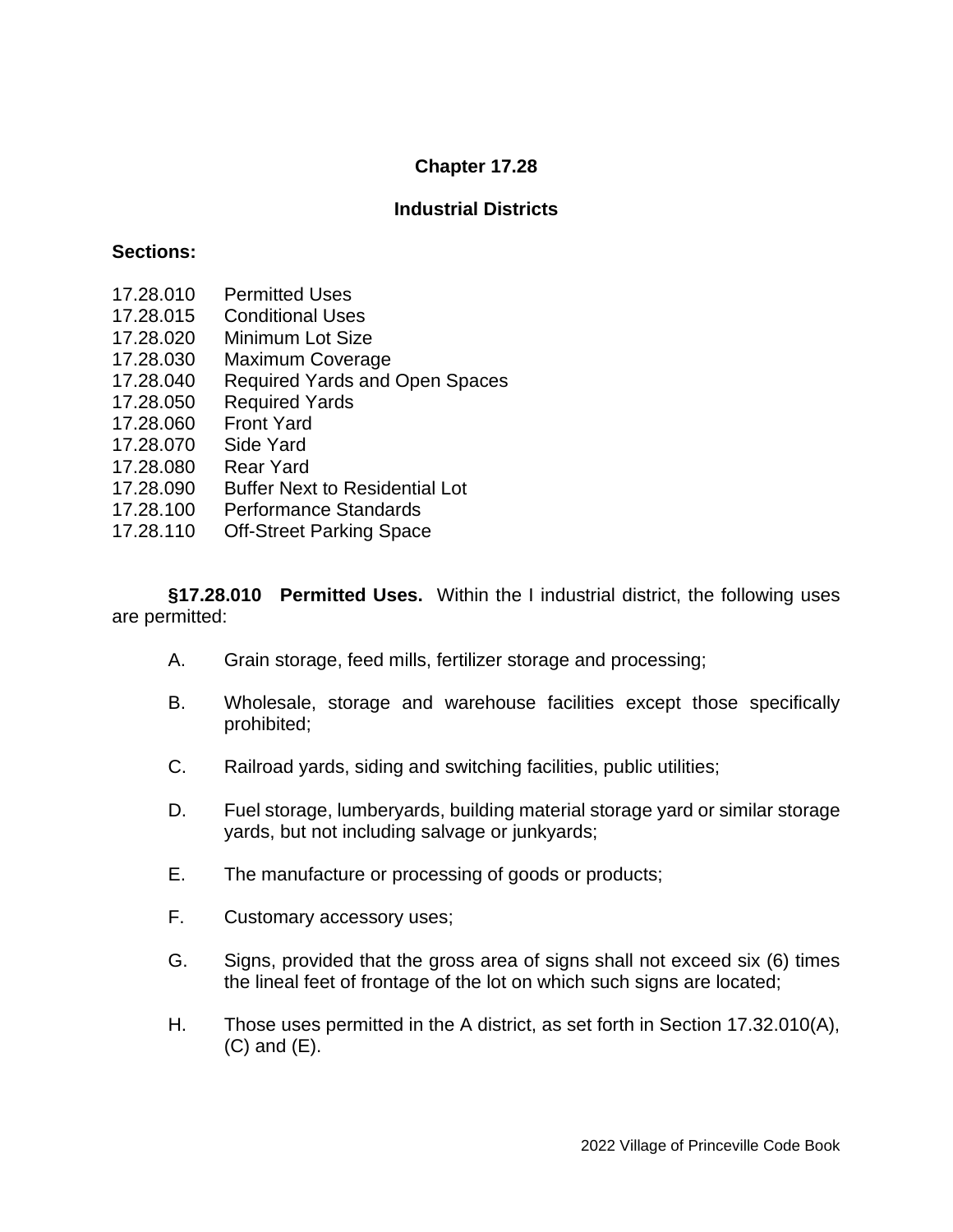# Chapter 17.28

## Industrial Districts

**Sections:**

17.28.010 Permitted Uses
17.28.015 Conditional Uses
17.28.020 Minimum Lot Size
17.28.030 Maximum Coverage
17.28.040 Required Yards and Open Spaces
17.28.050 Required Yards
17.28.060 Front Yard
17.28.070 Side Yard
17.28.080 Rear Yard
17.28.090 Buffer Next to Residential Lot
17.28.100 Performance Standards
17.28.110 Off-Street Parking Space

**§17.28.010 Permitted Uses.** Within the I industrial district, the following uses are permitted:

A. Grain storage, feed mills, fertilizer storage and processing;

B. Wholesale, storage and warehouse facilities except those specifically prohibited;

C. Railroad yards, siding and switching facilities, public utilities;

D. Fuel storage, lumberyards, building material storage yard or similar storage yards, but not including salvage or junkyards;

E. The manufacture or processing of goods or products;

F. Customary accessory uses;

G. Signs, provided that the gross area of signs shall not exceed six (6) times the lineal feet of frontage of the lot on which such signs are located;

H. Those uses permitted in the A district, as set forth in Section 17.32.010(A), (C) and (E).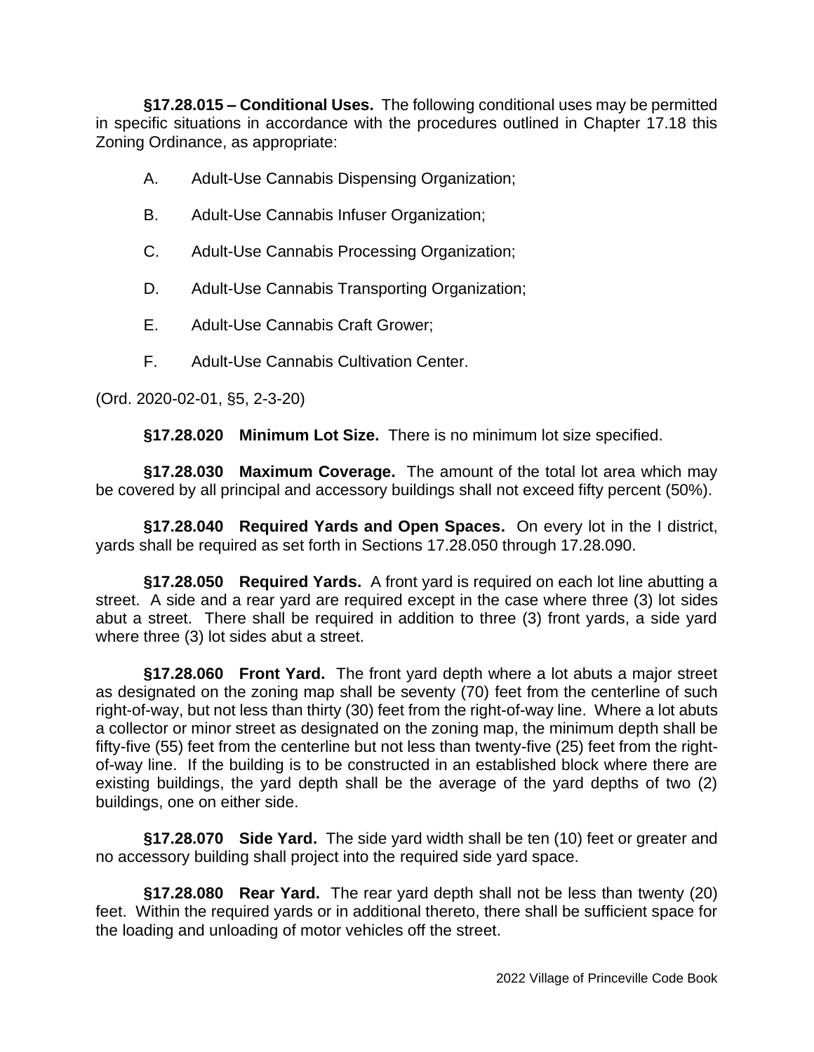**§17.28.015 – Conditional Uses.** The following conditional uses may be permitted in specific situations in accordance with the procedures outlined in Chapter 17.18 this Zoning Ordinance, as appropriate:

A. Adult-Use Cannabis Dispensing Organization;

B. Adult-Use Cannabis Infuser Organization;

C. Adult-Use Cannabis Processing Organization;

D. Adult-Use Cannabis Transporting Organization;

E. Adult-Use Cannabis Craft Grower;

F. Adult-Use Cannabis Cultivation Center.

(Ord. 2020-02-01, §5, 2-3-20)

**§17.28.020 Minimum Lot Size.** There is no minimum lot size specified.

**§17.28.030 Maximum Coverage.** The amount of the total lot area which may be covered by all principal and accessory buildings shall not exceed fifty percent (50%).

**§17.28.040 Required Yards and Open Spaces.** On every lot in the I district, yards shall be required as set forth in Sections 17.28.050 through 17.28.090.

**§17.28.050 Required Yards.** A front yard is required on each lot line abutting a street. A side and a rear yard are required except in the case where three (3) lot sides abut a street. There shall be required in addition to three (3) front yards, a side yard where three (3) lot sides abut a street.

**§17.28.060 Front Yard.** The front yard depth where a lot abuts a major street as designated on the zoning map shall be seventy (70) feet from the centerline of such right-of-way, but not less than thirty (30) feet from the right-of-way line. Where a lot abuts a collector or minor street as designated on the zoning map, the minimum depth shall be fifty-five (55) feet from the centerline but not less than twenty-five (25) feet from the right-of-way line. If the building is to be constructed in an established block where there are existing buildings, the yard depth shall be the average of the yard depths of two (2) buildings, one on either side.

**§17.28.070 Side Yard.** The side yard width shall be ten (10) feet or greater and no accessory building shall project into the required side yard space.

**§17.28.080 Rear Yard.** The rear yard depth shall not be less than twenty (20) feet. Within the required yards or in additional thereto, there shall be sufficient space for the loading and unloading of motor vehicles off the street.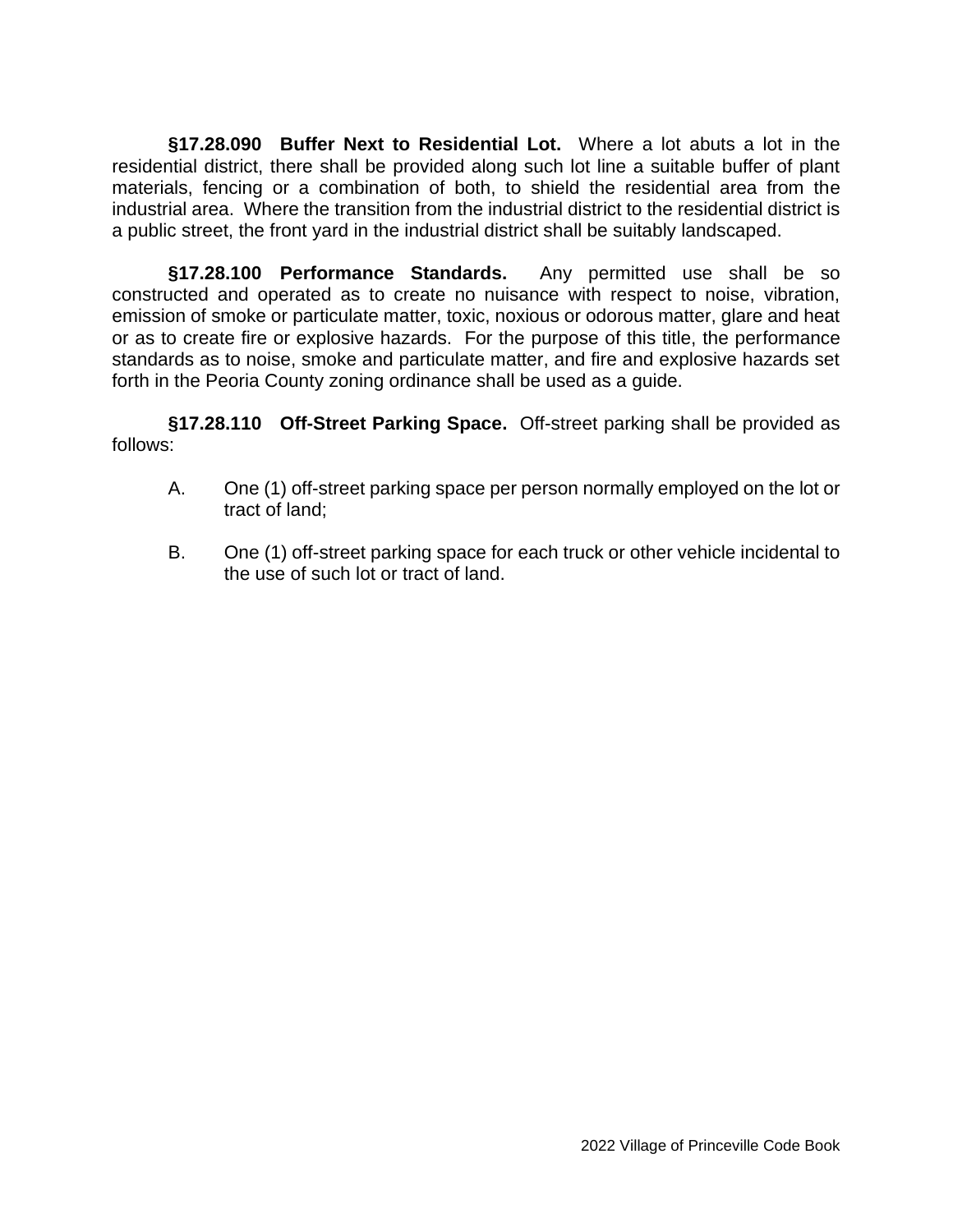**§17.28.090 Buffer Next to Residential Lot.** Where a lot abuts a lot in the residential district, there shall be provided along such lot line a suitable buffer of plant materials, fencing or a combination of both, to shield the residential area from the industrial area. Where the transition from the industrial district to the residential district is a public street, the front yard in the industrial district shall be suitably landscaped.

**§17.28.100 Performance Standards.** Any permitted use shall be so constructed and operated as to create no nuisance with respect to noise, vibration, emission of smoke or particulate matter, toxic, noxious or odorous matter, glare and heat or as to create fire or explosive hazards. For the purpose of this title, the performance standards as to noise, smoke and particulate matter, and fire and explosive hazards set forth in the Peoria County zoning ordinance shall be used as a guide.

**§17.28.110 Off-Street Parking Space.** Off-street parking shall be provided as follows:

A. One (1) off-street parking space per person normally employed on the lot or tract of land;

B. One (1) off-street parking space for each truck or other vehicle incidental to the use of such lot or tract of land.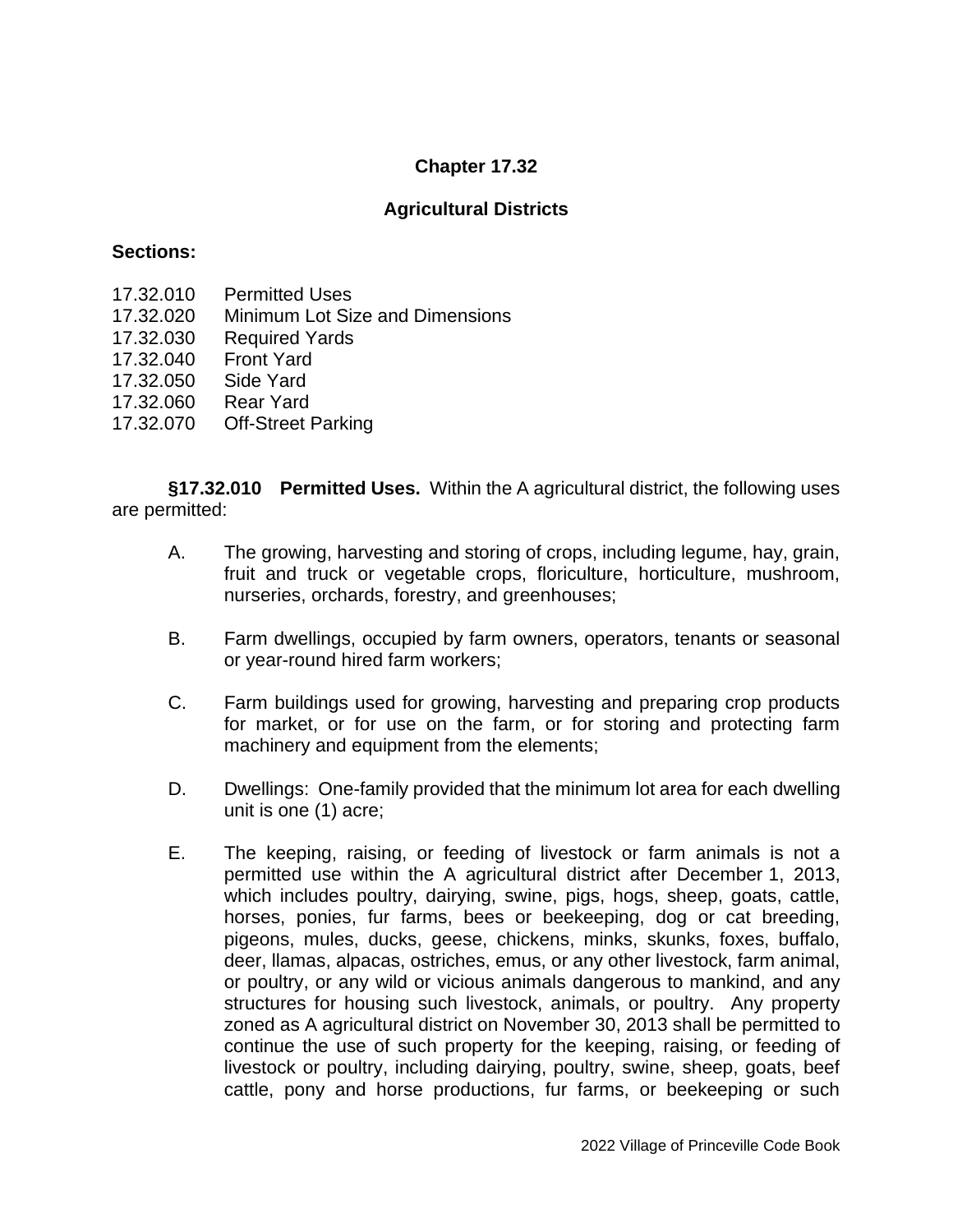# Chapter 17.32

## Agricultural Districts

**Sections:**

17.32.010 Permitted Uses
17.32.020 Minimum Lot Size and Dimensions
17.32.030 Required Yards
17.32.040 Front Yard
17.32.050 Side Yard
17.32.060 Rear Yard
17.32.070 Off-Street Parking

**§17.32.010 Permitted Uses.** Within the A agricultural district, the following uses are permitted:

A. The growing, harvesting and storing of crops, including legume, hay, grain, fruit and truck or vegetable crops, floriculture, horticulture, mushroom, nurseries, orchards, forestry, and greenhouses;

B. Farm dwellings, occupied by farm owners, operators, tenants or seasonal or year-round hired farm workers;

C. Farm buildings used for growing, harvesting and preparing crop products for market, or for use on the farm, or for storing and protecting farm machinery and equipment from the elements;

D. Dwellings: One-family provided that the minimum lot area for each dwelling unit is one (1) acre;

E. The keeping, raising, or feeding of livestock or farm animals is not a permitted use within the A agricultural district after December 1, 2013, which includes poultry, dairying, swine, pigs, hogs, sheep, goats, cattle, horses, ponies, fur farms, bees or beekeeping, dog or cat breeding, pigeons, mules, ducks, geese, chickens, minks, skunks, foxes, buffalo, deer, llamas, alpacas, ostriches, emus, or any other livestock, farm animal, or poultry, or any wild or vicious animals dangerous to mankind, and any structures for housing such livestock, animals, or poultry. Any property zoned as A agricultural district on November 30, 2013 shall be permitted to continue the use of such property for the keeping, raising, or feeding of livestock or poultry, including dairying, poultry, swine, sheep, goats, beef cattle, pony and horse productions, fur farms, or beekeeping or such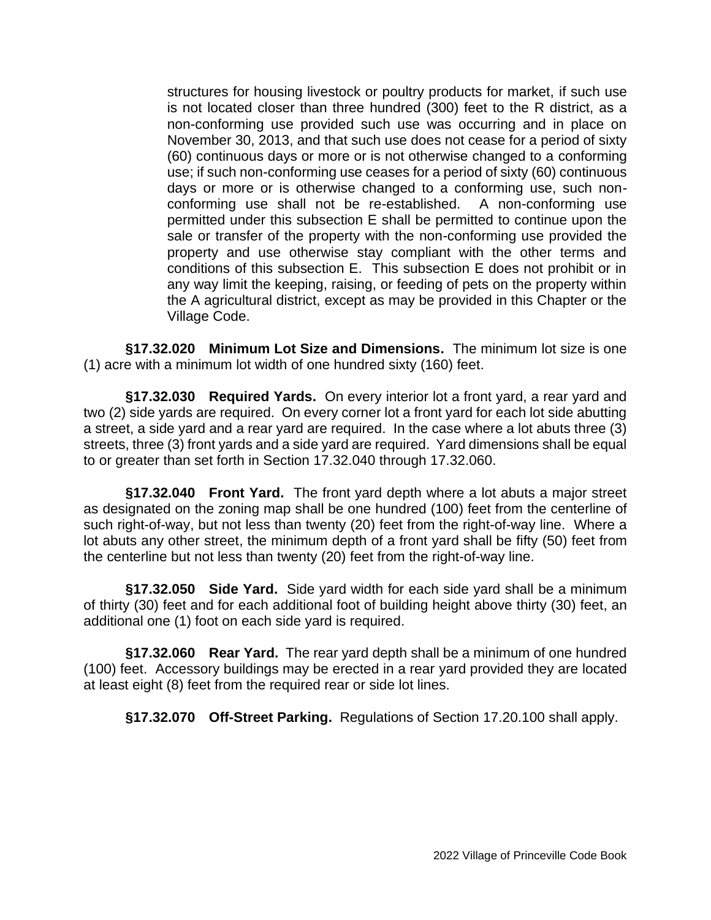structures for housing livestock or poultry products for market, if such use is not located closer than three hundred (300) feet to the R district, as a non-conforming use provided such use was occurring and in place on November 30, 2013, and that such use does not cease for a period of sixty (60) continuous days or more or is not otherwise changed to a conforming use; if such non-conforming use ceases for a period of sixty (60) continuous days or more or is otherwise changed to a conforming use, such non-conforming use shall not be re-established. A non-conforming use permitted under this subsection E shall be permitted to continue upon the sale or transfer of the property with the non-conforming use provided the property and use otherwise stay compliant with the other terms and conditions of this subsection E. This subsection E does not prohibit or in any way limit the keeping, raising, or feeding of pets on the property within the A agricultural district, except as may be provided in this Chapter or the Village Code.

**§17.32.020 Minimum Lot Size and Dimensions.** The minimum lot size is one (1) acre with a minimum lot width of one hundred sixty (160) feet.

**§17.32.030 Required Yards.** On every interior lot a front yard, a rear yard and two (2) side yards are required. On every corner lot a front yard for each lot side abutting a street, a side yard and a rear yard are required. In the case where a lot abuts three (3) streets, three (3) front yards and a side yard are required. Yard dimensions shall be equal to or greater than set forth in Section 17.32.040 through 17.32.060.

**§17.32.040 Front Yard.** The front yard depth where a lot abuts a major street as designated on the zoning map shall be one hundred (100) feet from the centerline of such right-of-way, but not less than twenty (20) feet from the right-of-way line. Where a lot abuts any other street, the minimum depth of a front yard shall be fifty (50) feet from the centerline but not less than twenty (20) feet from the right-of-way line.

**§17.32.050 Side Yard.** Side yard width for each side yard shall be a minimum of thirty (30) feet and for each additional foot of building height above thirty (30) feet, an additional one (1) foot on each side yard is required.

**§17.32.060 Rear Yard.** The rear yard depth shall be a minimum of one hundred (100) feet. Accessory buildings may be erected in a rear yard provided they are located at least eight (8) feet from the required rear or side lot lines.

**§17.32.070 Off-Street Parking.** Regulations of Section 17.20.100 shall apply.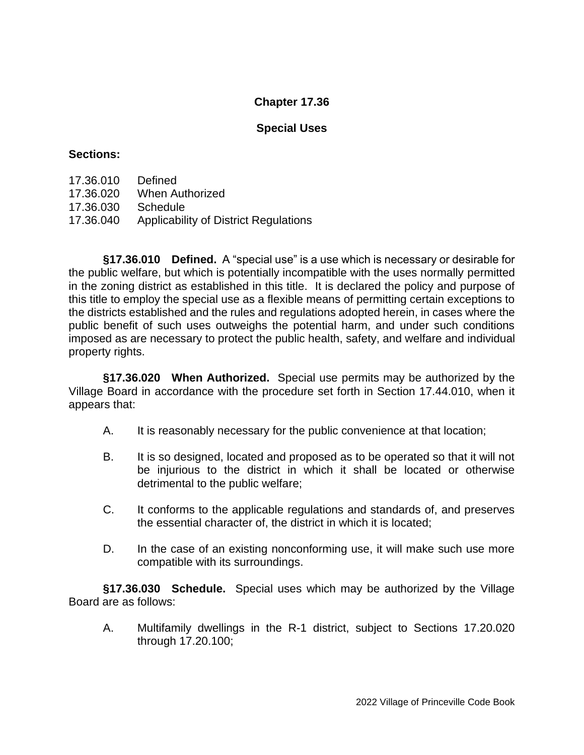# Chapter 17.36

## Special Uses

**Sections:**

17.36.010 Defined
17.36.020 When Authorized
17.36.030 Schedule
17.36.040 Applicability of District Regulations

**§17.36.010 Defined.** A "special use" is a use which is necessary or desirable for the public welfare, but which is potentially incompatible with the uses normally permitted in the zoning district as established in this title. It is declared the policy and purpose of this title to employ the special use as a flexible means of permitting certain exceptions to the districts established and the rules and regulations adopted herein, in cases where the public benefit of such uses outweighs the potential harm, and under such conditions imposed as are necessary to protect the public health, safety, and welfare and individual property rights.

**§17.36.020 When Authorized.** Special use permits may be authorized by the Village Board in accordance with the procedure set forth in Section 17.44.010, when it appears that:

A. It is reasonably necessary for the public convenience at that location;

B. It is so designed, located and proposed as to be operated so that it will not be injurious to the district in which it shall be located or otherwise detrimental to the public welfare;

C. It conforms to the applicable regulations and standards of, and preserves the essential character of, the district in which it is located;

D. In the case of an existing nonconforming use, it will make such use more compatible with its surroundings.

**§17.36.030 Schedule.** Special uses which may be authorized by the Village Board are as follows:

A. Multifamily dwellings in the R-1 district, subject to Sections 17.20.020 through 17.20.100;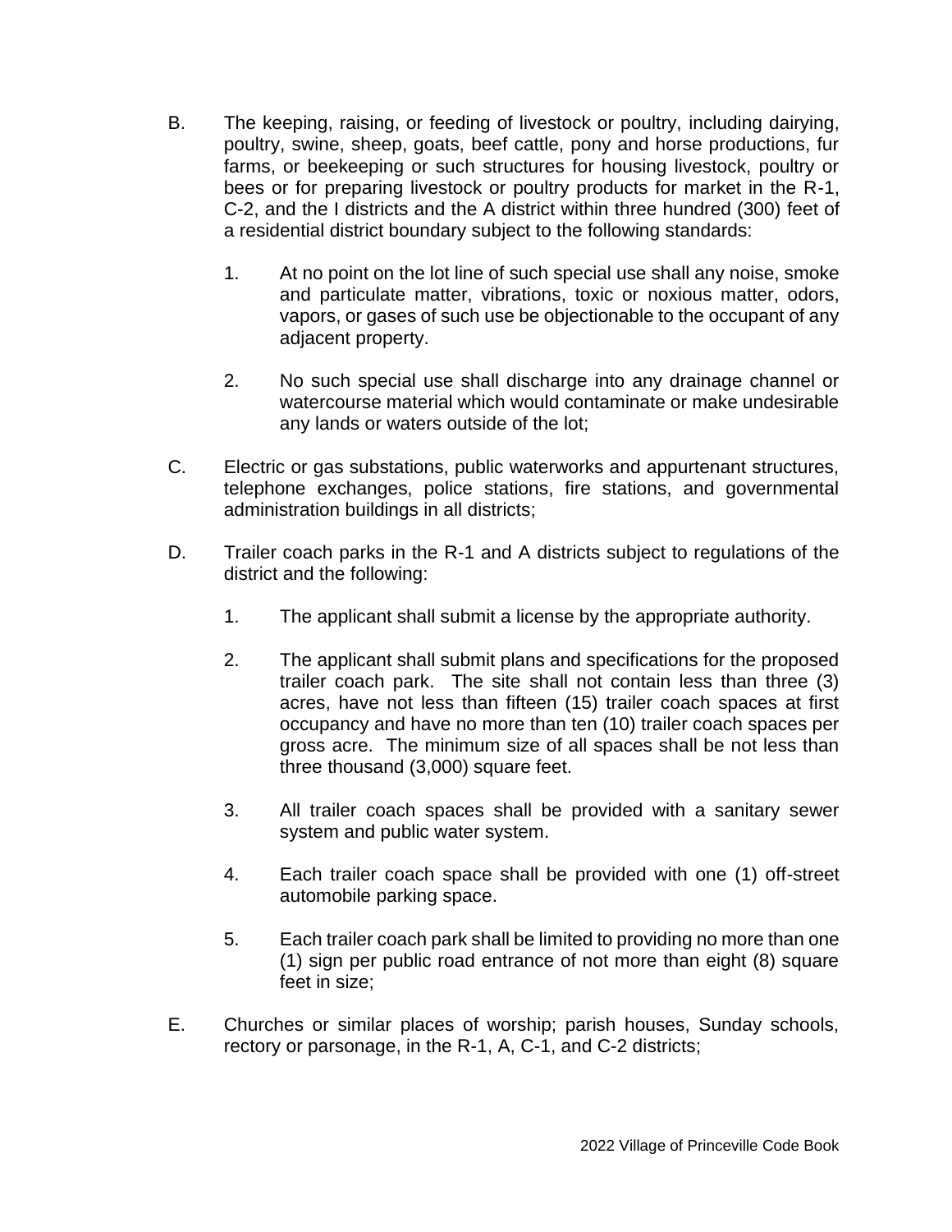B. The keeping, raising, or feeding of livestock or poultry, including dairying, poultry, swine, sheep, goats, beef cattle, pony and horse productions, fur farms, or beekeeping or such structures for housing livestock, poultry or bees or for preparing livestock or poultry products for market in the R-1, C-2, and the I districts and the A district within three hundred (300) feet of a residential district boundary subject to the following standards:

   1. At no point on the lot line of such special use shall any noise, smoke and particulate matter, vibrations, toxic or noxious matter, odors, vapors, or gases of such use be objectionable to the occupant of any adjacent property.

   2. No such special use shall discharge into any drainage channel or watercourse material which would contaminate or make undesirable any lands or waters outside of the lot;

C. Electric or gas substations, public waterworks and appurtenant structures, telephone exchanges, police stations, fire stations, and governmental administration buildings in all districts;

D. Trailer coach parks in the R-1 and A districts subject to regulations of the district and the following:

   1. The applicant shall submit a license by the appropriate authority.

   2. The applicant shall submit plans and specifications for the proposed trailer coach park. The site shall not contain less than three (3) acres, have not less than fifteen (15) trailer coach spaces at first occupancy and have no more than ten (10) trailer coach spaces per gross acre. The minimum size of all spaces shall be not less than three thousand (3,000) square feet.

   3. All trailer coach spaces shall be provided with a sanitary sewer system and public water system.

   4. Each trailer coach space shall be provided with one (1) off-street automobile parking space.

   5. Each trailer coach park shall be limited to providing no more than one (1) sign per public road entrance of not more than eight (8) square feet in size;

E. Churches or similar places of worship; parish houses, Sunday schools, rectory or parsonage, in the R-1, A, C-1, and C-2 districts;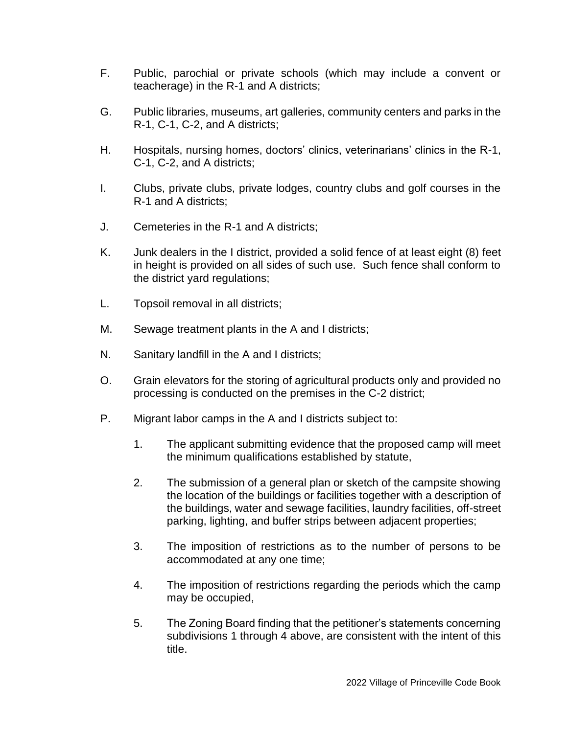F. Public, parochial or private schools (which may include a convent or teacherage) in the R-1 and A districts;

G. Public libraries, museums, art galleries, community centers and parks in the R-1, C-1, C-2, and A districts;

H. Hospitals, nursing homes, doctors' clinics, veterinarians' clinics in the R-1, C-1, C-2, and A districts;

I. Clubs, private clubs, private lodges, country clubs and golf courses in the R-1 and A districts;

J. Cemeteries in the R-1 and A districts;

K. Junk dealers in the I district, provided a solid fence of at least eight (8) feet in height is provided on all sides of such use. Such fence shall conform to the district yard regulations;

L. Topsoil removal in all districts;

M. Sewage treatment plants in the A and I districts;

N. Sanitary landfill in the A and I districts;

O. Grain elevators for the storing of agricultural products only and provided no processing is conducted on the premises in the C-2 district;

P. Migrant labor camps in the A and I districts subject to:

   1. The applicant submitting evidence that the proposed camp will meet the minimum qualifications established by statute,

   2. The submission of a general plan or sketch of the campsite showing the location of the buildings or facilities together with a description of the buildings, water and sewage facilities, laundry facilities, off-street parking, lighting, and buffer strips between adjacent properties;

   3. The imposition of restrictions as to the number of persons to be accommodated at any one time;

   4. The imposition of restrictions regarding the periods which the camp may be occupied,

   5. The Zoning Board finding that the petitioner's statements concerning subdivisions 1 through 4 above, are consistent with the intent of this title.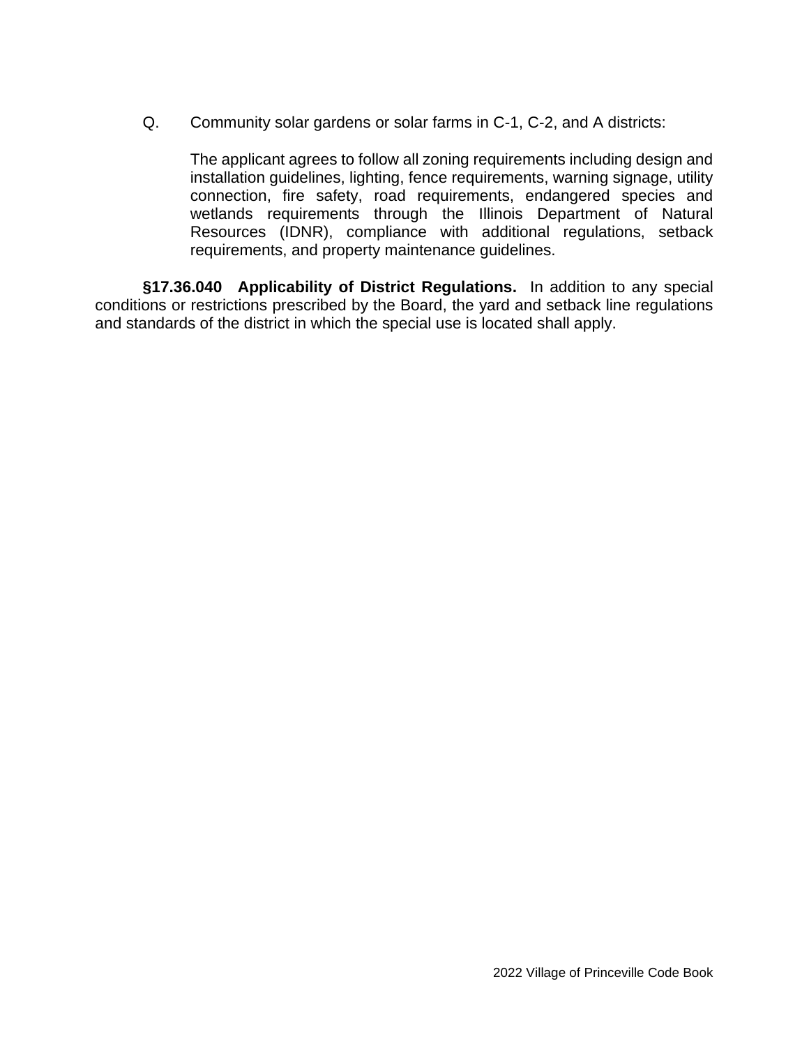Q. Community solar gardens or solar farms in C-1, C-2, and A districts:

The applicant agrees to follow all zoning requirements including design and installation guidelines, lighting, fence requirements, warning signage, utility connection, fire safety, road requirements, endangered species and wetlands requirements through the Illinois Department of Natural Resources (IDNR), compliance with additional regulations, setback requirements, and property maintenance guidelines.

**§17.36.040 Applicability of District Regulations.** In addition to any special conditions or restrictions prescribed by the Board, the yard and setback line regulations and standards of the district in which the special use is located shall apply.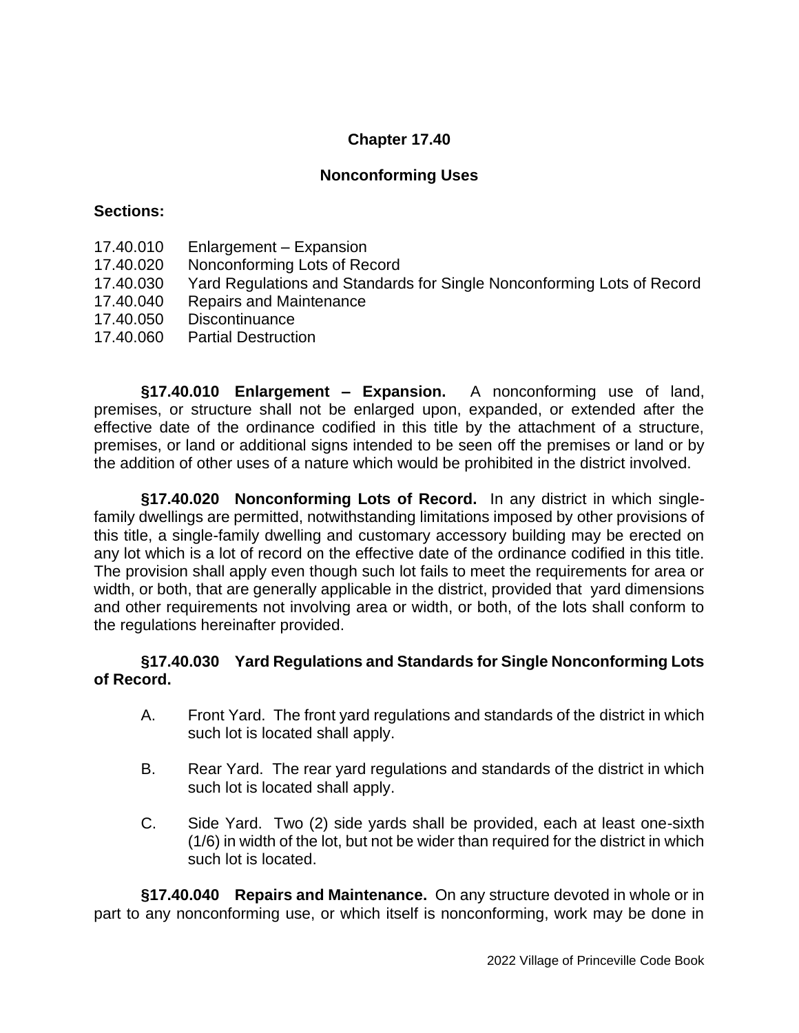# Chapter 17.40

## Nonconforming Uses

**Sections:**

17.40.010 Enlargement – Expansion
17.40.020 Nonconforming Lots of Record
17.40.030 Yard Regulations and Standards for Single Nonconforming Lots of Record
17.40.040 Repairs and Maintenance
17.40.050 Discontinuance
17.40.060 Partial Destruction

**§17.40.010 Enlargement – Expansion.** A nonconforming use of land, premises, or structure shall not be enlarged upon, expanded, or extended after the effective date of the ordinance codified in this title by the attachment of a structure, premises, or land or additional signs intended to be seen off the premises or land or by the addition of other uses of a nature which would be prohibited in the district involved.

**§17.40.020 Nonconforming Lots of Record.** In any district in which single-family dwellings are permitted, notwithstanding limitations imposed by other provisions of this title, a single-family dwelling and customary accessory building may be erected on any lot which is a lot of record on the effective date of the ordinance codified in this title. The provision shall apply even though such lot fails to meet the requirements for area or width, or both, that are generally applicable in the district, provided that yard dimensions and other requirements not involving area or width, or both, of the lots shall conform to the regulations hereinafter provided.

**§17.40.030 Yard Regulations and Standards for Single Nonconforming Lots of Record.**

A. Front Yard. The front yard regulations and standards of the district in which such lot is located shall apply.

B. Rear Yard. The rear yard regulations and standards of the district in which such lot is located shall apply.

C. Side Yard. Two (2) side yards shall be provided, each at least one-sixth (1/6) in width of the lot, but not be wider than required for the district in which such lot is located.

**§17.40.040 Repairs and Maintenance.** On any structure devoted in whole or in part to any nonconforming use, or which itself is nonconforming, work may be done in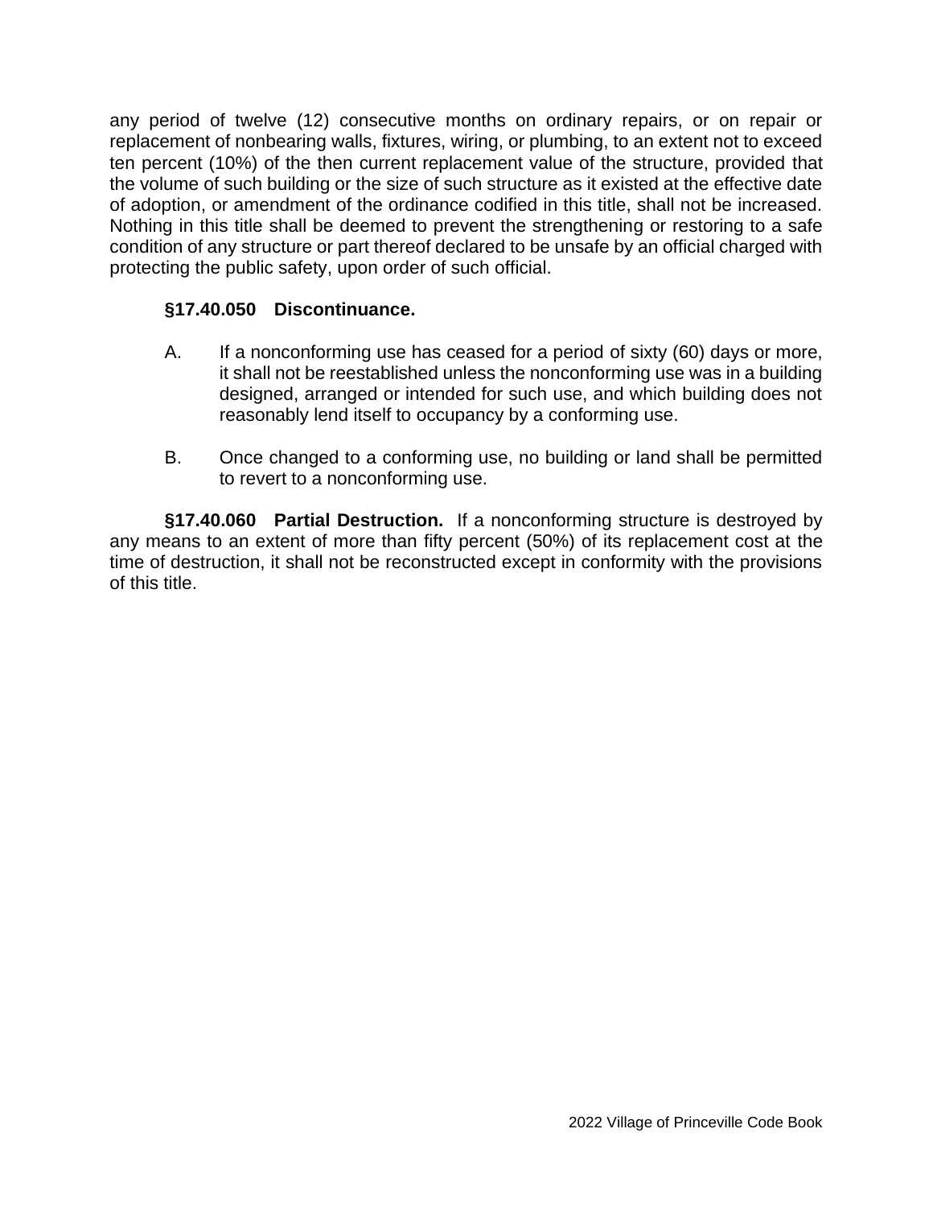any period of twelve (12) consecutive months on ordinary repairs, or on repair or replacement of nonbearing walls, fixtures, wiring, or plumbing, to an extent not to exceed ten percent (10%) of the then current replacement value of the structure, provided that the volume of such building or the size of such structure as it existed at the effective date of adoption, or amendment of the ordinance codified in this title, shall not be increased. Nothing in this title shall be deemed to prevent the strengthening or restoring to a safe condition of any structure or part thereof declared to be unsafe by an official charged with protecting the public safety, upon order of such official.

**§17.40.050 Discontinuance.**

A. If a nonconforming use has ceased for a period of sixty (60) days or more, it shall not be reestablished unless the nonconforming use was in a building designed, arranged or intended for such use, and which building does not reasonably lend itself to occupancy by a conforming use.

B. Once changed to a conforming use, no building or land shall be permitted to revert to a nonconforming use.

**§17.40.060 Partial Destruction.** If a nonconforming structure is destroyed by any means to an extent of more than fifty percent (50%) of its replacement cost at the time of destruction, it shall not be reconstructed except in conformity with the provisions of this title.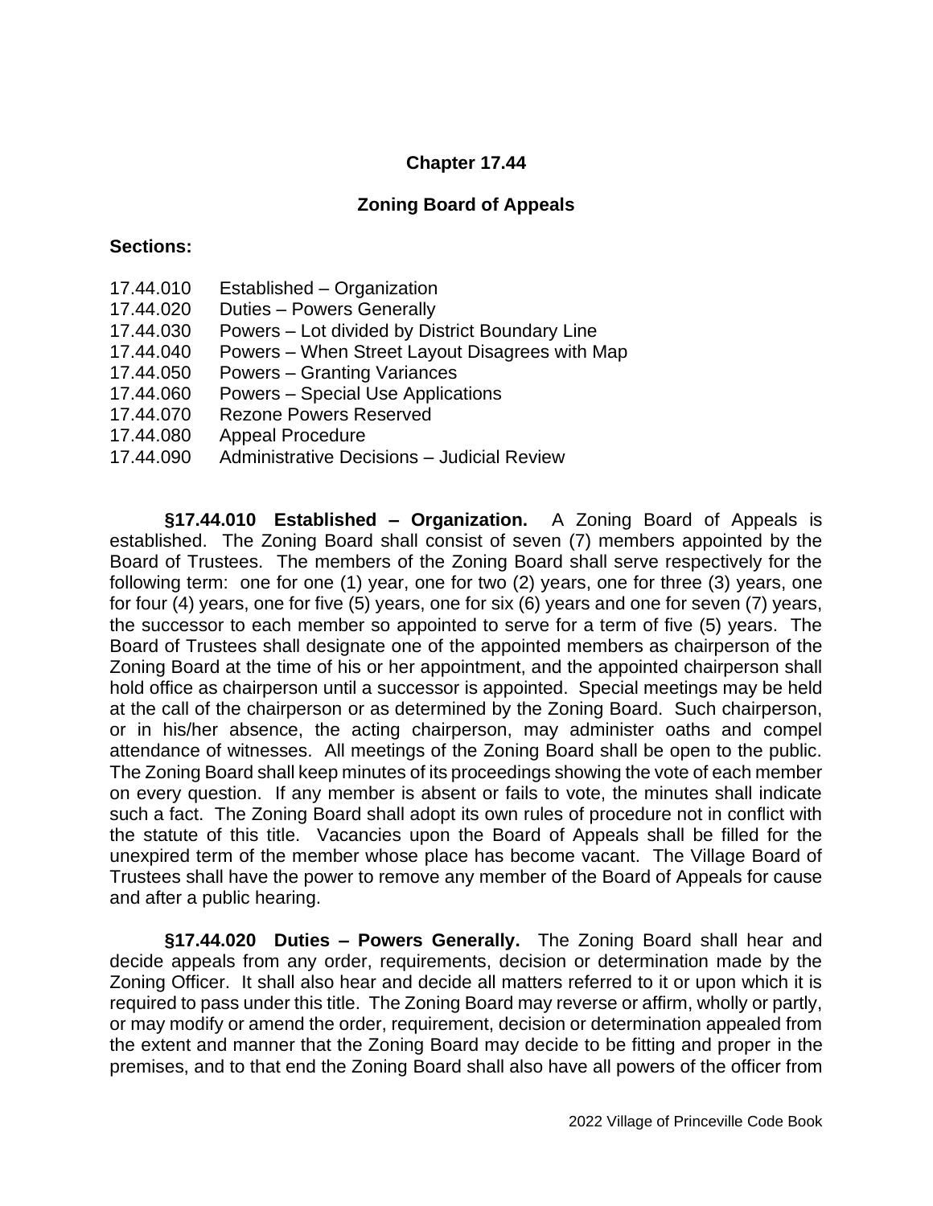# Chapter 17.44

## Zoning Board of Appeals

**Sections:**

17.44.010 Established – Organization
17.44.020 Duties – Powers Generally
17.44.030 Powers – Lot divided by District Boundary Line
17.44.040 Powers – When Street Layout Disagrees with Map
17.44.050 Powers – Granting Variances
17.44.060 Powers – Special Use Applications
17.44.070 Rezone Powers Reserved
17.44.080 Appeal Procedure
17.44.090 Administrative Decisions – Judicial Review

**§17.44.010 Established – Organization.** A Zoning Board of Appeals is established. The Zoning Board shall consist of seven (7) members appointed by the Board of Trustees. The members of the Zoning Board shall serve respectively for the following term: one for one (1) year, one for two (2) years, one for three (3) years, one for four (4) years, one for five (5) years, one for six (6) years and one for seven (7) years, the successor to each member so appointed to serve for a term of five (5) years. The Board of Trustees shall designate one of the appointed members as chairperson of the Zoning Board at the time of his or her appointment, and the appointed chairperson shall hold office as chairperson until a successor is appointed. Special meetings may be held at the call of the chairperson or as determined by the Zoning Board. Such chairperson, or in his/her absence, the acting chairperson, may administer oaths and compel attendance of witnesses. All meetings of the Zoning Board shall be open to the public. The Zoning Board shall keep minutes of its proceedings showing the vote of each member on every question. If any member is absent or fails to vote, the minutes shall indicate such a fact. The Zoning Board shall adopt its own rules of procedure not in conflict with the statute of this title. Vacancies upon the Board of Appeals shall be filled for the unexpired term of the member whose place has become vacant. The Village Board of Trustees shall have the power to remove any member of the Board of Appeals for cause and after a public hearing.

**§17.44.020 Duties – Powers Generally.** The Zoning Board shall hear and decide appeals from any order, requirements, decision or determination made by the Zoning Officer. It shall also hear and decide all matters referred to it or upon which it is required to pass under this title. The Zoning Board may reverse or affirm, wholly or partly, or may modify or amend the order, requirement, decision or determination appealed from the extent and manner that the Zoning Board may decide to be fitting and proper in the premises, and to that end the Zoning Board shall also have all powers of the officer from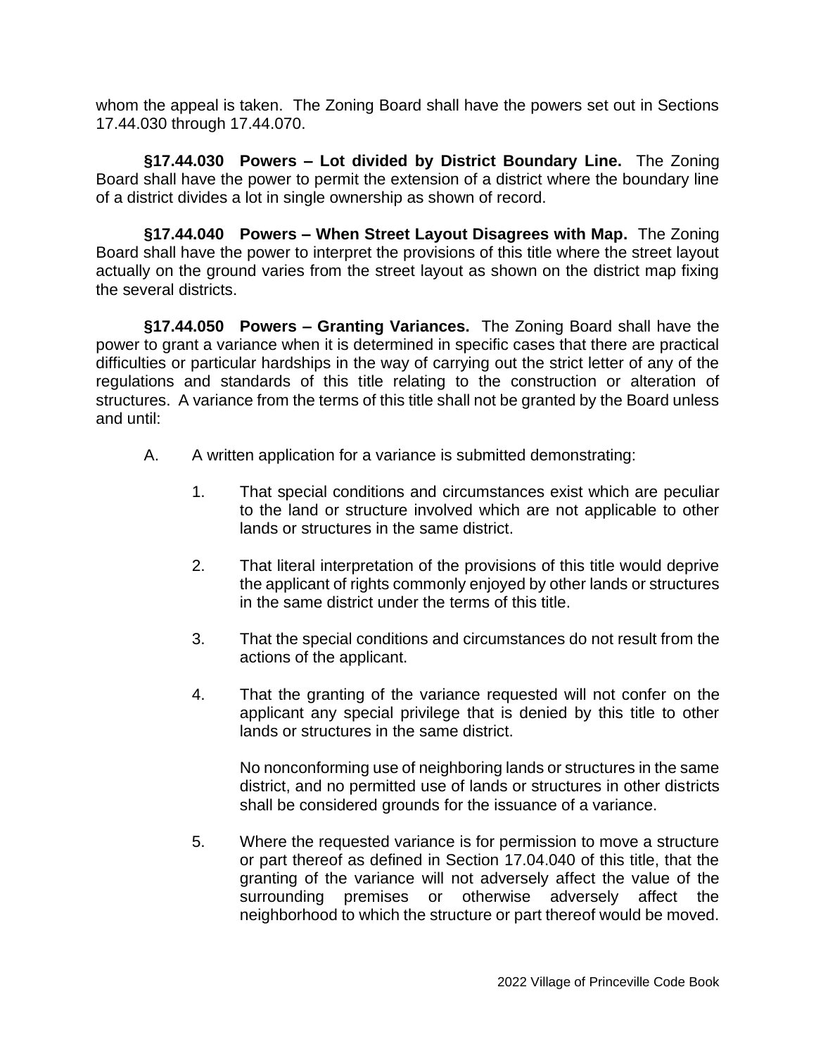whom the appeal is taken. The Zoning Board shall have the powers set out in Sections 17.44.030 through 17.44.070.

**§17.44.030 Powers – Lot divided by District Boundary Line.** The Zoning Board shall have the power to permit the extension of a district where the boundary line of a district divides a lot in single ownership as shown of record.

**§17.44.040 Powers – When Street Layout Disagrees with Map.** The Zoning Board shall have the power to interpret the provisions of this title where the street layout actually on the ground varies from the street layout as shown on the district map fixing the several districts.

**§17.44.050 Powers – Granting Variances.** The Zoning Board shall have the power to grant a variance when it is determined in specific cases that there are practical difficulties or particular hardships in the way of carrying out the strict letter of any of the regulations and standards of this title relating to the construction or alteration of structures. A variance from the terms of this title shall not be granted by the Board unless and until:

A. A written application for a variance is submitted demonstrating:

1. That special conditions and circumstances exist which are peculiar to the land or structure involved which are not applicable to other lands or structures in the same district.

2. That literal interpretation of the provisions of this title would deprive the applicant of rights commonly enjoyed by other lands or structures in the same district under the terms of this title.

3. That the special conditions and circumstances do not result from the actions of the applicant.

4. That the granting of the variance requested will not confer on the applicant any special privilege that is denied by this title to other lands or structures in the same district.

   No nonconforming use of neighboring lands or structures in the same district, and no permitted use of lands or structures in other districts shall be considered grounds for the issuance of a variance.

5. Where the requested variance is for permission to move a structure or part thereof as defined in Section 17.04.040 of this title, that the granting of the variance will not adversely affect the value of the surrounding premises or otherwise adversely affect the neighborhood to which the structure or part thereof would be moved.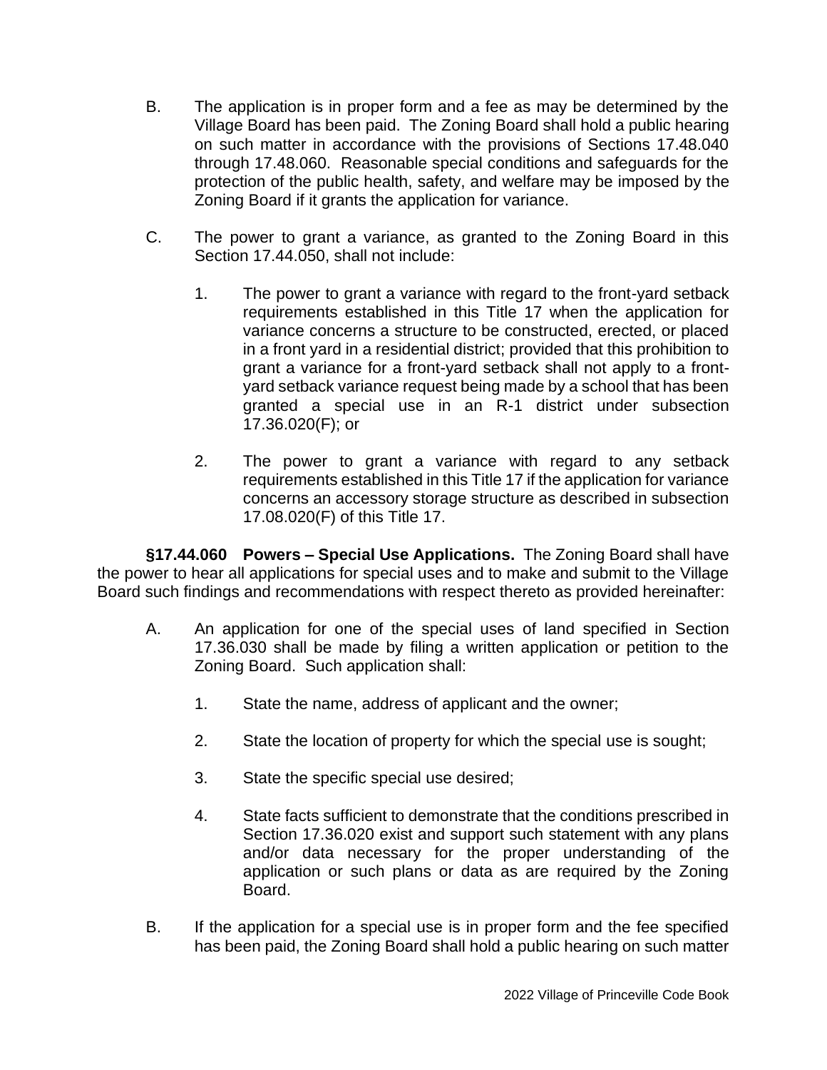B. The application is in proper form and a fee as may be determined by the Village Board has been paid. The Zoning Board shall hold a public hearing on such matter in accordance with the provisions of Sections 17.48.040 through 17.48.060. Reasonable special conditions and safeguards for the protection of the public health, safety, and welfare may be imposed by the Zoning Board if it grants the application for variance.

C. The power to grant a variance, as granted to the Zoning Board in this Section 17.44.050, shall not include:

1. The power to grant a variance with regard to the front-yard setback requirements established in this Title 17 when the application for variance concerns a structure to be constructed, erected, or placed in a front yard in a residential district; provided that this prohibition to grant a variance for a front-yard setback shall not apply to a front-yard setback variance request being made by a school that has been granted a special use in an R-1 district under subsection 17.36.020(F); or

2. The power to grant a variance with regard to any setback requirements established in this Title 17 if the application for variance concerns an accessory storage structure as described in subsection 17.08.020(F) of this Title 17.

**§17.44.060 Powers – Special Use Applications.** The Zoning Board shall have the power to hear all applications for special uses and to make and submit to the Village Board such findings and recommendations with respect thereto as provided hereinafter:

A. An application for one of the special uses of land specified in Section 17.36.030 shall be made by filing a written application or petition to the Zoning Board. Such application shall:

1. State the name, address of applicant and the owner;

2. State the location of property for which the special use is sought;

3. State the specific special use desired;

4. State facts sufficient to demonstrate that the conditions prescribed in Section 17.36.020 exist and support such statement with any plans and/or data necessary for the proper understanding of the application or such plans or data as are required by the Zoning Board.

B. If the application for a special use is in proper form and the fee specified has been paid, the Zoning Board shall hold a public hearing on such matter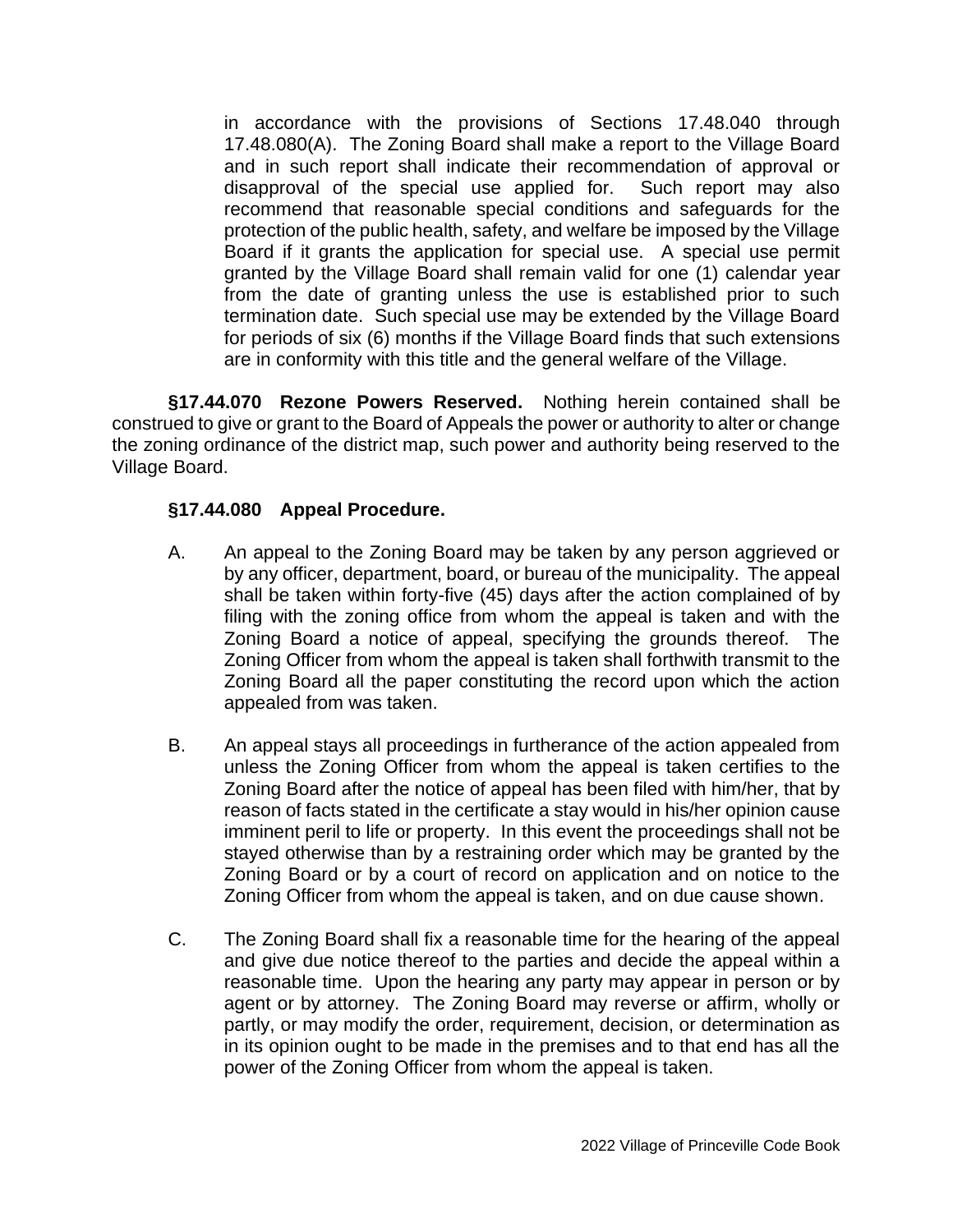in accordance with the provisions of Sections 17.48.040 through 17.48.080(A). The Zoning Board shall make a report to the Village Board and in such report shall indicate their recommendation of approval or disapproval of the special use applied for. Such report may also recommend that reasonable special conditions and safeguards for the protection of the public health, safety, and welfare be imposed by the Village Board if it grants the application for special use. A special use permit granted by the Village Board shall remain valid for one (1) calendar year from the date of granting unless the use is established prior to such termination date. Such special use may be extended by the Village Board for periods of six (6) months if the Village Board finds that such extensions are in conformity with this title and the general welfare of the Village.

**§17.44.070 Rezone Powers Reserved.** Nothing herein contained shall be construed to give or grant to the Board of Appeals the power or authority to alter or change the zoning ordinance of the district map, such power and authority being reserved to the Village Board.

**§17.44.080 Appeal Procedure.**

A. An appeal to the Zoning Board may be taken by any person aggrieved or by any officer, department, board, or bureau of the municipality. The appeal shall be taken within forty-five (45) days after the action complained of by filing with the zoning office from whom the appeal is taken and with the Zoning Board a notice of appeal, specifying the grounds thereof. The Zoning Officer from whom the appeal is taken shall forthwith transmit to the Zoning Board all the paper constituting the record upon which the action appealed from was taken.

B. An appeal stays all proceedings in furtherance of the action appealed from unless the Zoning Officer from whom the appeal is taken certifies to the Zoning Board after the notice of appeal has been filed with him/her, that by reason of facts stated in the certificate a stay would in his/her opinion cause imminent peril to life or property. In this event the proceedings shall not be stayed otherwise than by a restraining order which may be granted by the Zoning Board or by a court of record on application and on notice to the Zoning Officer from whom the appeal is taken, and on due cause shown.

C. The Zoning Board shall fix a reasonable time for the hearing of the appeal and give due notice thereof to the parties and decide the appeal within a reasonable time. Upon the hearing any party may appear in person or by agent or by attorney. The Zoning Board may reverse or affirm, wholly or partly, or may modify the order, requirement, decision, or determination as in its opinion ought to be made in the premises and to that end has all the power of the Zoning Officer from whom the appeal is taken.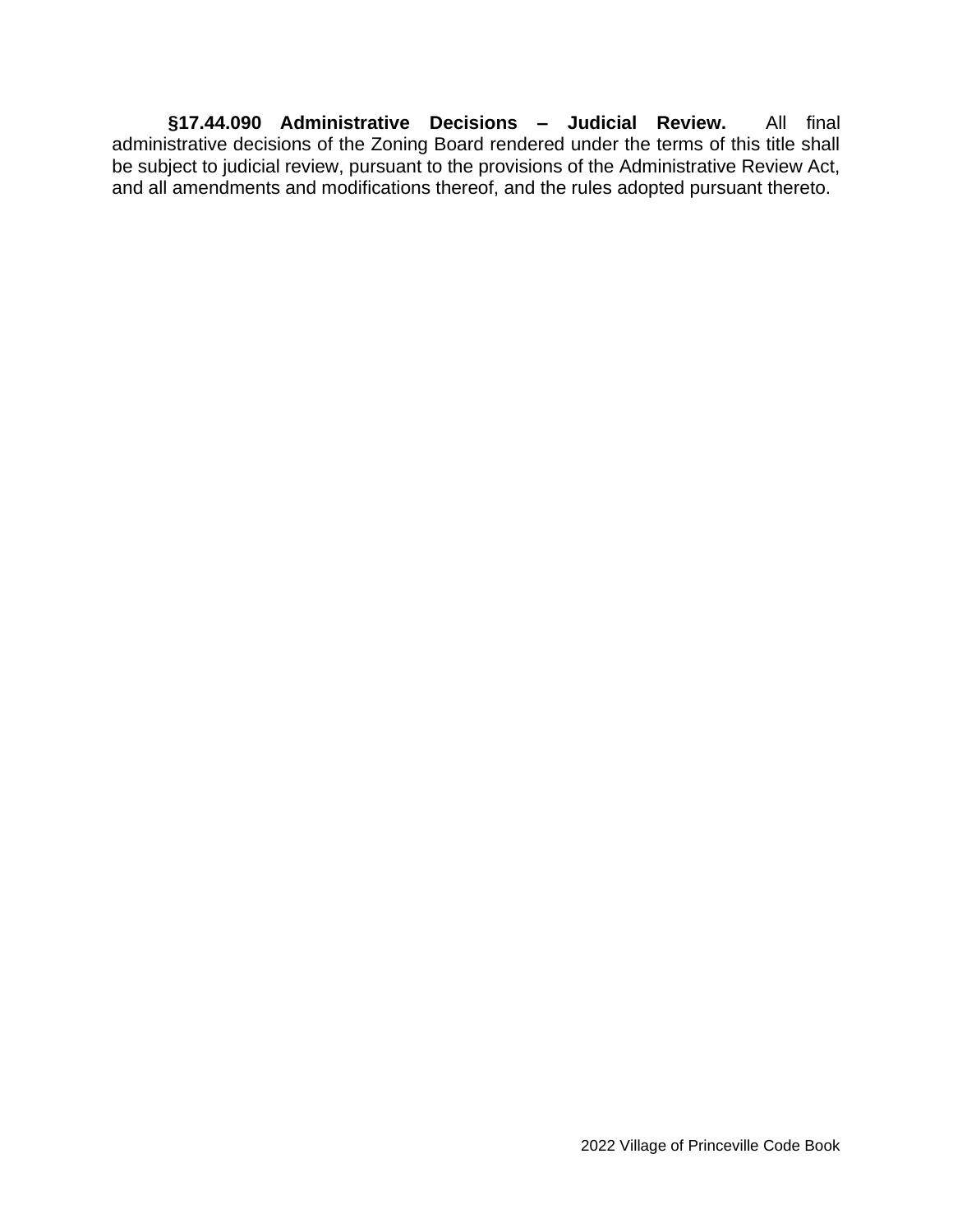**§17.44.090 Administrative Decisions – Judicial Review.** All final administrative decisions of the Zoning Board rendered under the terms of this title shall be subject to judicial review, pursuant to the provisions of the Administrative Review Act, and all amendments and modifications thereof, and the rules adopted pursuant thereto.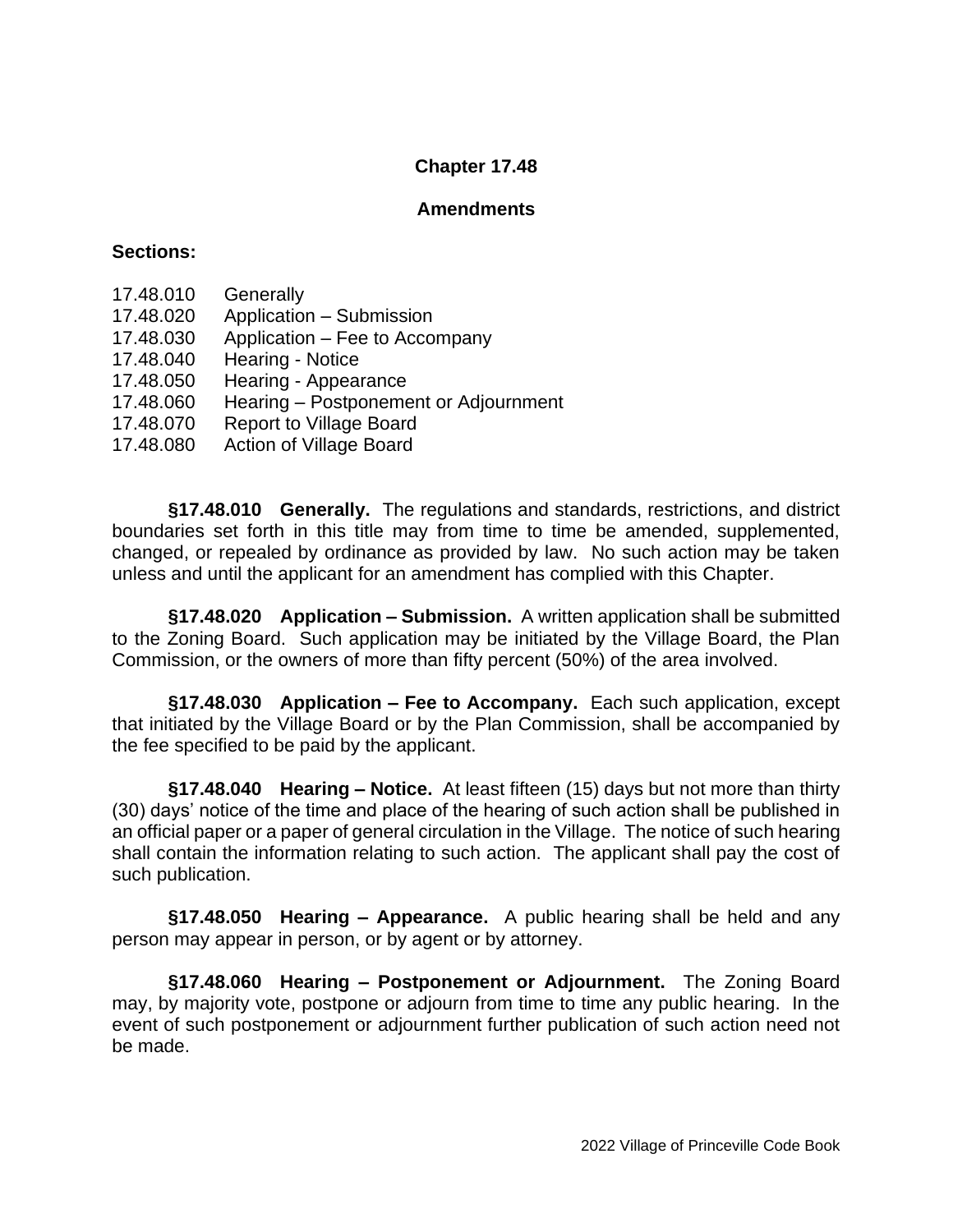# Chapter 17.48

## Amendments

**Sections:**

17.48.010 Generally
17.48.020 Application – Submission
17.48.030 Application – Fee to Accompany
17.48.040 Hearing - Notice
17.48.050 Hearing - Appearance
17.48.060 Hearing – Postponement or Adjournment
17.48.070 Report to Village Board
17.48.080 Action of Village Board

**§17.48.010 Generally.** The regulations and standards, restrictions, and district boundaries set forth in this title may from time to time be amended, supplemented, changed, or repealed by ordinance as provided by law. No such action may be taken unless and until the applicant for an amendment has complied with this Chapter.

**§17.48.020 Application – Submission.** A written application shall be submitted to the Zoning Board. Such application may be initiated by the Village Board, the Plan Commission, or the owners of more than fifty percent (50%) of the area involved.

**§17.48.030 Application – Fee to Accompany.** Each such application, except that initiated by the Village Board or by the Plan Commission, shall be accompanied by the fee specified to be paid by the applicant.

**§17.48.040 Hearing – Notice.** At least fifteen (15) days but not more than thirty (30) days' notice of the time and place of the hearing of such action shall be published in an official paper or a paper of general circulation in the Village. The notice of such hearing shall contain the information relating to such action. The applicant shall pay the cost of such publication.

**§17.48.050 Hearing – Appearance.** A public hearing shall be held and any person may appear in person, or by agent or by attorney.

**§17.48.060 Hearing – Postponement or Adjournment.** The Zoning Board may, by majority vote, postpone or adjourn from time to time any public hearing. In the event of such postponement or adjournment further publication of such action need not be made.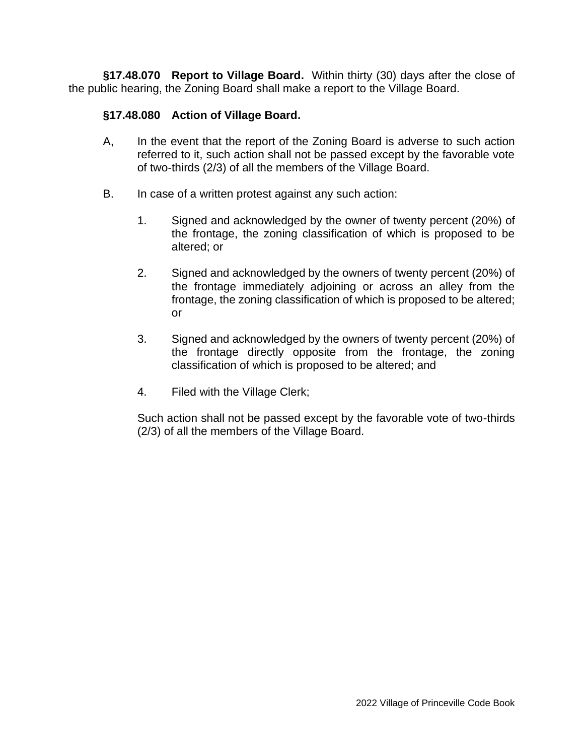**§17.48.070 Report to Village Board.** Within thirty (30) days after the close of the public hearing, the Zoning Board shall make a report to the Village Board.

**§17.48.080 Action of Village Board.**

A, In the event that the report of the Zoning Board is adverse to such action referred to it, such action shall not be passed except by the favorable vote of two-thirds (2/3) of all the members of the Village Board.

B. In case of a written protest against any such action:

1. Signed and acknowledged by the owner of twenty percent (20%) of the frontage, the zoning classification of which is proposed to be altered; or

2. Signed and acknowledged by the owners of twenty percent (20%) of the frontage immediately adjoining or across an alley from the frontage, the zoning classification of which is proposed to be altered; or

3. Signed and acknowledged by the owners of twenty percent (20%) of the frontage directly opposite from the frontage, the zoning classification of which is proposed to be altered; and

4. Filed with the Village Clerk;

Such action shall not be passed except by the favorable vote of two-thirds (2/3) of all the members of the Village Board.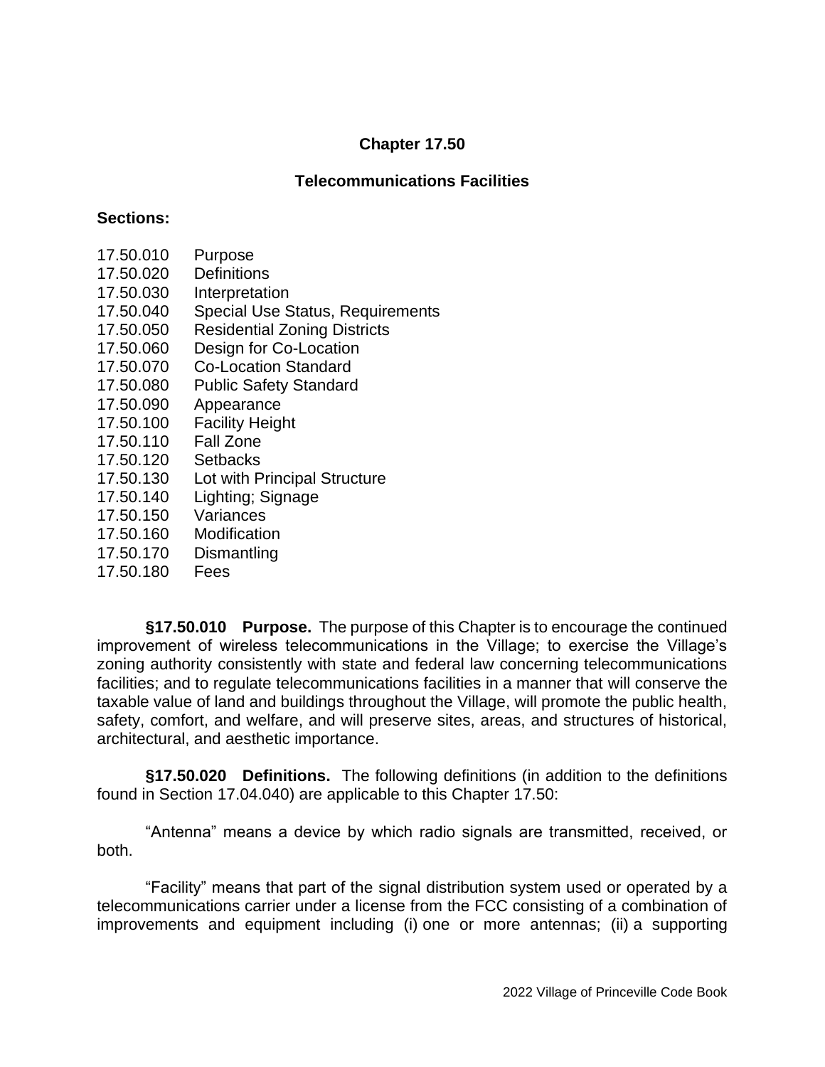# Chapter 17.50

## Telecommunications Facilities

**Sections:**

17.50.010 Purpose
17.50.020 Definitions
17.50.030 Interpretation
17.50.040 Special Use Status, Requirements
17.50.050 Residential Zoning Districts
17.50.060 Design for Co-Location
17.50.070 Co-Location Standard
17.50.080 Public Safety Standard
17.50.090 Appearance
17.50.100 Facility Height
17.50.110 Fall Zone
17.50.120 Setbacks
17.50.130 Lot with Principal Structure
17.50.140 Lighting; Signage
17.50.150 Variances
17.50.160 Modification
17.50.170 Dismantling
17.50.180 Fees

**§17.50.010 Purpose.** The purpose of this Chapter is to encourage the continued improvement of wireless telecommunications in the Village; to exercise the Village's zoning authority consistently with state and federal law concerning telecommunications facilities; and to regulate telecommunications facilities in a manner that will conserve the taxable value of land and buildings throughout the Village, will promote the public health, safety, comfort, and welfare, and will preserve sites, areas, and structures of historical, architectural, and aesthetic importance.

**§17.50.020 Definitions.** The following definitions (in addition to the definitions found in Section 17.04.040) are applicable to this Chapter 17.50:

"Antenna" means a device by which radio signals are transmitted, received, or both.

"Facility" means that part of the signal distribution system used or operated by a telecommunications carrier under a license from the FCC consisting of a combination of improvements and equipment including (i) one or more antennas; (ii) a supporting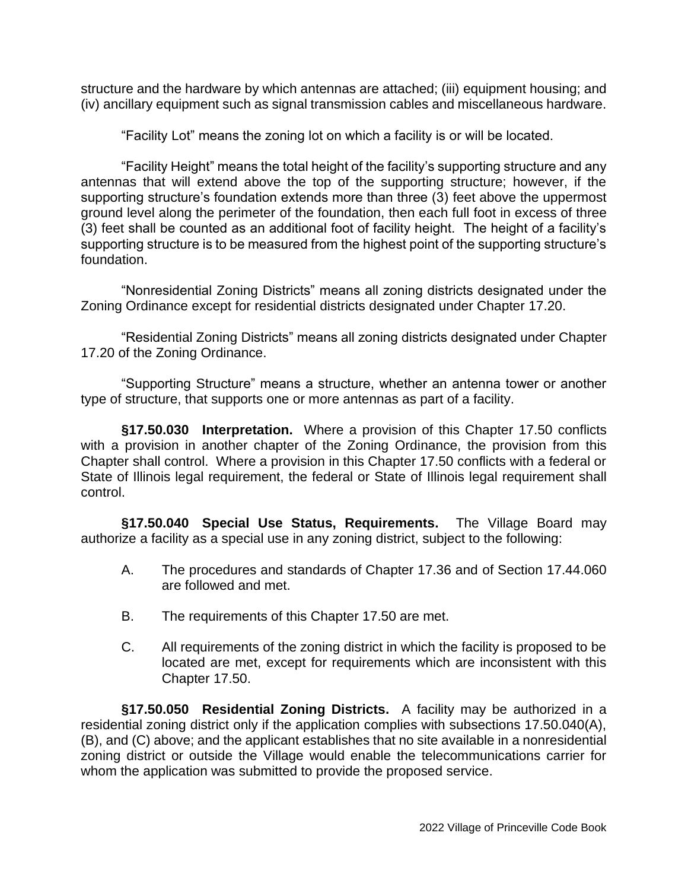structure and the hardware by which antennas are attached; (iii) equipment housing; and (iv) ancillary equipment such as signal transmission cables and miscellaneous hardware.

“Facility Lot” means the zoning lot on which a facility is or will be located.

“Facility Height” means the total height of the facility’s supporting structure and any antennas that will extend above the top of the supporting structure; however, if the supporting structure’s foundation extends more than three (3) feet above the uppermost ground level along the perimeter of the foundation, then each full foot in excess of three (3) feet shall be counted as an additional foot of facility height. The height of a facility’s supporting structure is to be measured from the highest point of the supporting structure’s foundation.

“Nonresidential Zoning Districts” means all zoning districts designated under the Zoning Ordinance except for residential districts designated under Chapter 17.20.

“Residential Zoning Districts” means all zoning districts designated under Chapter 17.20 of the Zoning Ordinance.

“Supporting Structure” means a structure, whether an antenna tower or another type of structure, that supports one or more antennas as part of a facility.

**§17.50.030 Interpretation.** Where a provision of this Chapter 17.50 conflicts with a provision in another chapter of the Zoning Ordinance, the provision from this Chapter shall control. Where a provision in this Chapter 17.50 conflicts with a federal or State of Illinois legal requirement, the federal or State of Illinois legal requirement shall control.

**§17.50.040 Special Use Status, Requirements.** The Village Board may authorize a facility as a special use in any zoning district, subject to the following:

A. The procedures and standards of Chapter 17.36 and of Section 17.44.060 are followed and met.

B. The requirements of this Chapter 17.50 are met.

C. All requirements of the zoning district in which the facility is proposed to be located are met, except for requirements which are inconsistent with this Chapter 17.50.

**§17.50.050 Residential Zoning Districts.** A facility may be authorized in a residential zoning district only if the application complies with subsections 17.50.040(A), (B), and (C) above; and the applicant establishes that no site available in a nonresidential zoning district or outside the Village would enable the telecommunications carrier for whom the application was submitted to provide the proposed service.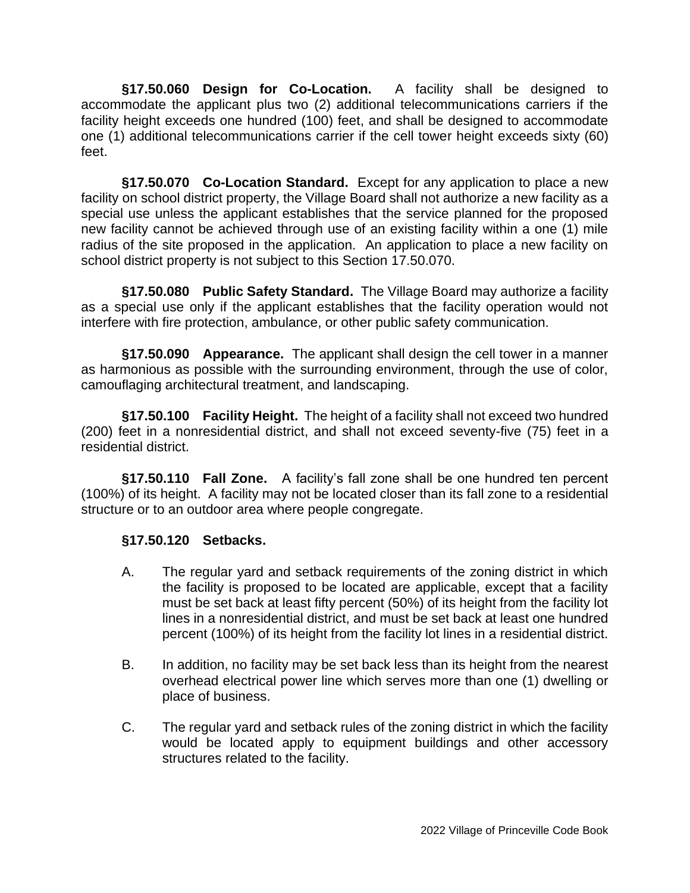**§17.50.060 Design for Co-Location.** A facility shall be designed to accommodate the applicant plus two (2) additional telecommunications carriers if the facility height exceeds one hundred (100) feet, and shall be designed to accommodate one (1) additional telecommunications carrier if the cell tower height exceeds sixty (60) feet.

**§17.50.070 Co-Location Standard.** Except for any application to place a new facility on school district property, the Village Board shall not authorize a new facility as a special use unless the applicant establishes that the service planned for the proposed new facility cannot be achieved through use of an existing facility within a one (1) mile radius of the site proposed in the application. An application to place a new facility on school district property is not subject to this Section 17.50.070.

**§17.50.080 Public Safety Standard.** The Village Board may authorize a facility as a special use only if the applicant establishes that the facility operation would not interfere with fire protection, ambulance, or other public safety communication.

**§17.50.090 Appearance.** The applicant shall design the cell tower in a manner as harmonious as possible with the surrounding environment, through the use of color, camouflaging architectural treatment, and landscaping.

**§17.50.100 Facility Height.** The height of a facility shall not exceed two hundred (200) feet in a nonresidential district, and shall not exceed seventy-five (75) feet in a residential district.

**§17.50.110 Fall Zone.** A facility's fall zone shall be one hundred ten percent (100%) of its height. A facility may not be located closer than its fall zone to a residential structure or to an outdoor area where people congregate.

**§17.50.120 Setbacks.**

A. The regular yard and setback requirements of the zoning district in which the facility is proposed to be located are applicable, except that a facility must be set back at least fifty percent (50%) of its height from the facility lot lines in a nonresidential district, and must be set back at least one hundred percent (100%) of its height from the facility lot lines in a residential district.

B. In addition, no facility may be set back less than its height from the nearest overhead electrical power line which serves more than one (1) dwelling or place of business.

C. The regular yard and setback rules of the zoning district in which the facility would be located apply to equipment buildings and other accessory structures related to the facility.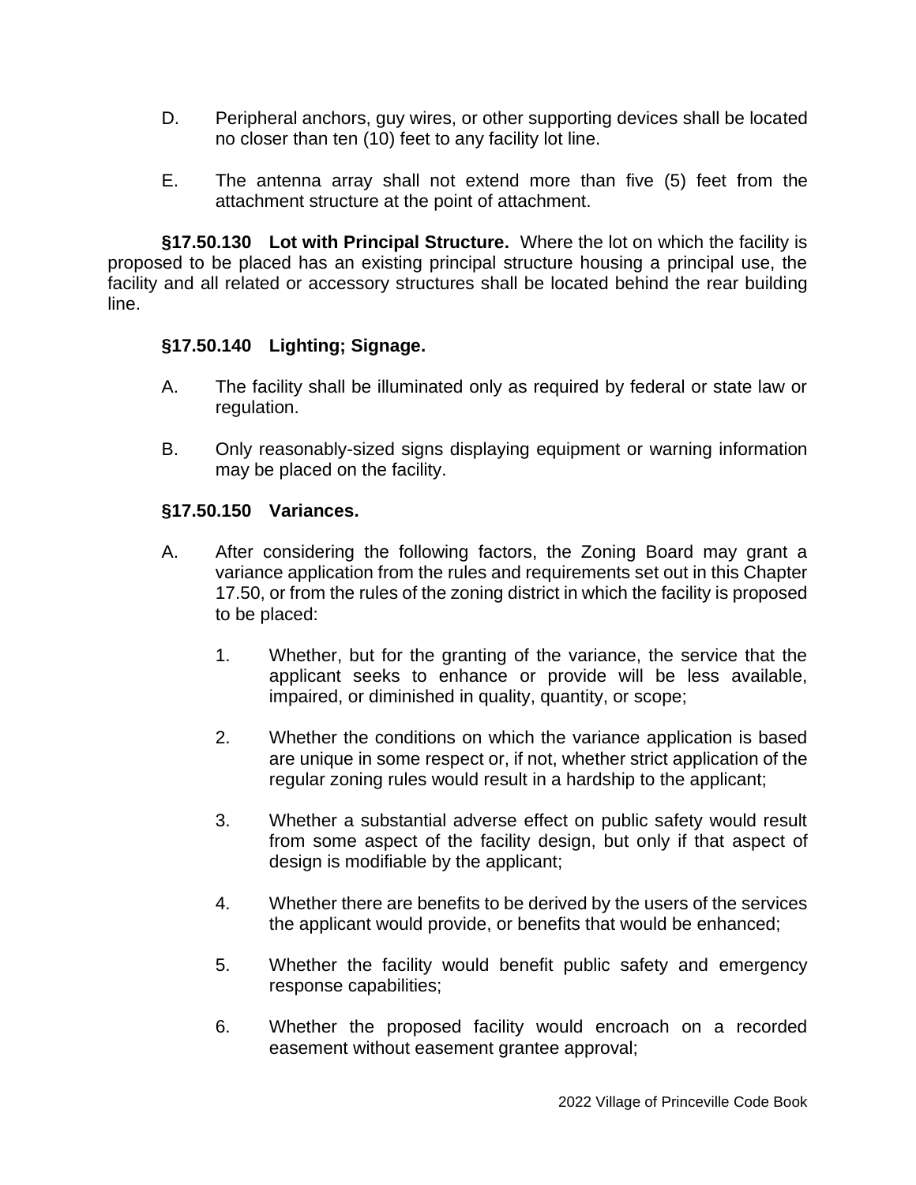D. Peripheral anchors, guy wires, or other supporting devices shall be located no closer than ten (10) feet to any facility lot line.

E. The antenna array shall not extend more than five (5) feet from the attachment structure at the point of attachment.

**§17.50.130 Lot with Principal Structure.** Where the lot on which the facility is proposed to be placed has an existing principal structure housing a principal use, the facility and all related or accessory structures shall be located behind the rear building line.

**§17.50.140 Lighting; Signage.**

A. The facility shall be illuminated only as required by federal or state law or regulation.

B. Only reasonably-sized signs displaying equipment or warning information may be placed on the facility.

**§17.50.150 Variances.**

A. After considering the following factors, the Zoning Board may grant a variance application from the rules and requirements set out in this Chapter 17.50, or from the rules of the zoning district in which the facility is proposed to be placed:

1. Whether, but for the granting of the variance, the service that the applicant seeks to enhance or provide will be less available, impaired, or diminished in quality, quantity, or scope;

2. Whether the conditions on which the variance application is based are unique in some respect or, if not, whether strict application of the regular zoning rules would result in a hardship to the applicant;

3. Whether a substantial adverse effect on public safety would result from some aspect of the facility design, but only if that aspect of design is modifiable by the applicant;

4. Whether there are benefits to be derived by the users of the services the applicant would provide, or benefits that would be enhanced;

5. Whether the facility would benefit public safety and emergency response capabilities;

6. Whether the proposed facility would encroach on a recorded easement without easement grantee approval;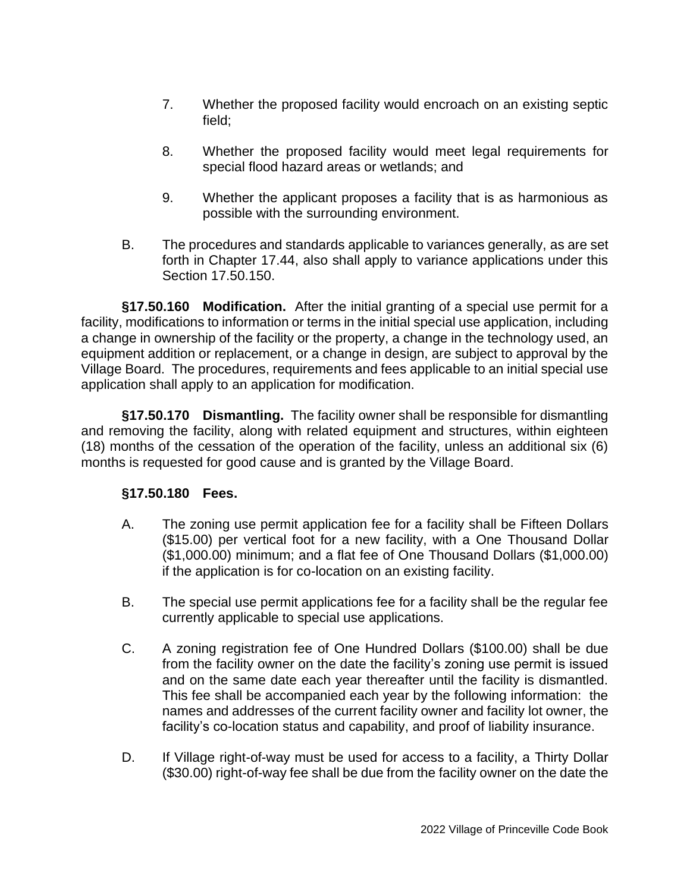7. Whether the proposed facility would encroach on an existing septic field;

8. Whether the proposed facility would meet legal requirements for special flood hazard areas or wetlands; and

9. Whether the applicant proposes a facility that is as harmonious as possible with the surrounding environment.

B. The procedures and standards applicable to variances generally, as are set forth in Chapter 17.44, also shall apply to variance applications under this Section 17.50.150.

**§17.50.160 Modification.** After the initial granting of a special use permit for a facility, modifications to information or terms in the initial special use application, including a change in ownership of the facility or the property, a change in the technology used, an equipment addition or replacement, or a change in design, are subject to approval by the Village Board. The procedures, requirements and fees applicable to an initial special use application shall apply to an application for modification.

**§17.50.170 Dismantling.** The facility owner shall be responsible for dismantling and removing the facility, along with related equipment and structures, within eighteen (18) months of the cessation of the operation of the facility, unless an additional six (6) months is requested for good cause and is granted by the Village Board.

**§17.50.180 Fees.**

A. The zoning use permit application fee for a facility shall be Fifteen Dollars ($15.00) per vertical foot for a new facility, with a One Thousand Dollar ($1,000.00) minimum; and a flat fee of One Thousand Dollars ($1,000.00) if the application is for co-location on an existing facility.

B. The special use permit applications fee for a facility shall be the regular fee currently applicable to special use applications.

C. A zoning registration fee of One Hundred Dollars ($100.00) shall be due from the facility owner on the date the facility's zoning use permit is issued and on the same date each year thereafter until the facility is dismantled. This fee shall be accompanied each year by the following information: the names and addresses of the current facility owner and facility lot owner, the facility's co-location status and capability, and proof of liability insurance.

D. If Village right-of-way must be used for access to a facility, a Thirty Dollar ($30.00) right-of-way fee shall be due from the facility owner on the date the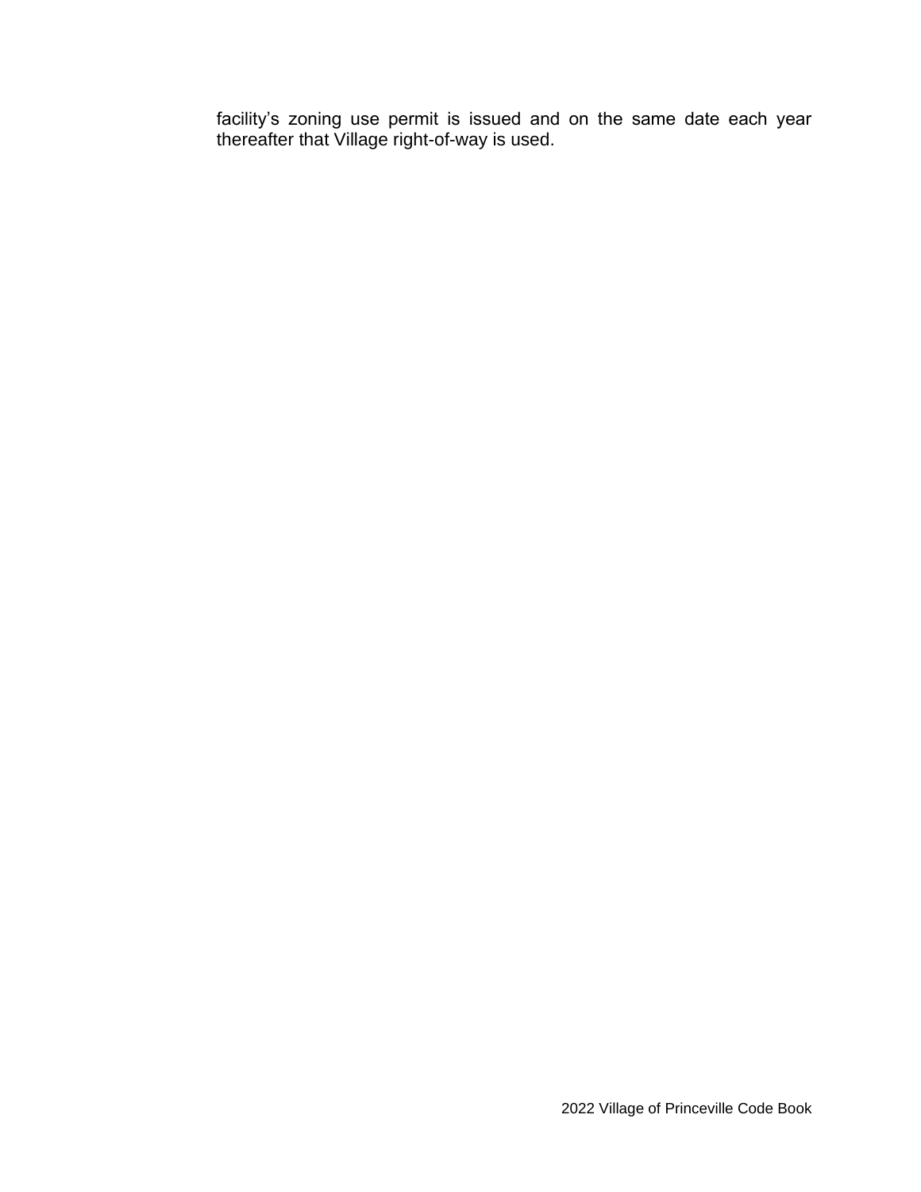facility's zoning use permit is issued and on the same date each year thereafter that Village right-of-way is used.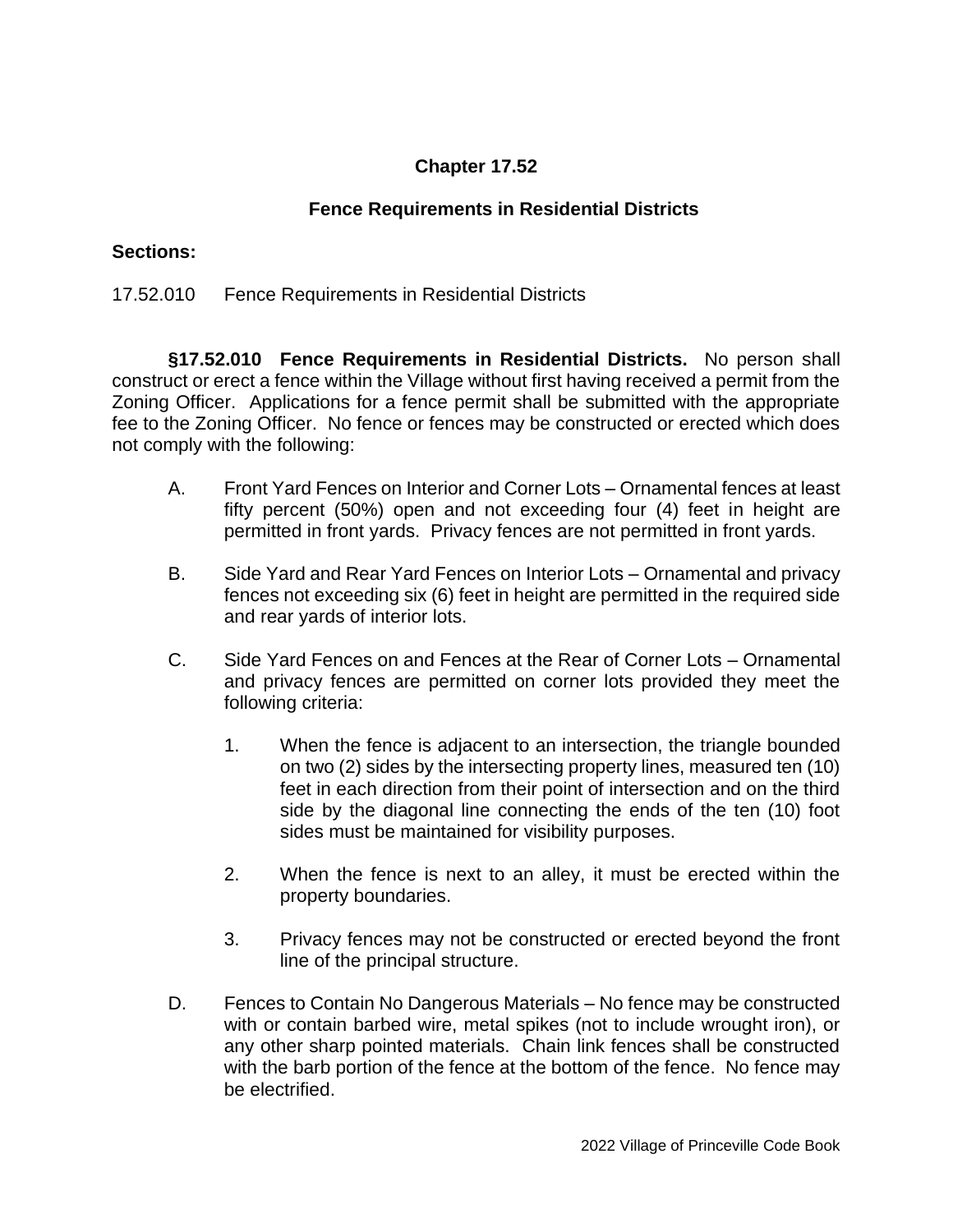# Chapter 17.52

## Fence Requirements in Residential Districts

**Sections:**

17.52.010 Fence Requirements in Residential Districts

**§17.52.010 Fence Requirements in Residential Districts.** No person shall construct or erect a fence within the Village without first having received a permit from the Zoning Officer. Applications for a fence permit shall be submitted with the appropriate fee to the Zoning Officer. No fence or fences may be constructed or erected which does not comply with the following:

A. Front Yard Fences on Interior and Corner Lots – Ornamental fences at least fifty percent (50%) open and not exceeding four (4) feet in height are permitted in front yards. Privacy fences are not permitted in front yards.

B. Side Yard and Rear Yard Fences on Interior Lots – Ornamental and privacy fences not exceeding six (6) feet in height are permitted in the required side and rear yards of interior lots.

C. Side Yard Fences on and Fences at the Rear of Corner Lots – Ornamental and privacy fences are permitted on corner lots provided they meet the following criteria:

   1. When the fence is adjacent to an intersection, the triangle bounded on two (2) sides by the intersecting property lines, measured ten (10) feet in each direction from their point of intersection and on the third side by the diagonal line connecting the ends of the ten (10) foot sides must be maintained for visibility purposes.

   2. When the fence is next to an alley, it must be erected within the property boundaries.

   3. Privacy fences may not be constructed or erected beyond the front line of the principal structure.

D. Fences to Contain No Dangerous Materials – No fence may be constructed with or contain barbed wire, metal spikes (not to include wrought iron), or any other sharp pointed materials. Chain link fences shall be constructed with the barb portion of the fence at the bottom of the fence. No fence may be electrified.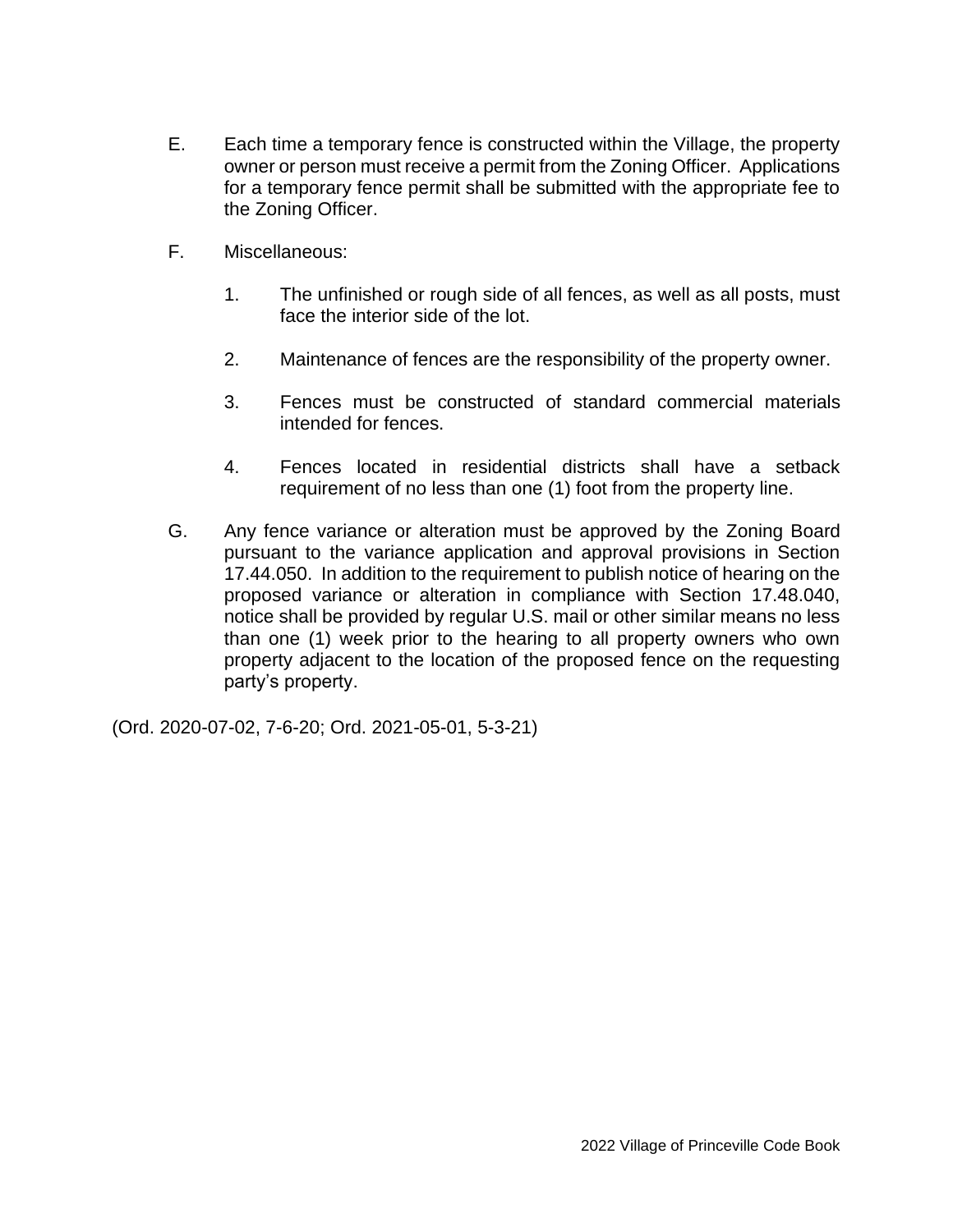E. Each time a temporary fence is constructed within the Village, the property owner or person must receive a permit from the Zoning Officer. Applications for a temporary fence permit shall be submitted with the appropriate fee to the Zoning Officer.

F. Miscellaneous:

1. The unfinished or rough side of all fences, as well as all posts, must face the interior side of the lot.

2. Maintenance of fences are the responsibility of the property owner.

3. Fences must be constructed of standard commercial materials intended for fences.

4. Fences located in residential districts shall have a setback requirement of no less than one (1) foot from the property line.

G. Any fence variance or alteration must be approved by the Zoning Board pursuant to the variance application and approval provisions in Section 17.44.050. In addition to the requirement to publish notice of hearing on the proposed variance or alteration in compliance with Section 17.48.040, notice shall be provided by regular U.S. mail or other similar means no less than one (1) week prior to the hearing to all property owners who own property adjacent to the location of the proposed fence on the requesting party's property.

(Ord. 2020-07-02, 7-6-20; Ord. 2021-05-01, 5-3-21)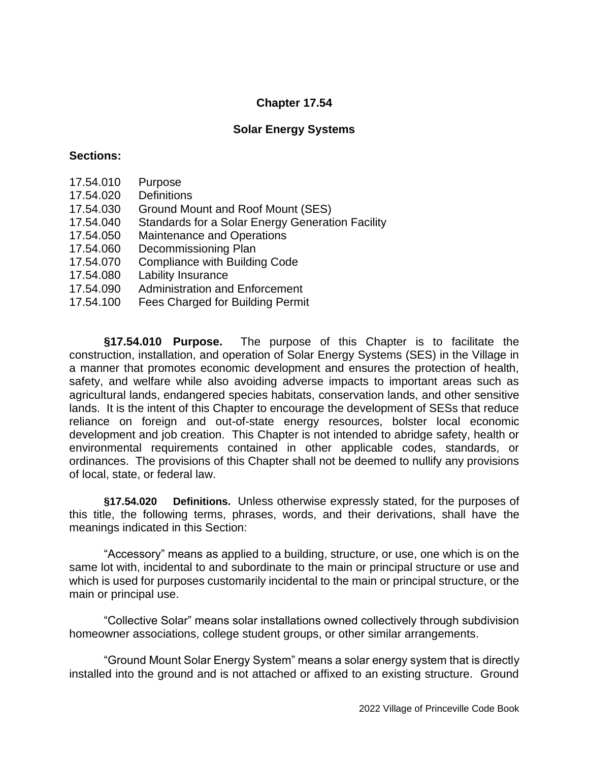# Chapter 17.54

## Solar Energy Systems

**Sections:**

17.54.010 Purpose
17.54.020 Definitions
17.54.030 Ground Mount and Roof Mount (SES)
17.54.040 Standards for a Solar Energy Generation Facility
17.54.050 Maintenance and Operations
17.54.060 Decommissioning Plan
17.54.070 Compliance with Building Code
17.54.080 Lability Insurance
17.54.090 Administration and Enforcement
17.54.100 Fees Charged for Building Permit

**§17.54.010 Purpose.** The purpose of this Chapter is to facilitate the construction, installation, and operation of Solar Energy Systems (SES) in the Village in a manner that promotes economic development and ensures the protection of health, safety, and welfare while also avoiding adverse impacts to important areas such as agricultural lands, endangered species habitats, conservation lands, and other sensitive lands. It is the intent of this Chapter to encourage the development of SESs that reduce reliance on foreign and out-of-state energy resources, bolster local economic development and job creation. This Chapter is not intended to abridge safety, health or environmental requirements contained in other applicable codes, standards, or ordinances. The provisions of this Chapter shall not be deemed to nullify any provisions of local, state, or federal law.

**§17.54.020 Definitions.** Unless otherwise expressly stated, for the purposes of this title, the following terms, phrases, words, and their derivations, shall have the meanings indicated in this Section:

"Accessory" means as applied to a building, structure, or use, one which is on the same lot with, incidental to and subordinate to the main or principal structure or use and which is used for purposes customarily incidental to the main or principal structure, or the main or principal use.

"Collective Solar" means solar installations owned collectively through subdivision homeowner associations, college student groups, or other similar arrangements.

"Ground Mount Solar Energy System" means a solar energy system that is directly installed into the ground and is not attached or affixed to an existing structure. Ground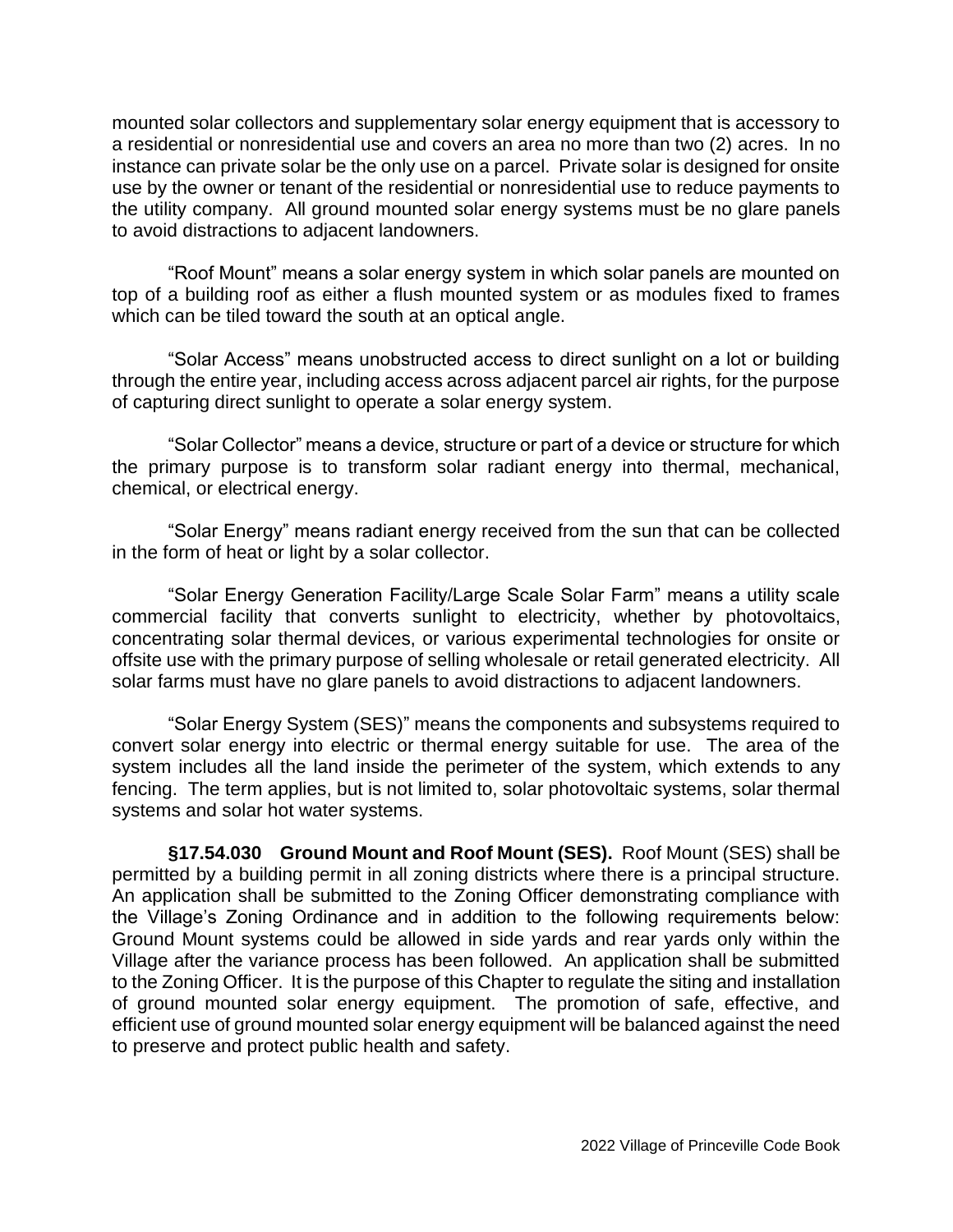mounted solar collectors and supplementary solar energy equipment that is accessory to a residential or nonresidential use and covers an area no more than two (2) acres. In no instance can private solar be the only use on a parcel. Private solar is designed for onsite use by the owner or tenant of the residential or nonresidential use to reduce payments to the utility company. All ground mounted solar energy systems must be no glare panels to avoid distractions to adjacent landowners.

"Roof Mount" means a solar energy system in which solar panels are mounted on top of a building roof as either a flush mounted system or as modules fixed to frames which can be tiled toward the south at an optical angle.

"Solar Access" means unobstructed access to direct sunlight on a lot or building through the entire year, including access across adjacent parcel air rights, for the purpose of capturing direct sunlight to operate a solar energy system.

"Solar Collector" means a device, structure or part of a device or structure for which the primary purpose is to transform solar radiant energy into thermal, mechanical, chemical, or electrical energy.

"Solar Energy" means radiant energy received from the sun that can be collected in the form of heat or light by a solar collector.

"Solar Energy Generation Facility/Large Scale Solar Farm" means a utility scale commercial facility that converts sunlight to electricity, whether by photovoltaics, concentrating solar thermal devices, or various experimental technologies for onsite or offsite use with the primary purpose of selling wholesale or retail generated electricity. All solar farms must have no glare panels to avoid distractions to adjacent landowners.

"Solar Energy System (SES)" means the components and subsystems required to convert solar energy into electric or thermal energy suitable for use. The area of the system includes all the land inside the perimeter of the system, which extends to any fencing. The term applies, but is not limited to, solar photovoltaic systems, solar thermal systems and solar hot water systems.

**§17.54.030 Ground Mount and Roof Mount (SES).** Roof Mount (SES) shall be permitted by a building permit in all zoning districts where there is a principal structure. An application shall be submitted to the Zoning Officer demonstrating compliance with the Village's Zoning Ordinance and in addition to the following requirements below: Ground Mount systems could be allowed in side yards and rear yards only within the Village after the variance process has been followed. An application shall be submitted to the Zoning Officer. It is the purpose of this Chapter to regulate the siting and installation of ground mounted solar energy equipment. The promotion of safe, effective, and efficient use of ground mounted solar energy equipment will be balanced against the need to preserve and protect public health and safety.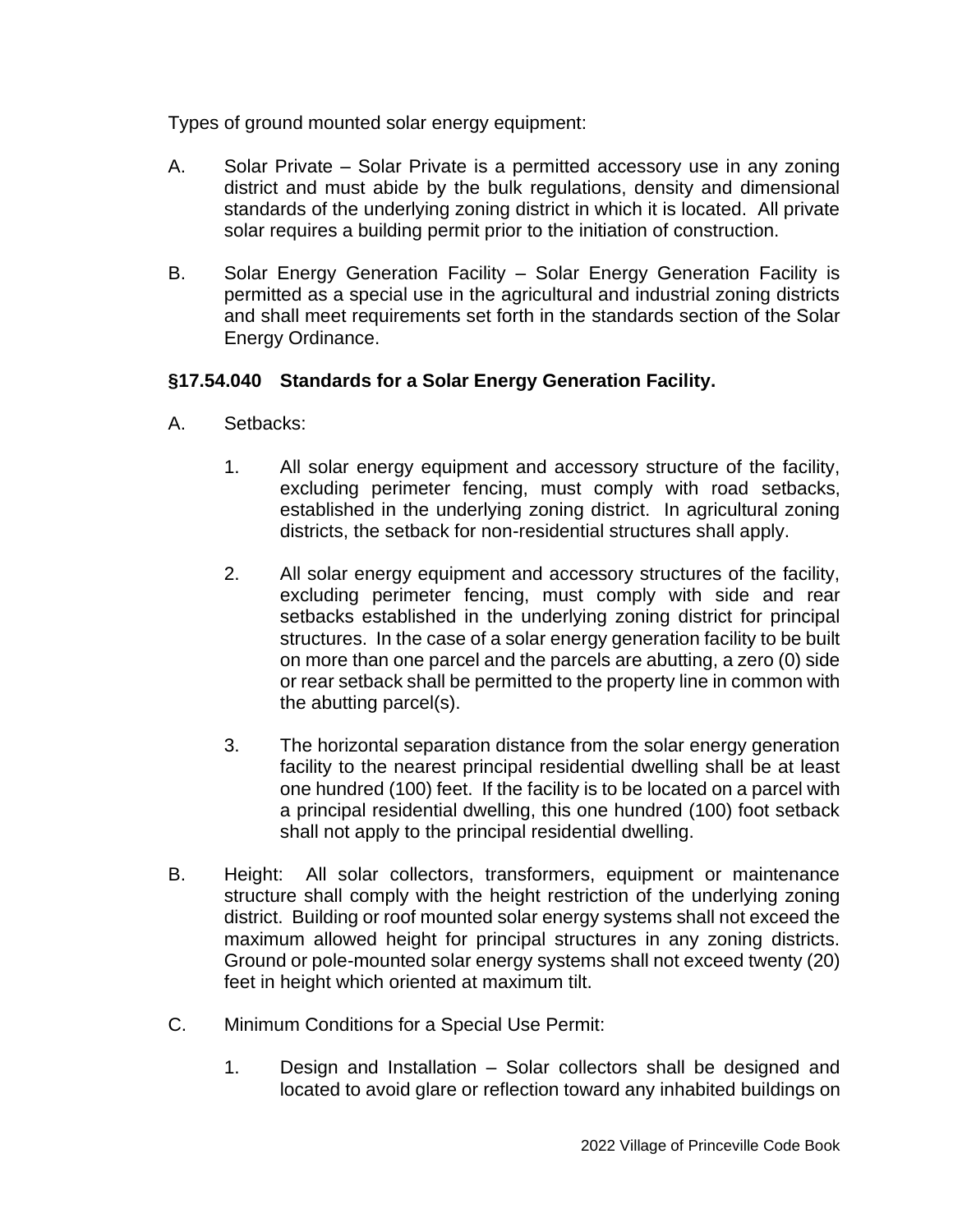Types of ground mounted solar energy equipment:

A. Solar Private – Solar Private is a permitted accessory use in any zoning district and must abide by the bulk regulations, density and dimensional standards of the underlying zoning district in which it is located. All private solar requires a building permit prior to the initiation of construction.

B. Solar Energy Generation Facility – Solar Energy Generation Facility is permitted as a special use in the agricultural and industrial zoning districts and shall meet requirements set forth in the standards section of the Solar Energy Ordinance.

### §17.54.040 Standards for a Solar Energy Generation Facility.

A. Setbacks:

   1. All solar energy equipment and accessory structure of the facility, excluding perimeter fencing, must comply with road setbacks, established in the underlying zoning district. In agricultural zoning districts, the setback for non-residential structures shall apply.

   2. All solar energy equipment and accessory structures of the facility, excluding perimeter fencing, must comply with side and rear setbacks established in the underlying zoning district for principal structures. In the case of a solar energy generation facility to be built on more than one parcel and the parcels are abutting, a zero (0) side or rear setback shall be permitted to the property line in common with the abutting parcel(s).

   3. The horizontal separation distance from the solar energy generation facility to the nearest principal residential dwelling shall be at least one hundred (100) feet. If the facility is to be located on a parcel with a principal residential dwelling, this one hundred (100) foot setback shall not apply to the principal residential dwelling.

B. Height: All solar collectors, transformers, equipment or maintenance structure shall comply with the height restriction of the underlying zoning district. Building or roof mounted solar energy systems shall not exceed the maximum allowed height for principal structures in any zoning districts. Ground or pole-mounted solar energy systems shall not exceed twenty (20) feet in height which oriented at maximum tilt.

C. Minimum Conditions for a Special Use Permit:

   1. Design and Installation – Solar collectors shall be designed and located to avoid glare or reflection toward any inhabited buildings on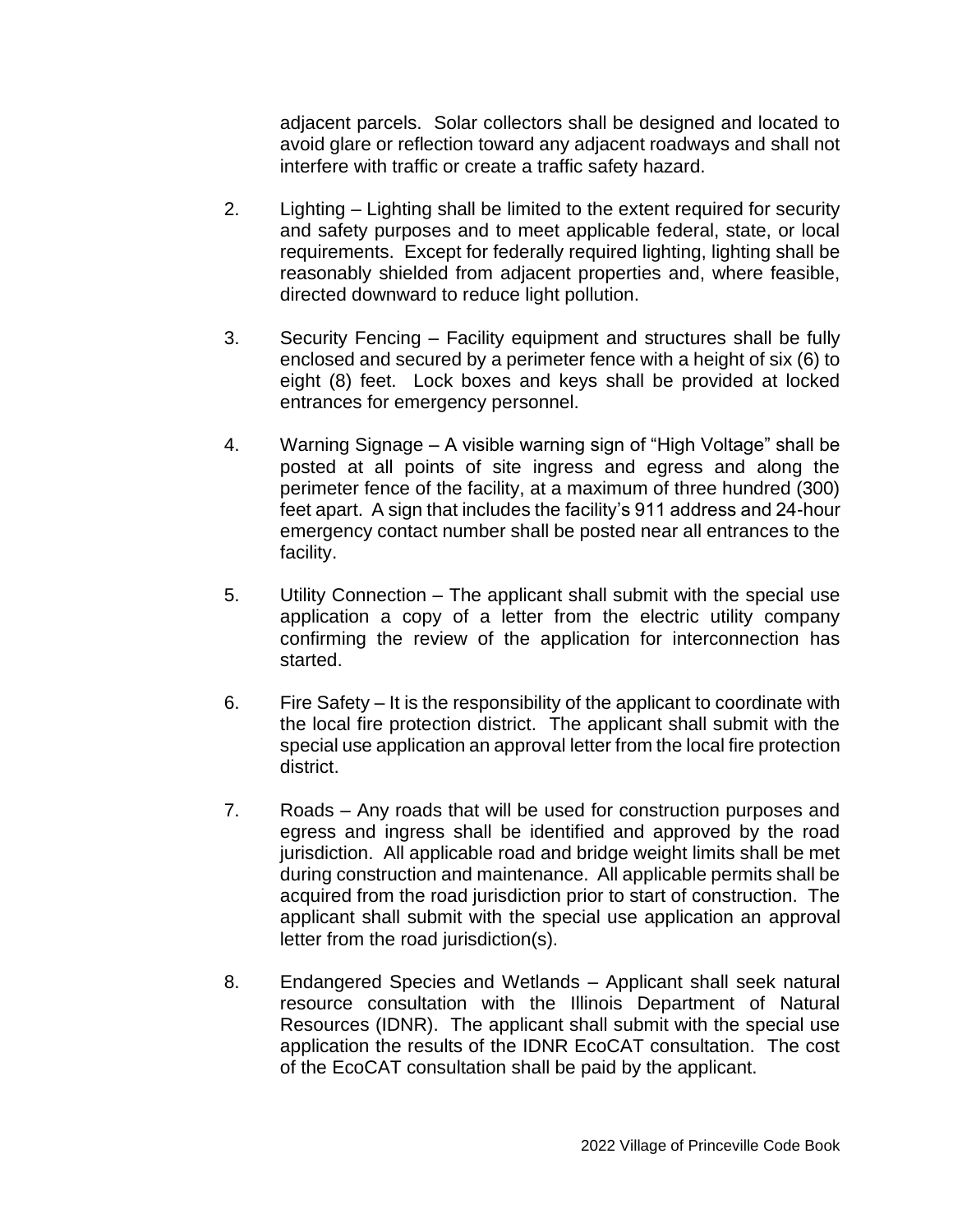adjacent parcels. Solar collectors shall be designed and located to avoid glare or reflection toward any adjacent roadways and shall not interfere with traffic or create a traffic safety hazard.

2. Lighting – Lighting shall be limited to the extent required for security and safety purposes and to meet applicable federal, state, or local requirements. Except for federally required lighting, lighting shall be reasonably shielded from adjacent properties and, where feasible, directed downward to reduce light pollution.

3. Security Fencing – Facility equipment and structures shall be fully enclosed and secured by a perimeter fence with a height of six (6) to eight (8) feet. Lock boxes and keys shall be provided at locked entrances for emergency personnel.

4. Warning Signage – A visible warning sign of "High Voltage" shall be posted at all points of site ingress and egress and along the perimeter fence of the facility, at a maximum of three hundred (300) feet apart. A sign that includes the facility's 911 address and 24-hour emergency contact number shall be posted near all entrances to the facility.

5. Utility Connection – The applicant shall submit with the special use application a copy of a letter from the electric utility company confirming the review of the application for interconnection has started.

6. Fire Safety – It is the responsibility of the applicant to coordinate with the local fire protection district. The applicant shall submit with the special use application an approval letter from the local fire protection district.

7. Roads – Any roads that will be used for construction purposes and egress and ingress shall be identified and approved by the road jurisdiction. All applicable road and bridge weight limits shall be met during construction and maintenance. All applicable permits shall be acquired from the road jurisdiction prior to start of construction. The applicant shall submit with the special use application an approval letter from the road jurisdiction(s).

8. Endangered Species and Wetlands – Applicant shall seek natural resource consultation with the Illinois Department of Natural Resources (IDNR). The applicant shall submit with the special use application the results of the IDNR EcoCAT consultation. The cost of the EcoCAT consultation shall be paid by the applicant.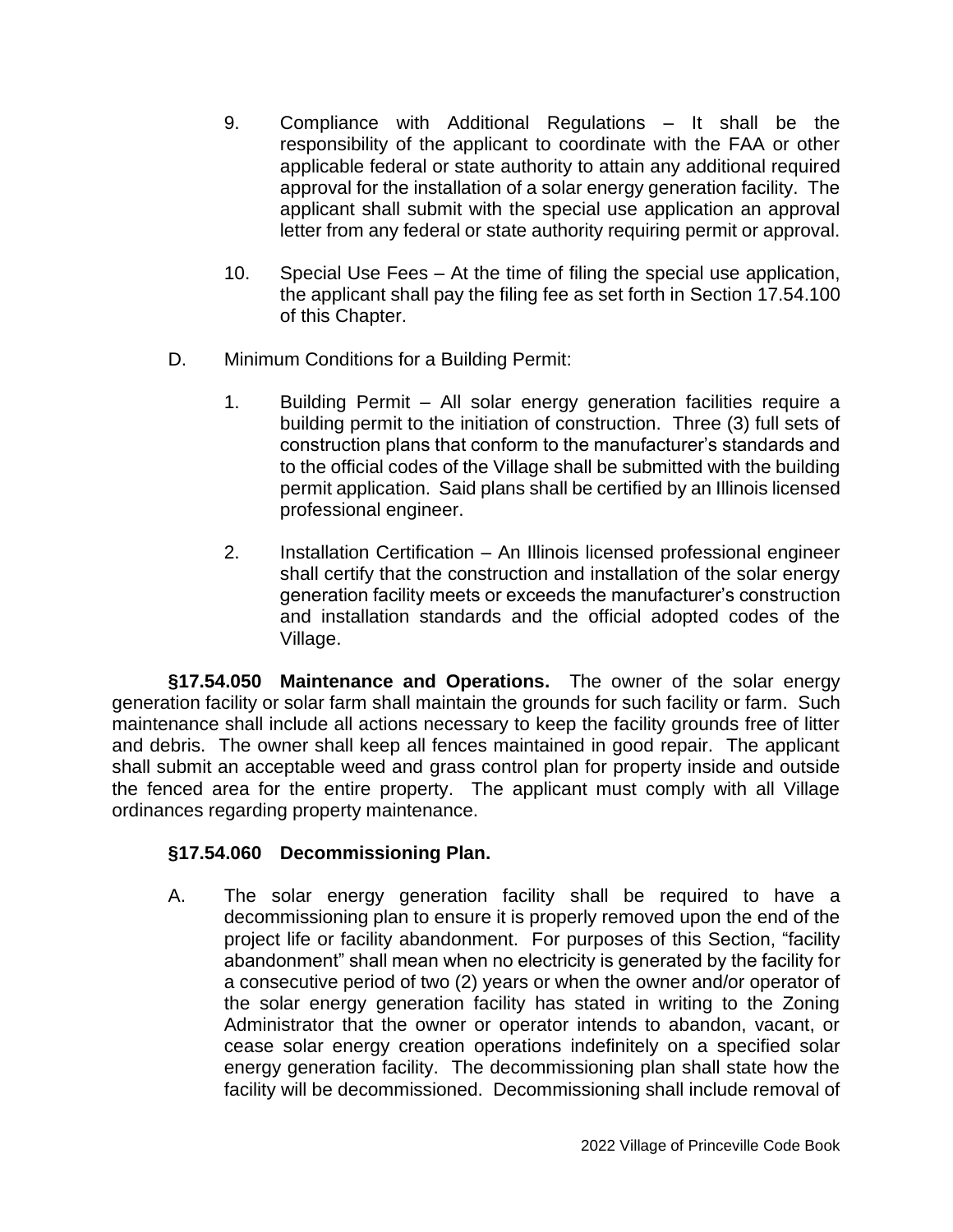9. Compliance with Additional Regulations – It shall be the responsibility of the applicant to coordinate with the FAA or other applicable federal or state authority to attain any additional required approval for the installation of a solar energy generation facility. The applicant shall submit with the special use application an approval letter from any federal or state authority requiring permit or approval.

10. Special Use Fees – At the time of filing the special use application, the applicant shall pay the filing fee as set forth in Section 17.54.100 of this Chapter.

D. Minimum Conditions for a Building Permit:

1. Building Permit – All solar energy generation facilities require a building permit to the initiation of construction. Three (3) full sets of construction plans that conform to the manufacturer's standards and to the official codes of the Village shall be submitted with the building permit application. Said plans shall be certified by an Illinois licensed professional engineer.

2. Installation Certification – An Illinois licensed professional engineer shall certify that the construction and installation of the solar energy generation facility meets or exceeds the manufacturer's construction and installation standards and the official adopted codes of the Village.

**§17.54.050 Maintenance and Operations.** The owner of the solar energy generation facility or solar farm shall maintain the grounds for such facility or farm. Such maintenance shall include all actions necessary to keep the facility grounds free of litter and debris. The owner shall keep all fences maintained in good repair. The applicant shall submit an acceptable weed and grass control plan for property inside and outside the fenced area for the entire property. The applicant must comply with all Village ordinances regarding property maintenance.

**§17.54.060 Decommissioning Plan.**

A. The solar energy generation facility shall be required to have a decommissioning plan to ensure it is properly removed upon the end of the project life or facility abandonment. For purposes of this Section, "facility abandonment" shall mean when no electricity is generated by the facility for a consecutive period of two (2) years or when the owner and/or operator of the solar energy generation facility has stated in writing to the Zoning Administrator that the owner or operator intends to abandon, vacant, or cease solar energy creation operations indefinitely on a specified solar energy generation facility. The decommissioning plan shall state how the facility will be decommissioned. Decommissioning shall include removal of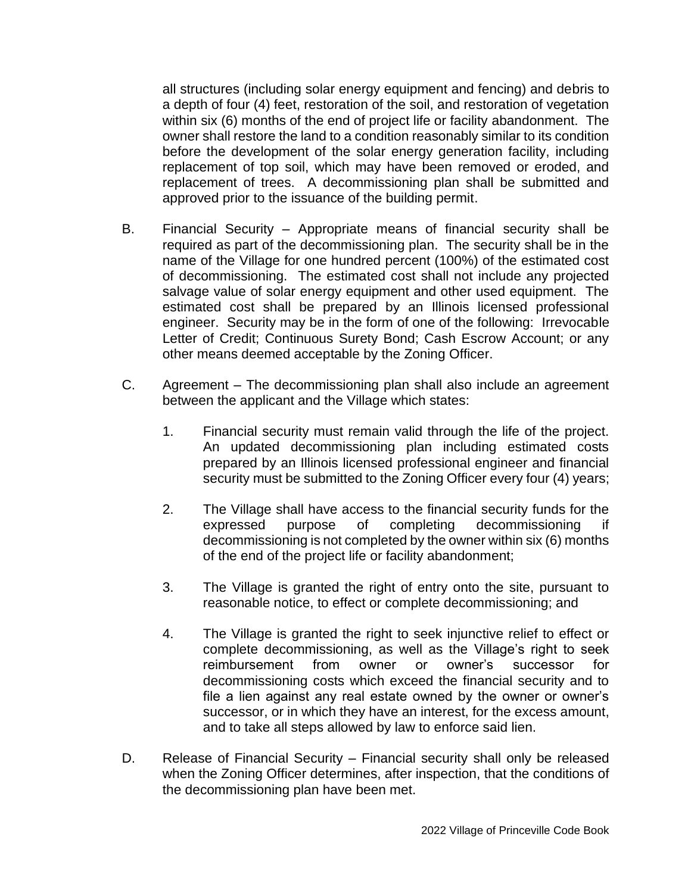all structures (including solar energy equipment and fencing) and debris to a depth of four (4) feet, restoration of the soil, and restoration of vegetation within six (6) months of the end of project life or facility abandonment. The owner shall restore the land to a condition reasonably similar to its condition before the development of the solar energy generation facility, including replacement of top soil, which may have been removed or eroded, and replacement of trees. A decommissioning plan shall be submitted and approved prior to the issuance of the building permit.

B. Financial Security – Appropriate means of financial security shall be required as part of the decommissioning plan. The security shall be in the name of the Village for one hundred percent (100%) of the estimated cost of decommissioning. The estimated cost shall not include any projected salvage value of solar energy equipment and other used equipment. The estimated cost shall be prepared by an Illinois licensed professional engineer. Security may be in the form of one of the following: Irrevocable Letter of Credit; Continuous Surety Bond; Cash Escrow Account; or any other means deemed acceptable by the Zoning Officer.

C. Agreement – The decommissioning plan shall also include an agreement between the applicant and the Village which states:

   1. Financial security must remain valid through the life of the project. An updated decommissioning plan including estimated costs prepared by an Illinois licensed professional engineer and financial security must be submitted to the Zoning Officer every four (4) years;

   2. The Village shall have access to the financial security funds for the expressed purpose of completing decommissioning if decommissioning is not completed by the owner within six (6) months of the end of the project life or facility abandonment;

   3. The Village is granted the right of entry onto the site, pursuant to reasonable notice, to effect or complete decommissioning; and

   4. The Village is granted the right to seek injunctive relief to effect or complete decommissioning, as well as the Village's right to seek reimbursement from owner or owner's successor for decommissioning costs which exceed the financial security and to file a lien against any real estate owned by the owner or owner's successor, or in which they have an interest, for the excess amount, and to take all steps allowed by law to enforce said lien.

D. Release of Financial Security – Financial security shall only be released when the Zoning Officer determines, after inspection, that the conditions of the decommissioning plan have been met.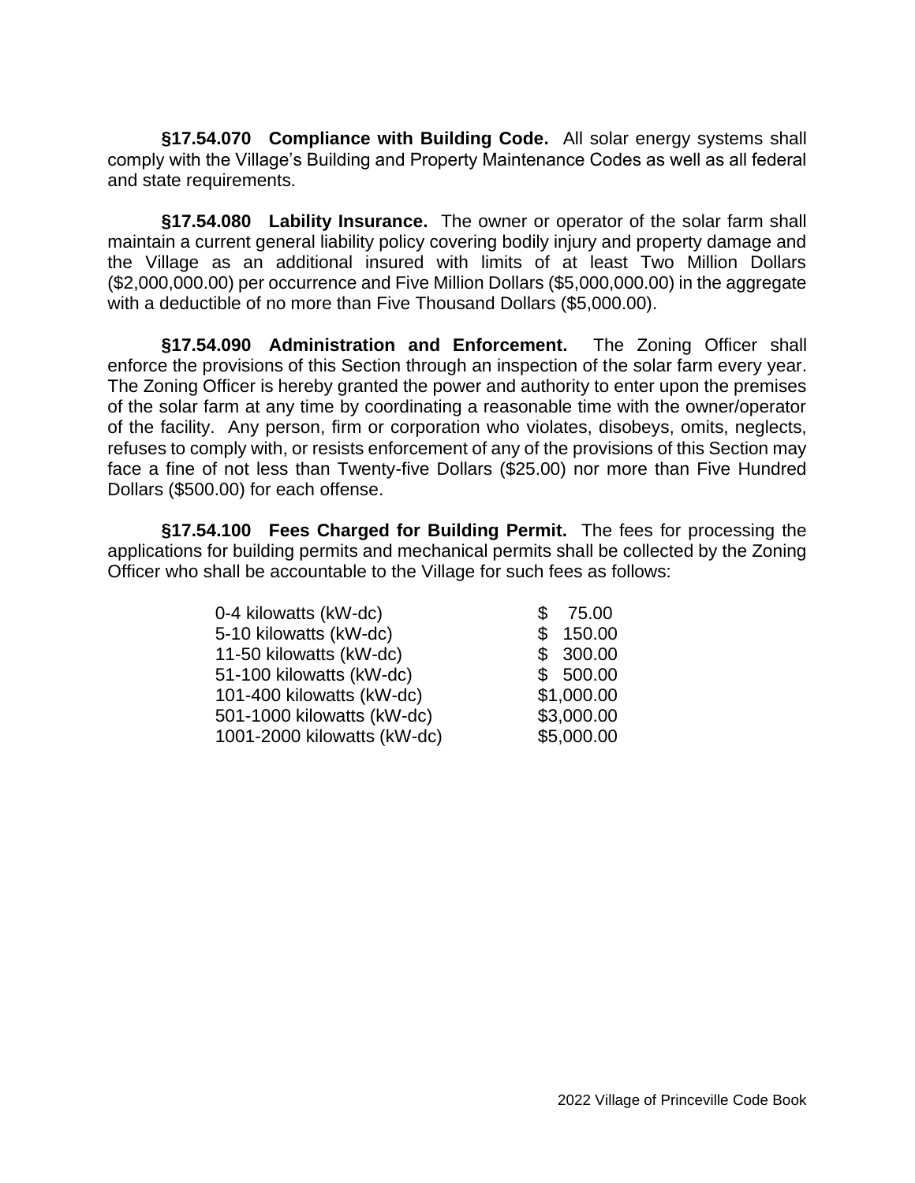**§17.54.070 Compliance with Building Code.** All solar energy systems shall comply with the Village's Building and Property Maintenance Codes as well as all federal and state requirements.

**§17.54.080 Lability Insurance.** The owner or operator of the solar farm shall maintain a current general liability policy covering bodily injury and property damage and the Village as an additional insured with limits of at least Two Million Dollars ($2,000,000.00) per occurrence and Five Million Dollars ($5,000,000.00) in the aggregate with a deductible of no more than Five Thousand Dollars ($5,000.00).

**§17.54.090 Administration and Enforcement.** The Zoning Officer shall enforce the provisions of this Section through an inspection of the solar farm every year. The Zoning Officer is hereby granted the power and authority to enter upon the premises of the solar farm at any time by coordinating a reasonable time with the owner/operator of the facility. Any person, firm or corporation who violates, disobeys, omits, neglects, refuses to comply with, or resists enforcement of any of the provisions of this Section may face a fine of not less than Twenty-five Dollars ($25.00) nor more than Five Hundred Dollars ($500.00) for each offense.

**§17.54.100 Fees Charged for Building Permit.** The fees for processing the applications for building permits and mechanical permits shall be collected by the Zoning Officer who shall be accountable to the Village for such fees as follows:

| | |
|---|---|
| 0-4 kilowatts (kW-dc) | $ 75.00 |
| 5-10 kilowatts (kW-dc) | $ 150.00 |
| 11-50 kilowatts (kW-dc) | $ 300.00 |
| 51-100 kilowatts (kW-dc) | $ 500.00 |
| 101-400 kilowatts (kW-dc) | $1,000.00 |
| 501-1000 kilowatts (kW-dc) | $3,000.00 |
| 1001-2000 kilowatts (kW-dc) | $5,000.00 |